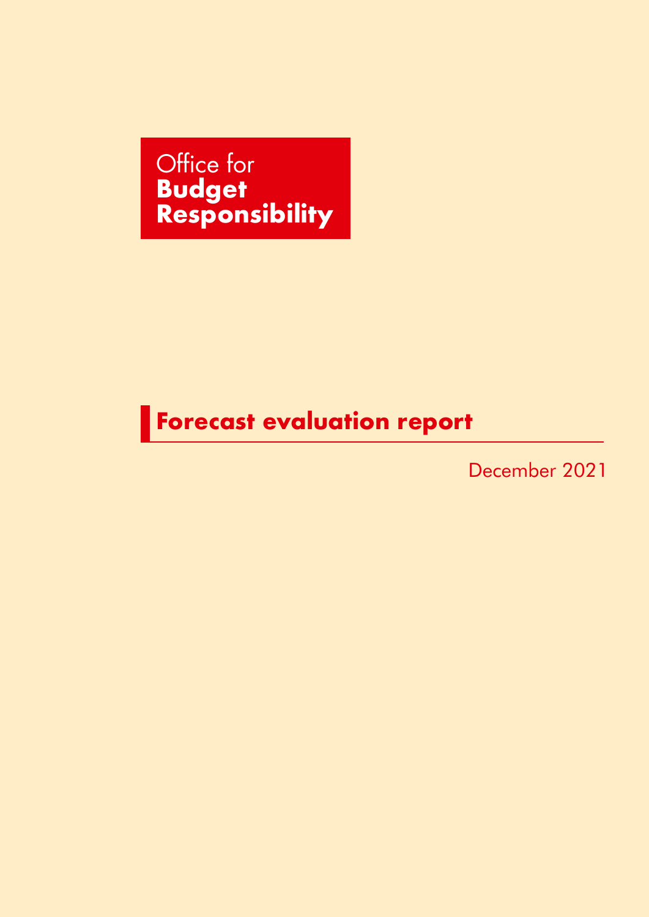Office for
**Budget**
**Responsibility**

# Forecast evaluation report

December 2021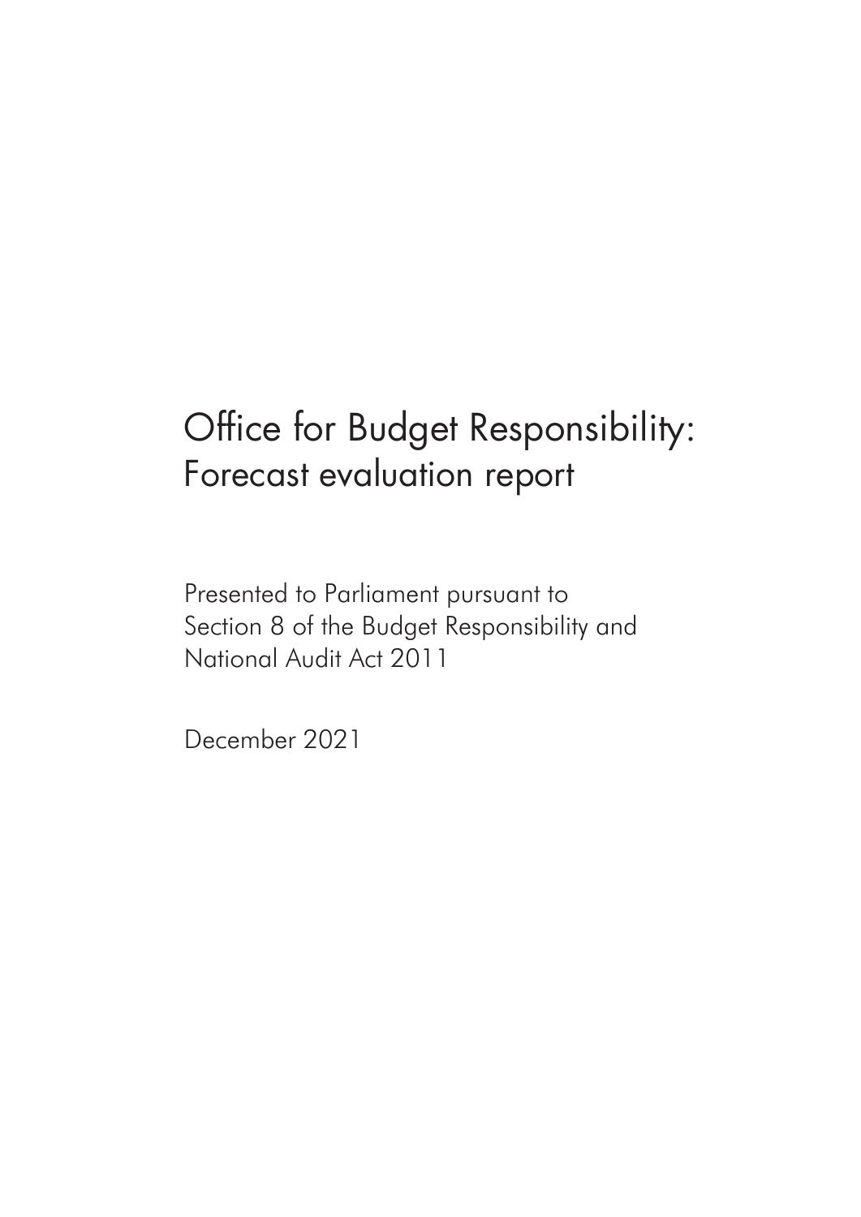# Office for Budget Responsibility: Forecast evaluation report

Presented to Parliament pursuant to Section 8 of the Budget Responsibility and National Audit Act 2011

December 2021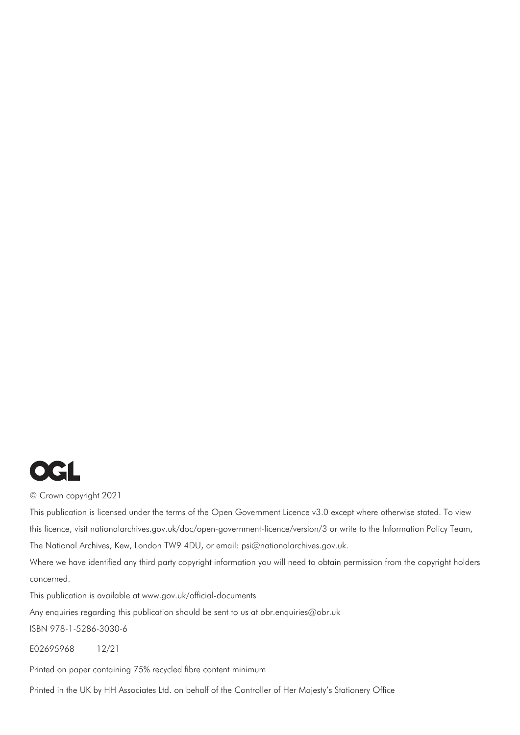OGL

© Crown copyright 2021

This publication is licensed under the terms of the Open Government Licence v3.0 except where otherwise stated. To view this licence, visit nationalarchives.gov.uk/doc/open-government-licence/version/3 or write to the Information Policy Team, The National Archives, Kew, London TW9 4DU, or email: psi@nationalarchives.gov.uk.

Where we have identified any third party copyright information you will need to obtain permission from the copyright holders concerned.

This publication is available at www.gov.uk/official-documents

Any enquiries regarding this publication should be sent to us at obr.enquiries@obr.uk

ISBN 978-1-5286-3030-6

E02695968 12/21

Printed on paper containing 75% recycled fibre content minimum

Printed in the UK by HH Associates Ltd. on behalf of the Controller of Her Majesty's Stationery Office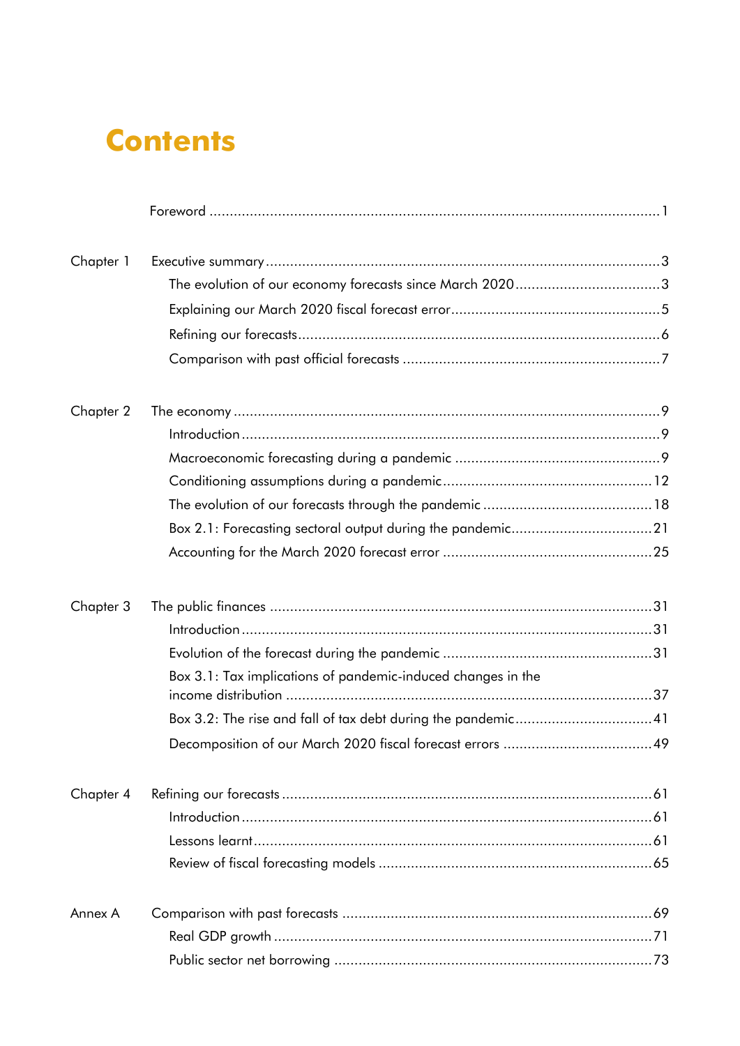# Contents

| | | |
|---|---|---|
| | Foreword | 1 |
| Chapter 1 | Executive summary | 3 |
| | The evolution of our economy forecasts since March 2020 | 3 |
| | Explaining our March 2020 fiscal forecast error | 5 |
| | Refining our forecasts | 6 |
| | Comparison with past official forecasts | 7 |
| Chapter 2 | The economy | 9 |
| | Introduction | 9 |
| | Macroeconomic forecasting during a pandemic | 9 |
| | Conditioning assumptions during a pandemic | 12 |
| | The evolution of our forecasts through the pandemic | 18 |
| | Box 2.1: Forecasting sectoral output during the pandemic | 21 |
| | Accounting for the March 2020 forecast error | 25 |
| Chapter 3 | The public finances | 31 |
| | Introduction | 31 |
| | Evolution of the forecast during the pandemic | 31 |
| | Box 3.1: Tax implications of pandemic-induced changes in the income distribution | 37 |
| | Box 3.2: The rise and fall of tax debt during the pandemic | 41 |
| | Decomposition of our March 2020 fiscal forecast errors | 49 |
| Chapter 4 | Refining our forecasts | 61 |
| | Introduction | 61 |
| | Lessons learnt | 61 |
| | Review of fiscal forecasting models | 65 |
| Annex A | Comparison with past forecasts | 69 |
| | Real GDP growth | 71 |
| | Public sector net borrowing | 73 |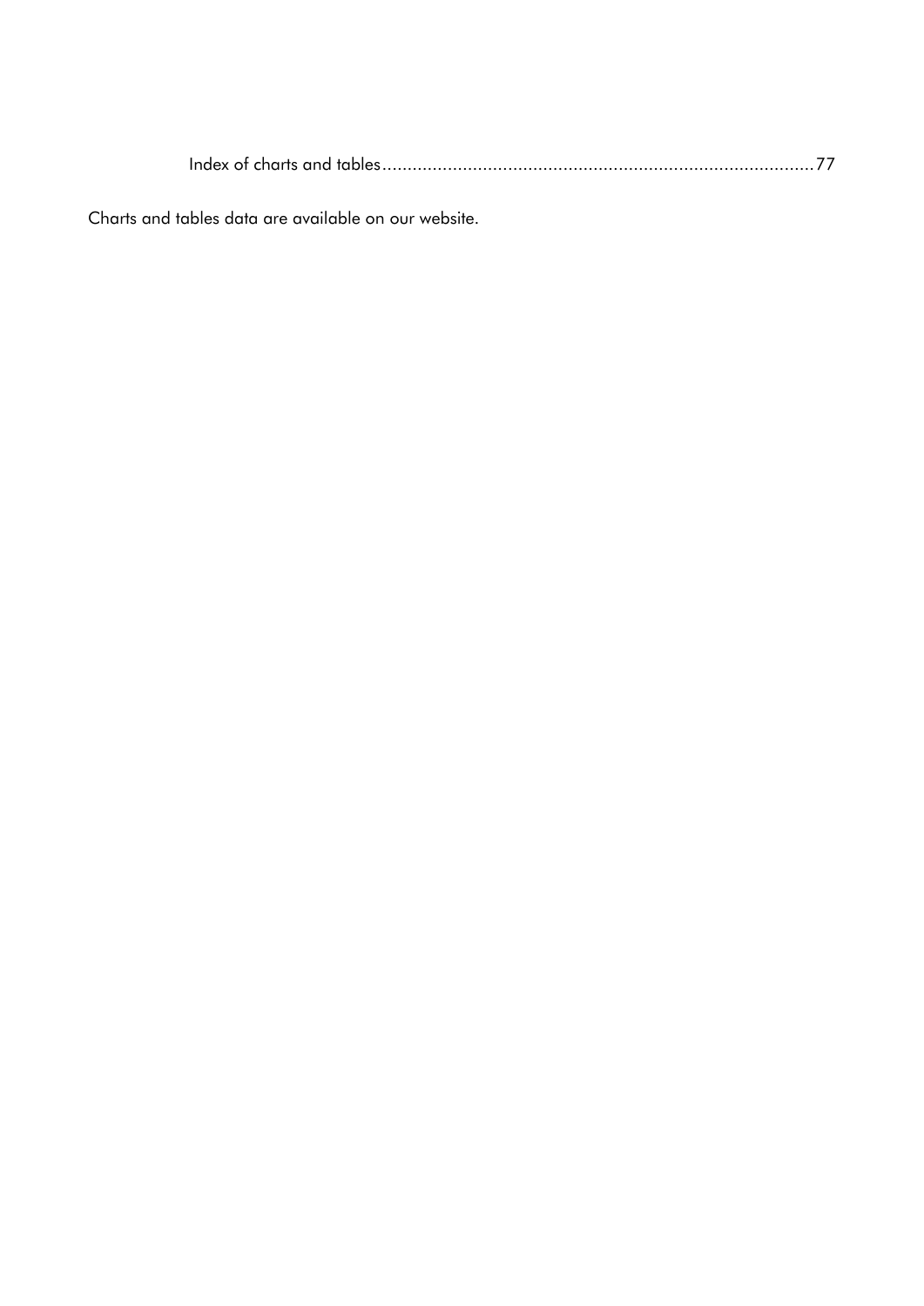Index of charts and tables....................................................................................77

Charts and tables data are available on our website.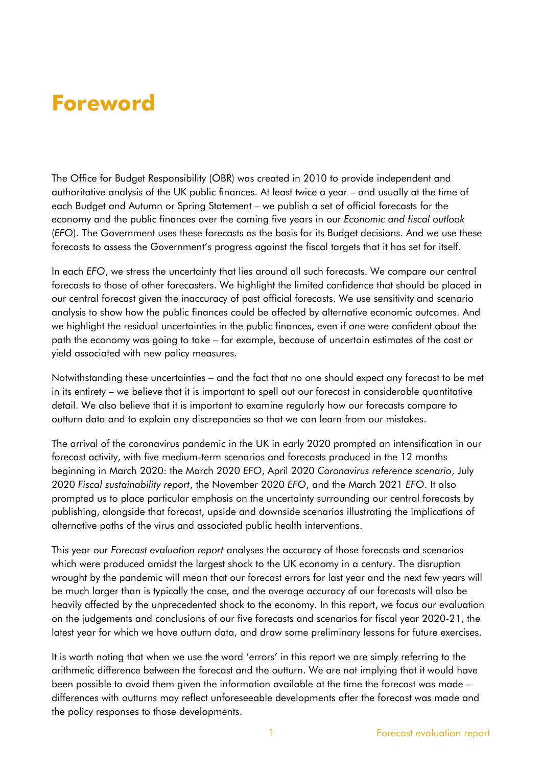# Foreword

The Office for Budget Responsibility (OBR) was created in 2010 to provide independent and authoritative analysis of the UK public finances. At least twice a year – and usually at the time of each Budget and Autumn or Spring Statement – we publish a set of official forecasts for the economy and the public finances over the coming five years in our *Economic and fiscal outlook* (*EFO*). The Government uses these forecasts as the basis for its Budget decisions. And we use these forecasts to assess the Government's progress against the fiscal targets that it has set for itself.

In each *EFO*, we stress the uncertainty that lies around all such forecasts. We compare our central forecasts to those of other forecasters. We highlight the limited confidence that should be placed in our central forecast given the inaccuracy of past official forecasts. We use sensitivity and scenario analysis to show how the public finances could be affected by alternative economic outcomes. And we highlight the residual uncertainties in the public finances, even if one were confident about the path the economy was going to take – for example, because of uncertain estimates of the cost or yield associated with new policy measures.

Notwithstanding these uncertainties – and the fact that no one should expect any forecast to be met in its entirety – we believe that it is important to spell out our forecast in considerable quantitative detail. We also believe that it is important to examine regularly how our forecasts compare to outturn data and to explain any discrepancies so that we can learn from our mistakes.

The arrival of the coronavirus pandemic in the UK in early 2020 prompted an intensification in our forecast activity, with five medium-term scenarios and forecasts produced in the 12 months beginning in March 2020: the March 2020 *EFO*, April 2020 *Coronavirus reference scenario*, July 2020 *Fiscal sustainability report*, the November 2020 *EFO*, and the March 2021 *EFO*. It also prompted us to place particular emphasis on the uncertainty surrounding our central forecasts by publishing, alongside that forecast, upside and downside scenarios illustrating the implications of alternative paths of the virus and associated public health interventions.

This year our *Forecast evaluation report* analyses the accuracy of those forecasts and scenarios which were produced amidst the largest shock to the UK economy in a century. The disruption wrought by the pandemic will mean that our forecast errors for last year and the next few years will be much larger than is typically the case, and the average accuracy of our forecasts will also be heavily affected by the unprecedented shock to the economy. In this report, we focus our evaluation on the judgements and conclusions of our five forecasts and scenarios for fiscal year 2020-21, the latest year for which we have outturn data, and draw some preliminary lessons for future exercises.

It is worth noting that when we use the word 'errors' in this report we are simply referring to the arithmetic difference between the forecast and the outturn. We are not implying that it would have been possible to avoid them given the information available at the time the forecast was made – differences with outturns may reflect unforeseeable developments after the forecast was made and the policy responses to those developments.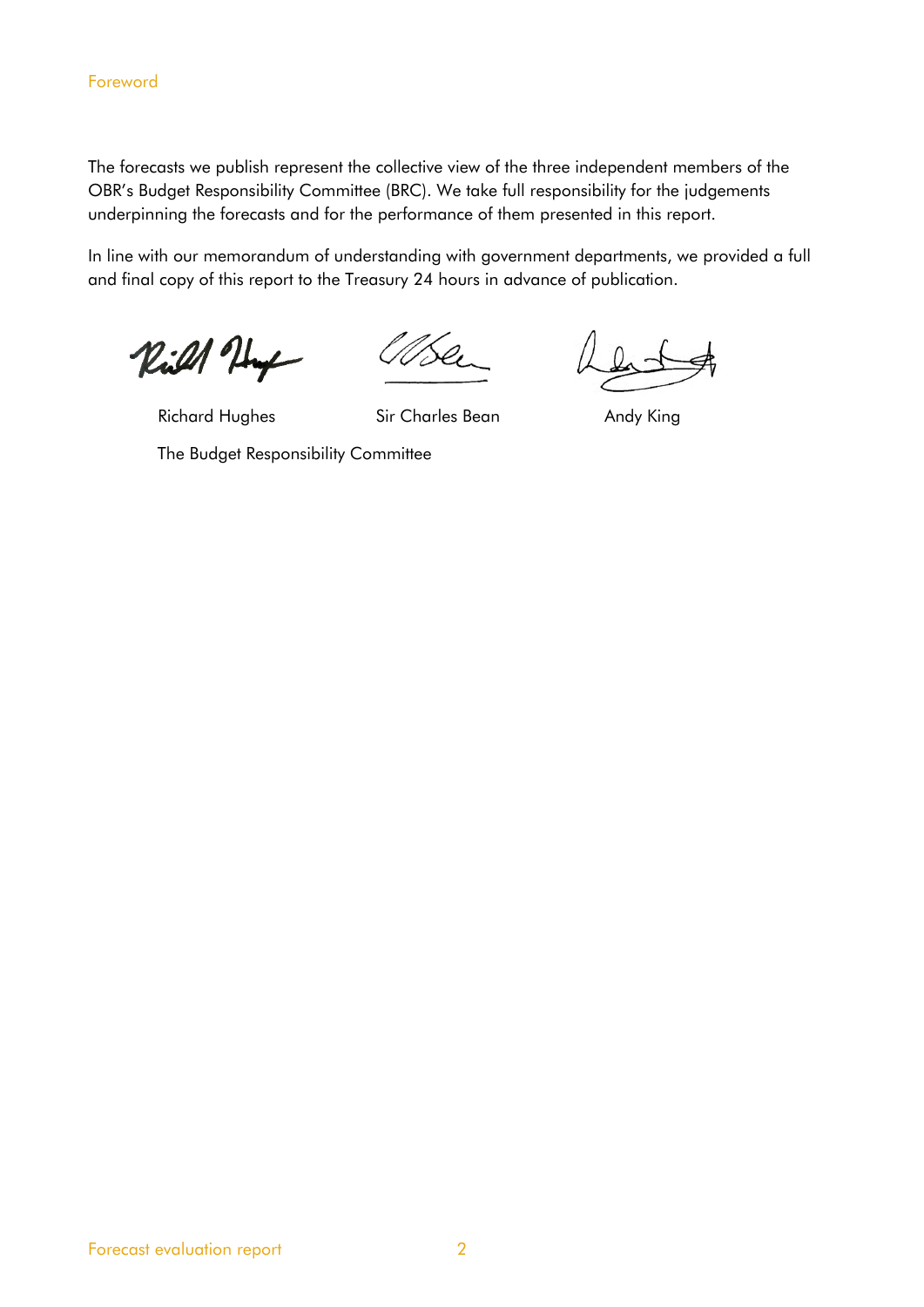The forecasts we publish represent the collective view of the three independent members of the OBR's Budget Responsibility Committee (BRC). We take full responsibility for the judgements underpinning the forecasts and for the performance of them presented in this report.

In line with our memorandum of understanding with government departments, we provided a full and final copy of this report to the Treasury 24 hours in advance of publication.

Richard Hughes | Sir Charles Bean | Andy King

The Budget Responsibility Committee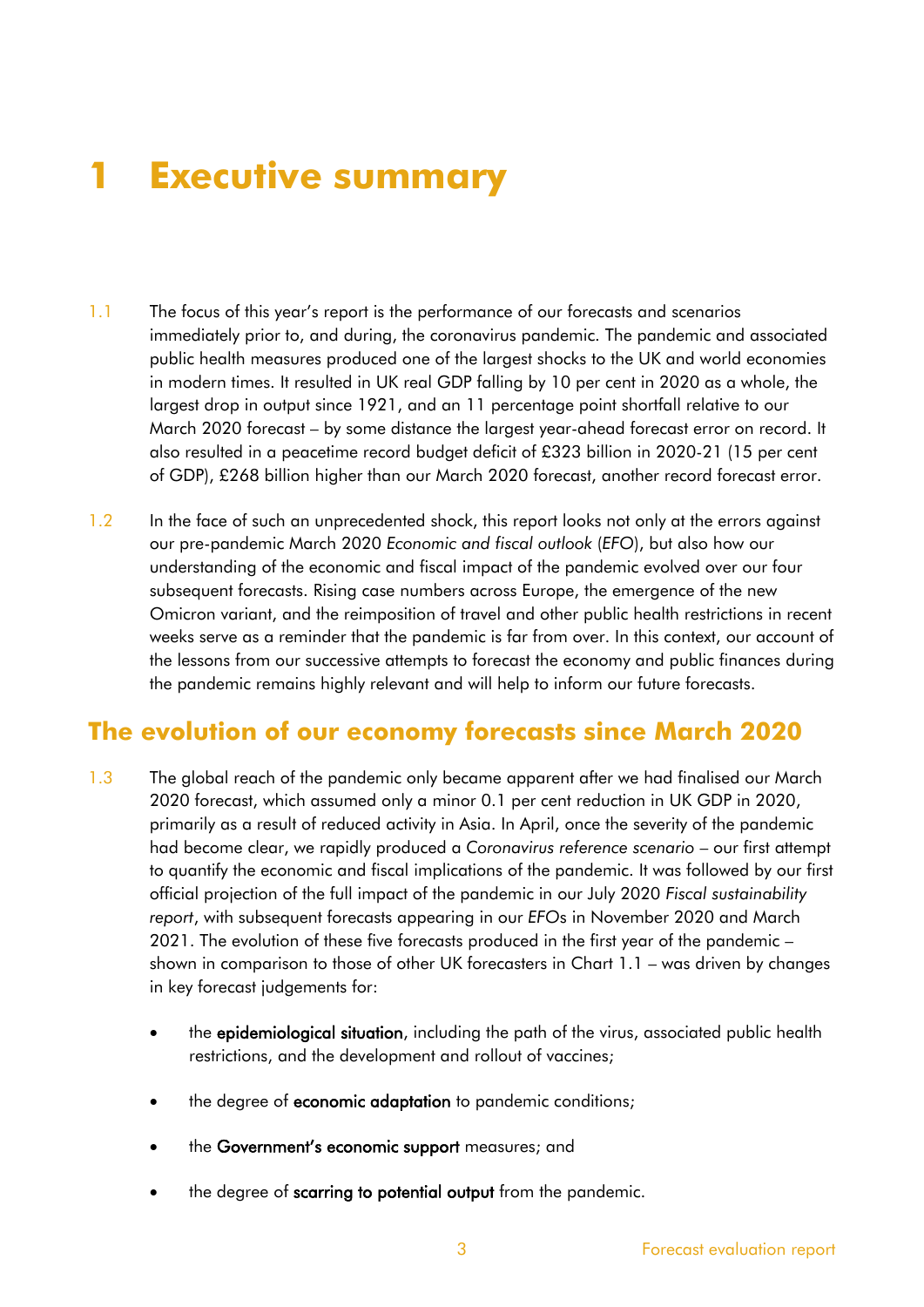# 1 Executive summary

1.1 The focus of this year's report is the performance of our forecasts and scenarios immediately prior to, and during, the coronavirus pandemic. The pandemic and associated public health measures produced one of the largest shocks to the UK and world economies in modern times. It resulted in UK real GDP falling by 10 per cent in 2020 as a whole, the largest drop in output since 1921, and an 11 percentage point shortfall relative to our March 2020 forecast – by some distance the largest year-ahead forecast error on record. It also resulted in a peacetime record budget deficit of £323 billion in 2020-21 (15 per cent of GDP), £268 billion higher than our March 2020 forecast, another record forecast error.

1.2 In the face of such an unprecedented shock, this report looks not only at the errors against our pre-pandemic March 2020 *Economic and fiscal outlook* (*EFO*), but also how our understanding of the economic and fiscal impact of the pandemic evolved over our four subsequent forecasts. Rising case numbers across Europe, the emergence of the new Omicron variant, and the reimposition of travel and other public health restrictions in recent weeks serve as a reminder that the pandemic is far from over. In this context, our account of the lessons from our successive attempts to forecast the economy and public finances during the pandemic remains highly relevant and will help to inform our future forecasts.

## The evolution of our economy forecasts since March 2020

1.3 The global reach of the pandemic only became apparent after we had finalised our March 2020 forecast, which assumed only a minor 0.1 per cent reduction in UK GDP in 2020, primarily as a result of reduced activity in Asia. In April, once the severity of the pandemic had become clear, we rapidly produced a *Coronavirus reference scenario* – our first attempt to quantify the economic and fiscal implications of the pandemic. It was followed by our first official projection of the full impact of the pandemic in our July 2020 *Fiscal sustainability report*, with subsequent forecasts appearing in our *EFO*s in November 2020 and March 2021. The evolution of these five forecasts produced in the first year of the pandemic – shown in comparison to those of other UK forecasters in Chart 1.1 – was driven by changes in key forecast judgements for:

- the **epidemiological situation**, including the path of the virus, associated public health restrictions, and the development and rollout of vaccines;
- the degree of **economic adaptation** to pandemic conditions;
- the **Government's economic support** measures; and
- the degree of **scarring to potential output** from the pandemic.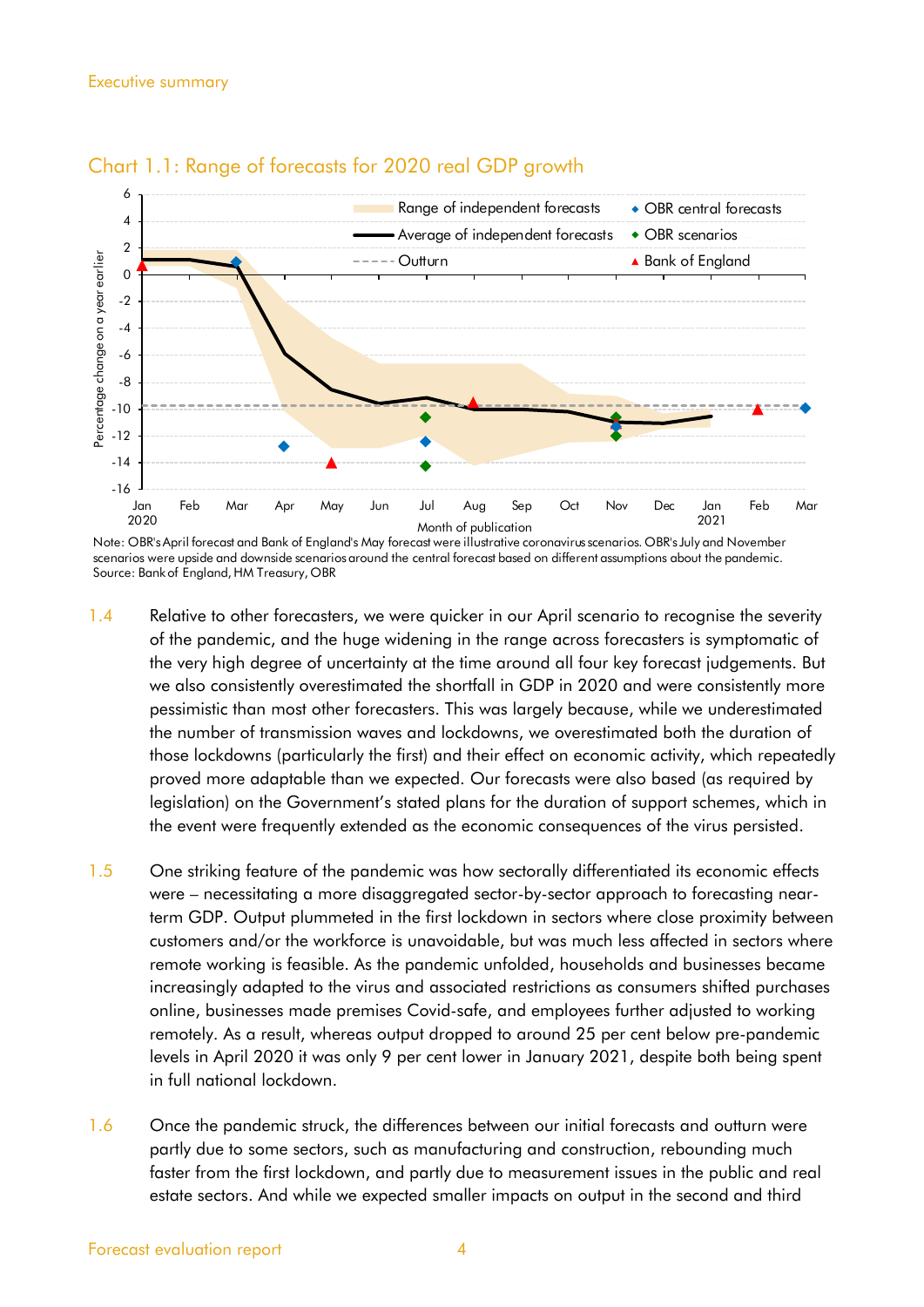Chart 1.1: Range of forecasts for 2020 real GDP growth

Note: OBR's April forecast and Bank of England's May forecast were illustrative coronavirus scenarios. OBR's July and November scenarios were upside and downside scenarios around the central forecast based on different assumptions about the pandemic.
Source: Bank of England, HM Treasury, OBR

1.4 Relative to other forecasters, we were quicker in our April scenario to recognise the severity of the pandemic, and the huge widening in the range across forecasters is symptomatic of the very high degree of uncertainty at the time around all four key forecast judgements. But we also consistently overestimated the shortfall in GDP in 2020 and were consistently more pessimistic than most other forecasters. This was largely because, while we underestimated the number of transmission waves and lockdowns, we overestimated both the duration of those lockdowns (particularly the first) and their effect on economic activity, which repeatedly proved more adaptable than we expected. Our forecasts were also based (as required by legislation) on the Government's stated plans for the duration of support schemes, which in the event were frequently extended as the economic consequences of the virus persisted.

1.5 One striking feature of the pandemic was how sectorally differentiated its economic effects were – necessitating a more disaggregated sector-by-sector approach to forecasting near-term GDP. Output plummeted in the first lockdown in sectors where close proximity between customers and/or the workforce is unavoidable, but was much less affected in sectors where remote working is feasible. As the pandemic unfolded, households and businesses became increasingly adapted to the virus and associated restrictions as consumers shifted purchases online, businesses made premises Covid-safe, and employees further adjusted to working remotely. As a result, whereas output dropped to around 25 per cent below pre-pandemic levels in April 2020 it was only 9 per cent lower in January 2021, despite both being spent in full national lockdown.

1.6 Once the pandemic struck, the differences between our initial forecasts and outturn were partly due to some sectors, such as manufacturing and construction, rebounding much faster from the first lockdown, and partly due to measurement issues in the public and real estate sectors. And while we expected smaller impacts on output in the second and third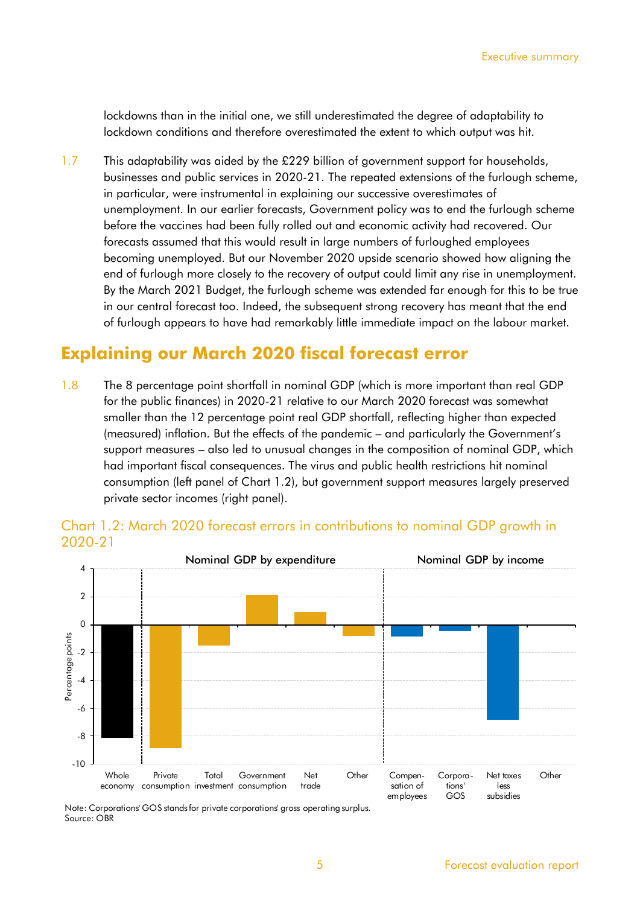lockdowns than in the initial one, we still underestimated the degree of adaptability to lockdown conditions and therefore overestimated the extent to which output was hit.

1.7 This adaptability was aided by the £229 billion of government support for households, businesses and public services in 2020-21. The repeated extensions of the furlough scheme, in particular, were instrumental in explaining our successive overestimates of unemployment. In our earlier forecasts, Government policy was to end the furlough scheme before the vaccines had been fully rolled out and economic activity had recovered. Our forecasts assumed that this would result in large numbers of furloughed employees becoming unemployed. But our November 2020 upside scenario showed how aligning the end of furlough more closely to the recovery of output could limit any rise in unemployment. By the March 2021 Budget, the furlough scheme was extended far enough for this to be true in our central forecast too. Indeed, the subsequent strong recovery has meant that the end of furlough appears to have had remarkably little immediate impact on the labour market.

## Explaining our March 2020 fiscal forecast error

1.8 The 8 percentage point shortfall in nominal GDP (which is more important than real GDP for the public finances) in 2020-21 relative to our March 2020 forecast was somewhat smaller than the 12 percentage point real GDP shortfall, reflecting higher than expected (measured) inflation. But the effects of the pandemic – and particularly the Government's support measures – also led to unusual changes in the composition of nominal GDP, which had important fiscal consequences. The virus and public health restrictions hit nominal consumption (left panel of Chart 1.2), but government support measures largely preserved private sector incomes (right panel).

Chart 1.2: March 2020 forecast errors in contributions to nominal GDP growth in 2020-21

Note: Corporations' GOS stands for private corporations' gross operating surplus.
Source: OBR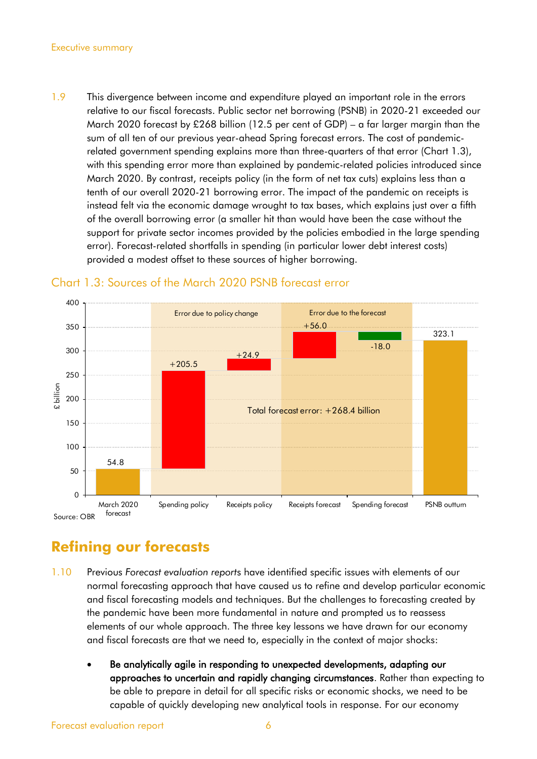1.9 This divergence between income and expenditure played an important role in the errors relative to our fiscal forecasts. Public sector net borrowing (PSNB) in 2020-21 exceeded our March 2020 forecast by £268 billion (12.5 per cent of GDP) – a far larger margin than the sum of all ten of our previous year-ahead Spring forecast errors. The cost of pandemic-related government spending explains more than three-quarters of that error (Chart 1.3), with this spending error more than explained by pandemic-related policies introduced since March 2020. By contrast, receipts policy (in the form of net tax cuts) explains less than a tenth of our overall 2020-21 borrowing error. The impact of the pandemic on receipts is instead felt via the economic damage wrought to tax bases, which explains just over a fifth of the overall borrowing error (a smaller hit than would have been the case without the support for private sector incomes provided by the policies embodied in the large spending error). Forecast-related shortfalls in spending (in particular lower debt interest costs) provided a modest offset to these sources of higher borrowing.

Chart 1.3: Sources of the March 2020 PSNB forecast error

| | March 2020 forecast | Spending policy | Receipts policy | Receipts forecast | Spending forecast | PSNB outturn |
|---|---|---|---|---|---|---|
| £ billion | 54.8 | +205.5 | +24.9 | +56.0 | -18.0 | 323.1 |

Error due to policy change: Spending policy, Receipts policy. Error due to the forecast: Receipts forecast, Spending forecast.

Total forecast error: +268.4 billion

Source: OBR

## Refining our forecasts

1.10 Previous *Forecast evaluation reports* have identified specific issues with elements of our normal forecasting approach that have caused us to refine and develop particular economic and fiscal forecasting models and techniques. But the challenges to forecasting created by the pandemic have been more fundamental in nature and prompted us to reassess elements of our whole approach. The three key lessons we have drawn for our economy and fiscal forecasts are that we need to, especially in the context of major shocks:

- **Be analytically agile in responding to unexpected developments, adapting our approaches to uncertain and rapidly changing circumstances**. Rather than expecting to be able to prepare in detail for all specific risks or economic shocks, we need to be capable of quickly developing new analytical tools in response. For our economy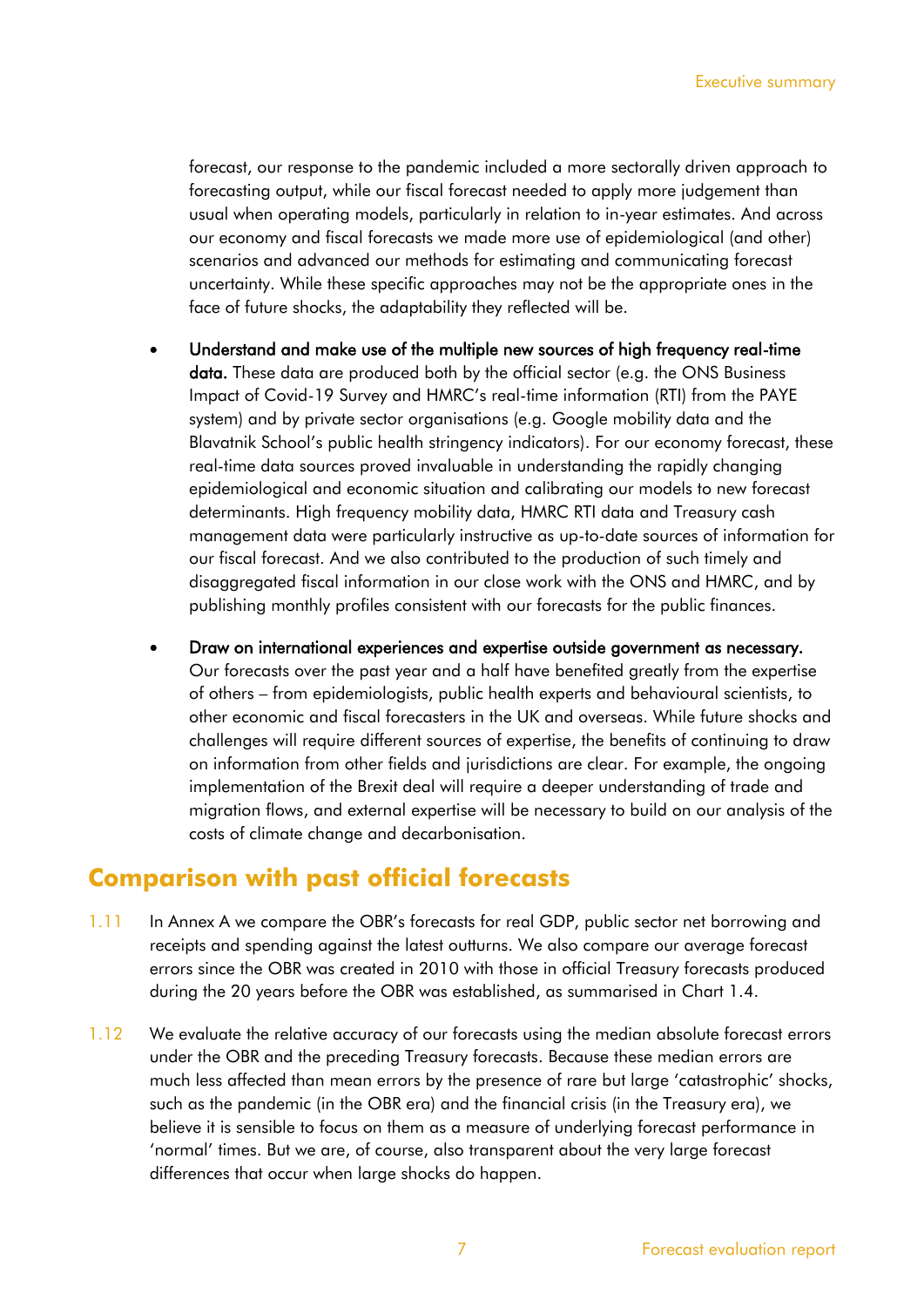forecast, our response to the pandemic included a more sectorally driven approach to forecasting output, while our fiscal forecast needed to apply more judgement than usual when operating models, particularly in relation to in-year estimates. And across our economy and fiscal forecasts we made more use of epidemiological (and other) scenarios and advanced our methods for estimating and communicating forecast uncertainty. While these specific approaches may not be the appropriate ones in the face of future shocks, the adaptability they reflected will be.

- **Understand and make use of the multiple new sources of high frequency real-time data.** These data are produced both by the official sector (e.g. the ONS Business Impact of Covid-19 Survey and HMRC's real-time information (RTI) from the PAYE system) and by private sector organisations (e.g. Google mobility data and the Blavatnik School's public health stringency indicators). For our economy forecast, these real-time data sources proved invaluable in understanding the rapidly changing epidemiological and economic situation and calibrating our models to new forecast determinants. High frequency mobility data, HMRC RTI data and Treasury cash management data were particularly instructive as up-to-date sources of information for our fiscal forecast. And we also contributed to the production of such timely and disaggregated fiscal information in our close work with the ONS and HMRC, and by publishing monthly profiles consistent with our forecasts for the public finances.

- **Draw on international experiences and expertise outside government as necessary.** Our forecasts over the past year and a half have benefited greatly from the expertise of others – from epidemiologists, public health experts and behavioural scientists, to other economic and fiscal forecasters in the UK and overseas. While future shocks and challenges will require different sources of expertise, the benefits of continuing to draw on information from other fields and jurisdictions are clear. For example, the ongoing implementation of the Brexit deal will require a deeper understanding of trade and migration flows, and external expertise will be necessary to build on our analysis of the costs of climate change and decarbonisation.

## Comparison with past official forecasts

1.11 In Annex A we compare the OBR's forecasts for real GDP, public sector net borrowing and receipts and spending against the latest outturns. We also compare our average forecast errors since the OBR was created in 2010 with those in official Treasury forecasts produced during the 20 years before the OBR was established, as summarised in Chart 1.4.

1.12 We evaluate the relative accuracy of our forecasts using the median absolute forecast errors under the OBR and the preceding Treasury forecasts. Because these median errors are much less affected than mean errors by the presence of rare but large 'catastrophic' shocks, such as the pandemic (in the OBR era) and the financial crisis (in the Treasury era), we believe it is sensible to focus on them as a measure of underlying forecast performance in 'normal' times. But we are, of course, also transparent about the very large forecast differences that occur when large shocks do happen.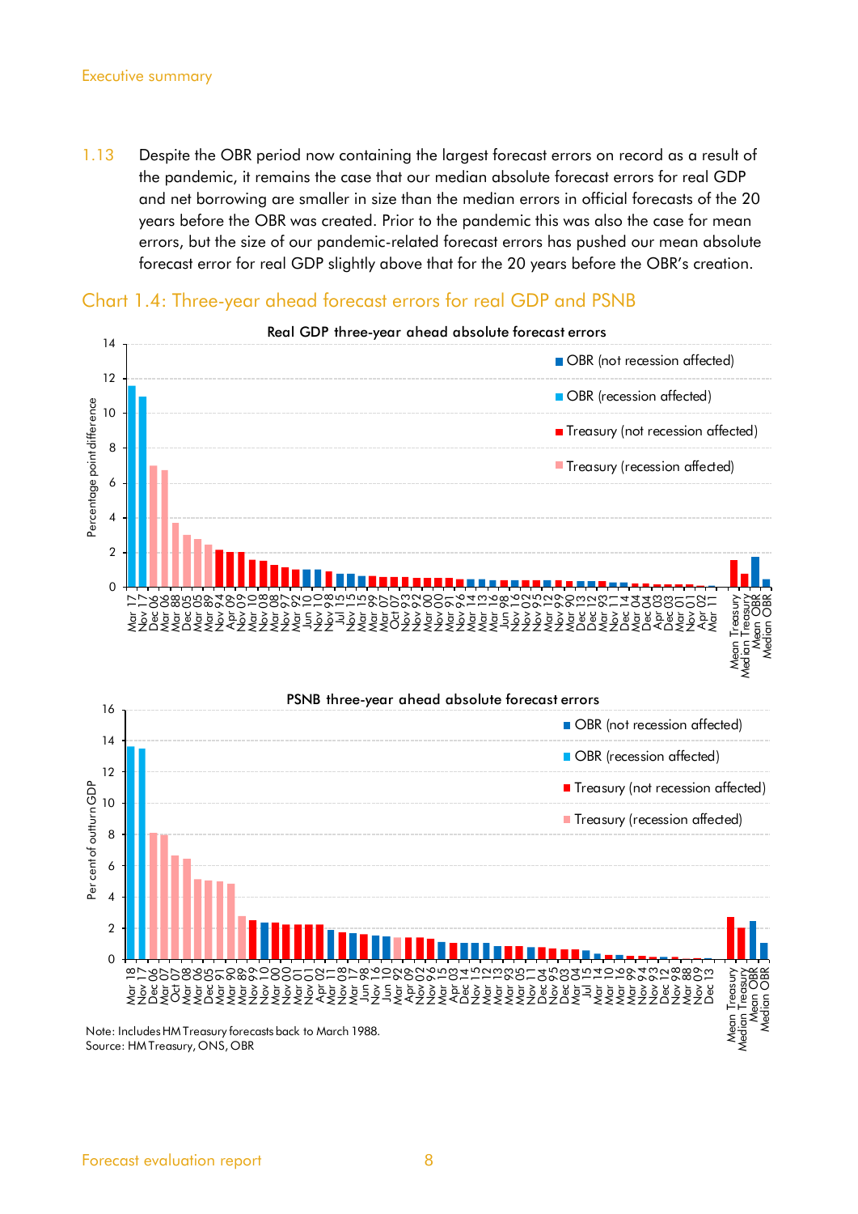1.13 Despite the OBR period now containing the largest forecast errors on record as a result of the pandemic, it remains the case that our median absolute forecast errors for real GDP and net borrowing are smaller in size than the median errors in official forecasts of the 20 years before the OBR was created. Prior to the pandemic this was also the case for mean errors, but the size of our pandemic-related forecast errors has pushed our mean absolute forecast error for real GDP slightly above that for the 20 years before the OBR's creation.

## Chart 1.4: Three-year ahead forecast errors for real GDP and PSNB

Note: Includes HM Treasury forecasts back to March 1988.
Source: HM Treasury, ONS, OBR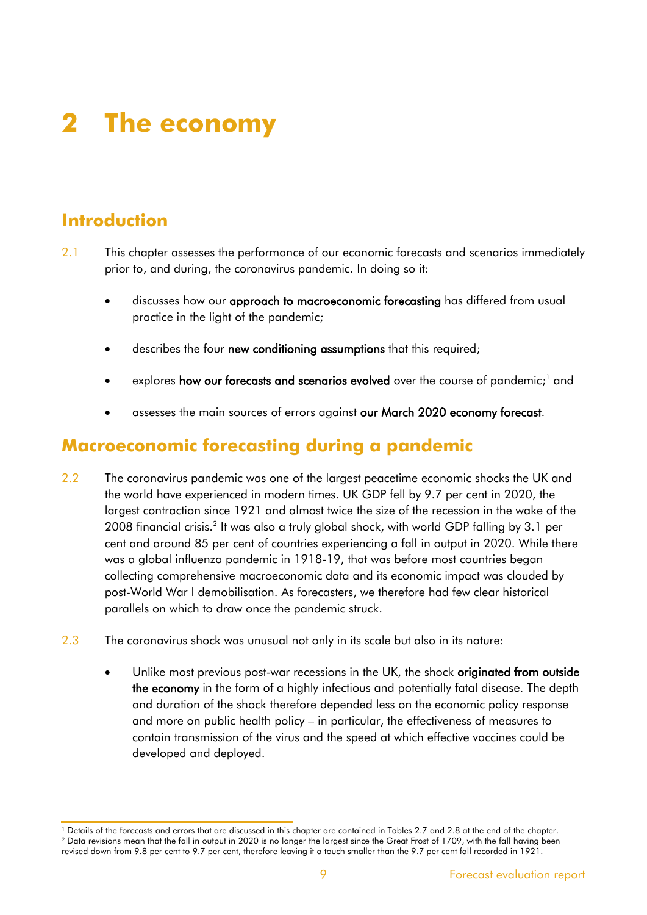# 2 The economy

## Introduction

2.1 This chapter assesses the performance of our economic forecasts and scenarios immediately prior to, and during, the coronavirus pandemic. In doing so it:

- discusses how our **approach to macroeconomic forecasting** has differed from usual practice in the light of the pandemic;
- describes the four **new conditioning assumptions** that this required;
- explores **how our forecasts and scenarios evolved** over the course of pandemic;[1] and
- assesses the main sources of errors against **our March 2020 economy forecast**.

## Macroeconomic forecasting during a pandemic

2.2 The coronavirus pandemic was one of the largest peacetime economic shocks the UK and the world have experienced in modern times. UK GDP fell by 9.7 per cent in 2020, the largest contraction since 1921 and almost twice the size of the recession in the wake of the 2008 financial crisis.[2] It was also a truly global shock, with world GDP falling by 3.1 per cent and around 85 per cent of countries experiencing a fall in output in 2020. While there was a global influenza pandemic in 1918-19, that was before most countries began collecting comprehensive macroeconomic data and its economic impact was clouded by post-World War I demobilisation. As forecasters, we therefore had few clear historical parallels on which to draw once the pandemic struck.

2.3 The coronavirus shock was unusual not only in its scale but also in its nature:

- Unlike most previous post-war recessions in the UK, the shock **originated from outside the economy** in the form of a highly infectious and potentially fatal disease. The depth and duration of the shock therefore depended less on the economic policy response and more on public health policy – in particular, the effectiveness of measures to contain transmission of the virus and the speed at which effective vaccines could be developed and deployed.

[1] Details of the forecasts and errors that are discussed in this chapter are contained in Tables 2.7 and 2.8 at the end of the chapter.

[2] Data revisions mean that the fall in output in 2020 is no longer the largest since the Great Frost of 1709, with the fall having been revised down from 9.8 per cent to 9.7 per cent, therefore leaving it a touch smaller than the 9.7 per cent fall recorded in 1921.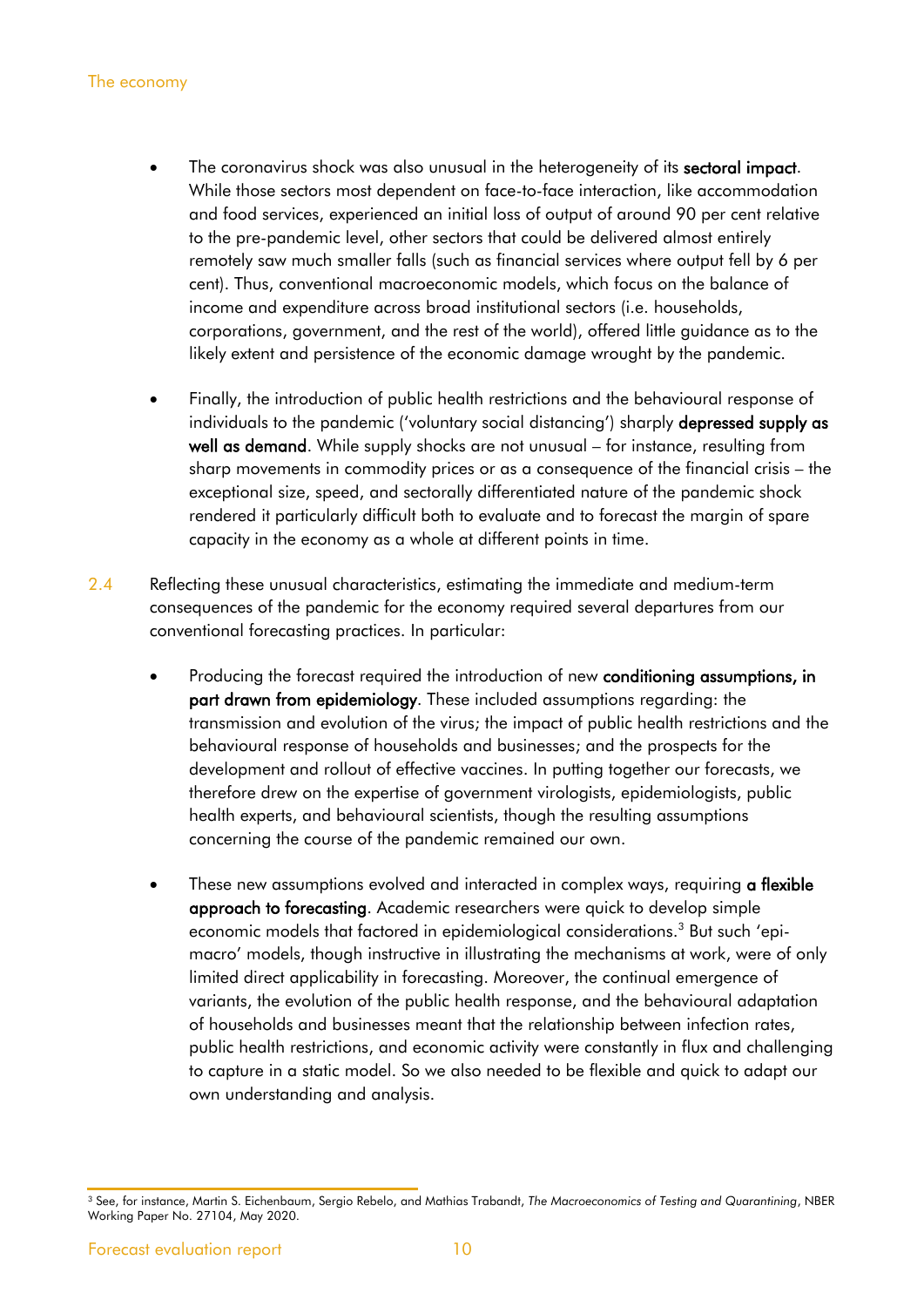- The coronavirus shock was also unusual in the heterogeneity of its **sectoral impact**. While those sectors most dependent on face-to-face interaction, like accommodation and food services, experienced an initial loss of output of around 90 per cent relative to the pre-pandemic level, other sectors that could be delivered almost entirely remotely saw much smaller falls (such as financial services where output fell by 6 per cent). Thus, conventional macroeconomic models, which focus on the balance of income and expenditure across broad institutional sectors (i.e. households, corporations, government, and the rest of the world), offered little guidance as to the likely extent and persistence of the economic damage wrought by the pandemic.

- Finally, the introduction of public health restrictions and the behavioural response of individuals to the pandemic ('voluntary social distancing') sharply **depressed supply as well as demand**. While supply shocks are not unusual – for instance, resulting from sharp movements in commodity prices or as a consequence of the financial crisis – the exceptional size, speed, and sectorally differentiated nature of the pandemic shock rendered it particularly difficult both to evaluate and to forecast the margin of spare capacity in the economy as a whole at different points in time.

2.4 Reflecting these unusual characteristics, estimating the immediate and medium-term consequences of the pandemic for the economy required several departures from our conventional forecasting practices. In particular:

- Producing the forecast required the introduction of new **conditioning assumptions, in part drawn from epidemiology**. These included assumptions regarding: the transmission and evolution of the virus; the impact of public health restrictions and the behavioural response of households and businesses; and the prospects for the development and rollout of effective vaccines. In putting together our forecasts, we therefore drew on the expertise of government virologists, epidemiologists, public health experts, and behavioural scientists, though the resulting assumptions concerning the course of the pandemic remained our own.

- These new assumptions evolved and interacted in complex ways, requiring **a flexible approach to forecasting**. Academic researchers were quick to develop simple economic models that factored in epidemiological considerations.[3] But such 'epi-macro' models, though instructive in illustrating the mechanisms at work, were of only limited direct applicability in forecasting. Moreover, the continual emergence of variants, the evolution of the public health response, and the behavioural adaptation of households and businesses meant that the relationship between infection rates, public health restrictions, and economic activity were constantly in flux and challenging to capture in a static model. So we also needed to be flexible and quick to adapt our own understanding and analysis.

[3] See, for instance, Martin S. Eichenbaum, Sergio Rebelo, and Mathias Trabandt, *The Macroeconomics of Testing and Quarantining*, NBER Working Paper No. 27104, May 2020.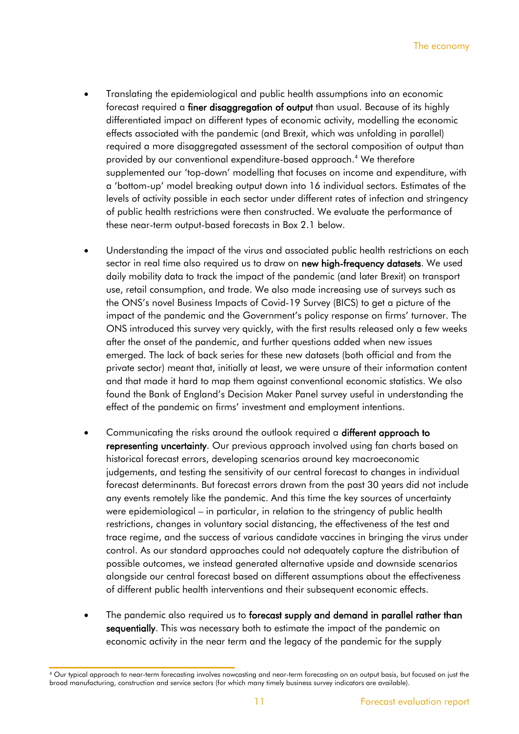- Translating the epidemiological and public health assumptions into an economic forecast required a **finer disaggregation of output** than usual. Because of its highly differentiated impact on different types of economic activity, modelling the economic effects associated with the pandemic (and Brexit, which was unfolding in parallel) required a more disaggregated assessment of the sectoral composition of output than provided by our conventional expenditure-based approach.[4] We therefore supplemented our 'top-down' modelling that focuses on income and expenditure, with a 'bottom-up' model breaking output down into 16 individual sectors. Estimates of the levels of activity possible in each sector under different rates of infection and stringency of public health restrictions were then constructed. We evaluate the performance of these near-term output-based forecasts in Box 2.1 below.

- Understanding the impact of the virus and associated public health restrictions on each sector in real time also required us to draw on **new high-frequency datasets**. We used daily mobility data to track the impact of the pandemic (and later Brexit) on transport use, retail consumption, and trade. We also made increasing use of surveys such as the ONS's novel Business Impacts of Covid-19 Survey (BICS) to get a picture of the impact of the pandemic and the Government's policy response on firms' turnover. The ONS introduced this survey very quickly, with the first results released only a few weeks after the onset of the pandemic, and further questions added when new issues emerged. The lack of back series for these new datasets (both official and from the private sector) meant that, initially at least, we were unsure of their information content and that made it hard to map them against conventional economic statistics. We also found the Bank of England's Decision Maker Panel survey useful in understanding the effect of the pandemic on firms' investment and employment intentions.

- Communicating the risks around the outlook required a **different approach to representing uncertainty**. Our previous approach involved using fan charts based on historical forecast errors, developing scenarios around key macroeconomic judgements, and testing the sensitivity of our central forecast to changes in individual forecast determinants. But forecast errors drawn from the past 30 years did not include any events remotely like the pandemic. And this time the key sources of uncertainty were epidemiological – in particular, in relation to the stringency of public health restrictions, changes in voluntary social distancing, the effectiveness of the test and trace regime, and the success of various candidate vaccines in bringing the virus under control. As our standard approaches could not adequately capture the distribution of possible outcomes, we instead generated alternative upside and downside scenarios alongside our central forecast based on different assumptions about the effectiveness of different public health interventions and their subsequent economic effects.

- The pandemic also required us to **forecast supply and demand in parallel rather than sequentially**. This was necessary both to estimate the impact of the pandemic on economic activity in the near term and the legacy of the pandemic for the supply

[4] Our typical approach to near-term forecasting involves nowcasting and near-term forecasting on an output basis, but focused on just the broad manufacturing, construction and service sectors (for which many timely business survey indicators are available).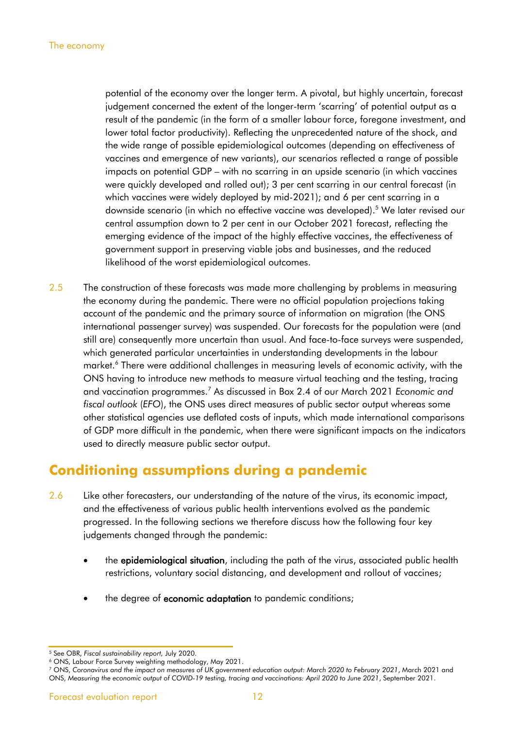potential of the economy over the longer term. A pivotal, but highly uncertain, forecast judgement concerned the extent of the longer-term 'scarring' of potential output as a result of the pandemic (in the form of a smaller labour force, foregone investment, and lower total factor productivity). Reflecting the unprecedented nature of the shock, and the wide range of possible epidemiological outcomes (depending on effectiveness of vaccines and emergence of new variants), our scenarios reflected a range of possible impacts on potential GDP – with no scarring in an upside scenario (in which vaccines were quickly developed and rolled out); 3 per cent scarring in our central forecast (in which vaccines were widely deployed by mid-2021); and 6 per cent scarring in a downside scenario (in which no effective vaccine was developed).[5] We later revised our central assumption down to 2 per cent in our October 2021 forecast, reflecting the emerging evidence of the impact of the highly effective vaccines, the effectiveness of government support in preserving viable jobs and businesses, and the reduced likelihood of the worst epidemiological outcomes.

2.5 The construction of these forecasts was made more challenging by problems in measuring the economy during the pandemic. There were no official population projections taking account of the pandemic and the primary source of information on migration (the ONS international passenger survey) was suspended. Our forecasts for the population were (and still are) consequently more uncertain than usual. And face-to-face surveys were suspended, which generated particular uncertainties in understanding developments in the labour market.[6] There were additional challenges in measuring levels of economic activity, with the ONS having to introduce new methods to measure virtual teaching and the testing, tracing and vaccination programmes.[7] As discussed in Box 2.4 of our March 2021 *Economic and fiscal outlook* (*EFO*), the ONS uses direct measures of public sector output whereas some other statistical agencies use deflated costs of inputs, which made international comparisons of GDP more difficult in the pandemic, when there were significant impacts on the indicators used to directly measure public sector output.

## Conditioning assumptions during a pandemic

2.6 Like other forecasters, our understanding of the nature of the virus, its economic impact, and the effectiveness of various public health interventions evolved as the pandemic progressed. In the following sections we therefore discuss how the following four key judgements changed through the pandemic:

- the **epidemiological situation**, including the path of the virus, associated public health restrictions, voluntary social distancing, and development and rollout of vaccines;
- the degree of **economic adaptation** to pandemic conditions;

---

[5] See OBR, *Fiscal sustainability report,* July 2020.

[6] ONS, Labour Force Survey weighting methodology, May 2021.

[7] ONS, *Coronavirus and the impact on measures of UK government education output: March 2020 to February 2021*, March 2021 and ONS, *Measuring the economic output of COVID-19 testing, tracing and vaccinations: April 2020 to June 2021*, September 2021.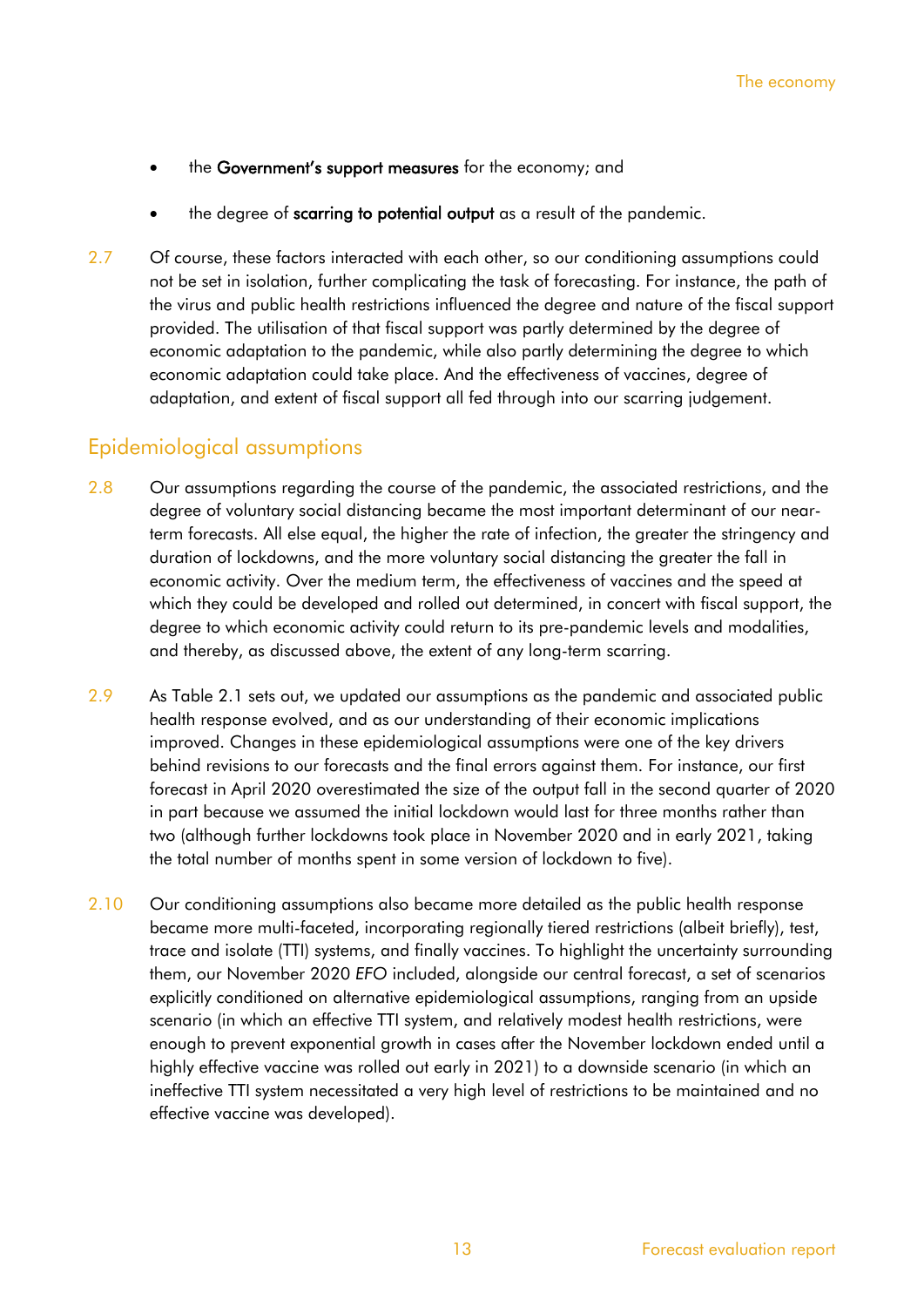- the **Government's support measures** for the economy; and
- the degree of **scarring to potential output** as a result of the pandemic.

2.7 Of course, these factors interacted with each other, so our conditioning assumptions could not be set in isolation, further complicating the task of forecasting. For instance, the path of the virus and public health restrictions influenced the degree and nature of the fiscal support provided. The utilisation of that fiscal support was partly determined by the degree of economic adaptation to the pandemic, while also partly determining the degree to which economic adaptation could take place. And the effectiveness of vaccines, degree of adaptation, and extent of fiscal support all fed through into our scarring judgement.

## Epidemiological assumptions

2.8 Our assumptions regarding the course of the pandemic, the associated restrictions, and the degree of voluntary social distancing became the most important determinant of our near-term forecasts. All else equal, the higher the rate of infection, the greater the stringency and duration of lockdowns, and the more voluntary social distancing the greater the fall in economic activity. Over the medium term, the effectiveness of vaccines and the speed at which they could be developed and rolled out determined, in concert with fiscal support, the degree to which economic activity could return to its pre-pandemic levels and modalities, and thereby, as discussed above, the extent of any long-term scarring.

2.9 As Table 2.1 sets out, we updated our assumptions as the pandemic and associated public health response evolved, and as our understanding of their economic implications improved. Changes in these epidemiological assumptions were one of the key drivers behind revisions to our forecasts and the final errors against them. For instance, our first forecast in April 2020 overestimated the size of the output fall in the second quarter of 2020 in part because we assumed the initial lockdown would last for three months rather than two (although further lockdowns took place in November 2020 and in early 2021, taking the total number of months spent in some version of lockdown to five).

2.10 Our conditioning assumptions also became more detailed as the public health response became more multi-faceted, incorporating regionally tiered restrictions (albeit briefly), test, trace and isolate (TTI) systems, and finally vaccines. To highlight the uncertainty surrounding them, our November 2020 *EFO* included, alongside our central forecast, a set of scenarios explicitly conditioned on alternative epidemiological assumptions, ranging from an upside scenario (in which an effective TTI system, and relatively modest health restrictions, were enough to prevent exponential growth in cases after the November lockdown ended until a highly effective vaccine was rolled out early in 2021) to a downside scenario (in which an ineffective TTI system necessitated a very high level of restrictions to be maintained and no effective vaccine was developed).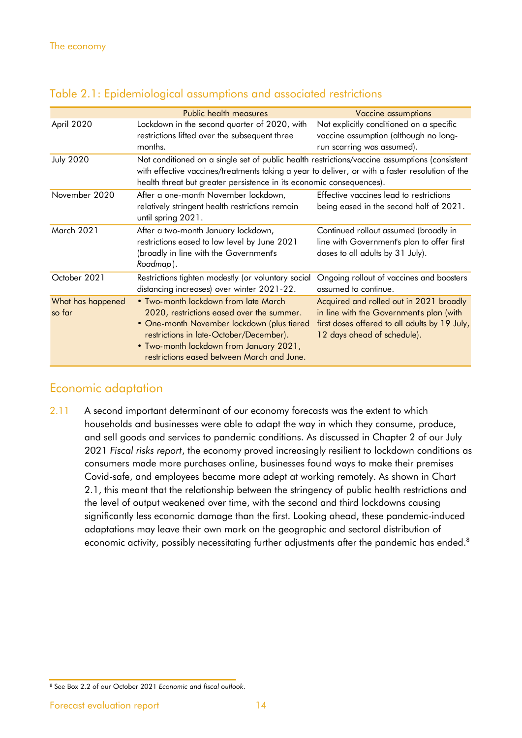## Table 2.1: Epidemiological assumptions and associated restrictions

| | Public health measures | Vaccine assumptions |
|---|---|---|
| April 2020 | Lockdown in the second quarter of 2020, with restrictions lifted over the subsequent three months. | Not explicitly conditioned on a specific vaccine assumption (although no long-run scarring was assumed). |
| July 2020 | Not conditioned on a single set of public health restrictions/vaccine assumptions (consistent with effective vaccines/treatments taking a year to deliver, or with a faster resolution of the health threat but greater persistence in its economic consequences). | |
| November 2020 | After a one-month November lockdown, relatively stringent health restrictions remain until spring 2021. | Effective vaccines lead to restrictions being eased in the second half of 2021. |
| March 2021 | After a two-month January lockdown, restrictions eased to low level by June 2021 (broadly in line with the Government's *Roadmap*). | Continued rollout assumed (broadly in line with Government's plan to offer first doses to all adults by 31 July). |
| October 2021 | Restrictions tighten modestly (or voluntary social distancing increases) over winter 2021-22. | Ongoing rollout of vaccines and boosters assumed to continue. |
| What has happened so far | • Two-month lockdown from late March 2020, restrictions eased over the summer. • One-month November lockdown (plus tiered restrictions in late-October/December). • Two-month lockdown from January 2021, restrictions eased between March and June. | Acquired and rolled out in 2021 broadly in line with the Government's plan (with first doses offered to all adults by 19 July, 12 days ahead of schedule). |

## Economic adaptation

2.11 A second important determinant of our economy forecasts was the extent to which households and businesses were able to adapt the way in which they consume, produce, and sell goods and services to pandemic conditions. As discussed in Chapter 2 of our July 2021 *Fiscal risks report*, the economy proved increasingly resilient to lockdown conditions as consumers made more purchases online, businesses found ways to make their premises Covid-safe, and employees became more adept at working remotely. As shown in Chart 2.1, this meant that the relationship between the stringency of public health restrictions and the level of output weakened over time, with the second and third lockdowns causing significantly less economic damage than the first. Looking ahead, these pandemic-induced adaptations may leave their own mark on the geographic and sectoral distribution of economic activity, possibly necessitating further adjustments after the pandemic has ended.[8]

[8] See Box 2.2 of our October 2021 *Economic and fiscal outlook*.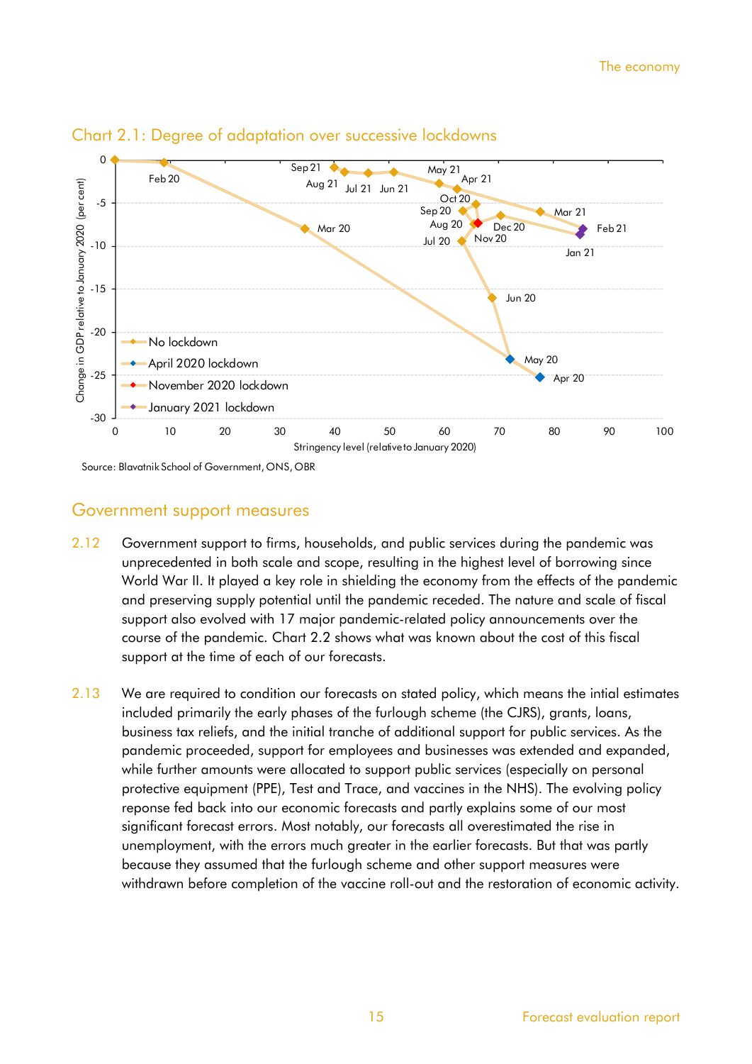### Chart 2.1: Degree of adaptation over successive lockdowns

Source: Blavatnik School of Government, ONS, OBR

## Government support measures

2.12 Government support to firms, households, and public services during the pandemic was unprecedented in both scale and scope, resulting in the highest level of borrowing since World War II. It played a key role in shielding the economy from the effects of the pandemic and preserving supply potential until the pandemic receded. The nature and scale of fiscal support also evolved with 17 major pandemic-related policy announcements over the course of the pandemic. Chart 2.2 shows what was known about the cost of this fiscal support at the time of each of our forecasts.

2.13 We are required to condition our forecasts on stated policy, which means the intial estimates included primarily the early phases of the furlough scheme (the CJRS), grants, loans, business tax reliefs, and the initial tranche of additional support for public services. As the pandemic proceeded, support for employees and businesses was extended and expanded, while further amounts were allocated to support public services (especially on personal protective equipment (PPE), Test and Trace, and vaccines in the NHS). The evolving policy reponse fed back into our economic forecasts and partly explains some of our most significant forecast errors. Most notably, our forecasts all overestimated the rise in unemployment, with the errors much greater in the earlier forecasts. But that was partly because they assumed that the furlough scheme and other support measures were withdrawn before completion of the vaccine roll-out and the restoration of economic activity.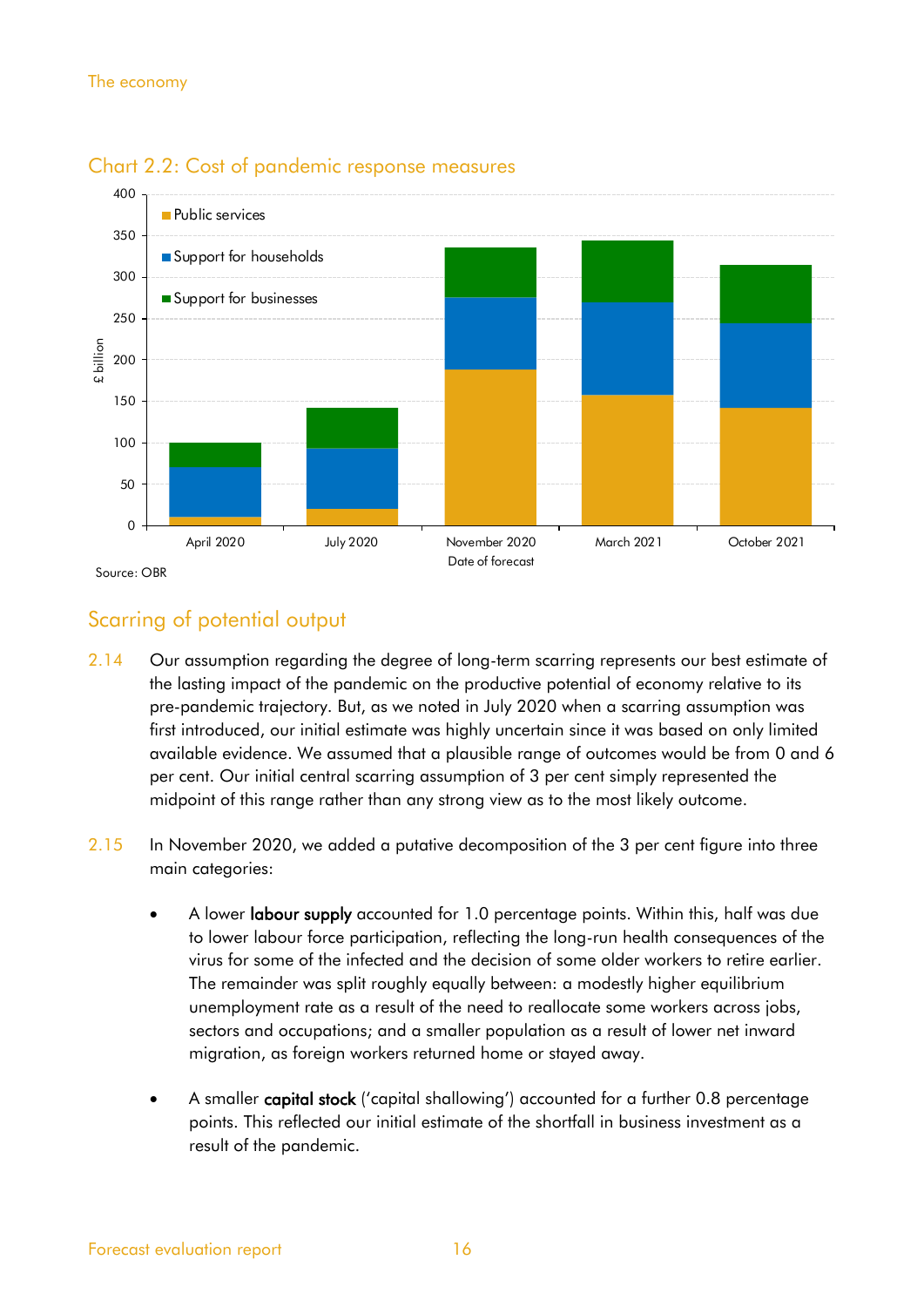## Chart 2.2: Cost of pandemic response measures

Source: OBR

## Scarring of potential output

2.14 Our assumption regarding the degree of long-term scarring represents our best estimate of the lasting impact of the pandemic on the productive potential of economy relative to its pre-pandemic trajectory. But, as we noted in July 2020 when a scarring assumption was first introduced, our initial estimate was highly uncertain since it was based on only limited available evidence. We assumed that a plausible range of outcomes would be from 0 and 6 per cent. Our initial central scarring assumption of 3 per cent simply represented the midpoint of this range rather than any strong view as to the most likely outcome.

2.15 In November 2020, we added a putative decomposition of the 3 per cent figure into three main categories:

- A lower **labour supply** accounted for 1.0 percentage points. Within this, half was due to lower labour force participation, reflecting the long-run health consequences of the virus for some of the infected and the decision of some older workers to retire earlier. The remainder was split roughly equally between: a modestly higher equilibrium unemployment rate as a result of the need to reallocate some workers across jobs, sectors and occupations; and a smaller population as a result of lower net inward migration, as foreign workers returned home or stayed away.

- A smaller **capital stock** ('capital shallowing') accounted for a further 0.8 percentage points. This reflected our initial estimate of the shortfall in business investment as a result of the pandemic.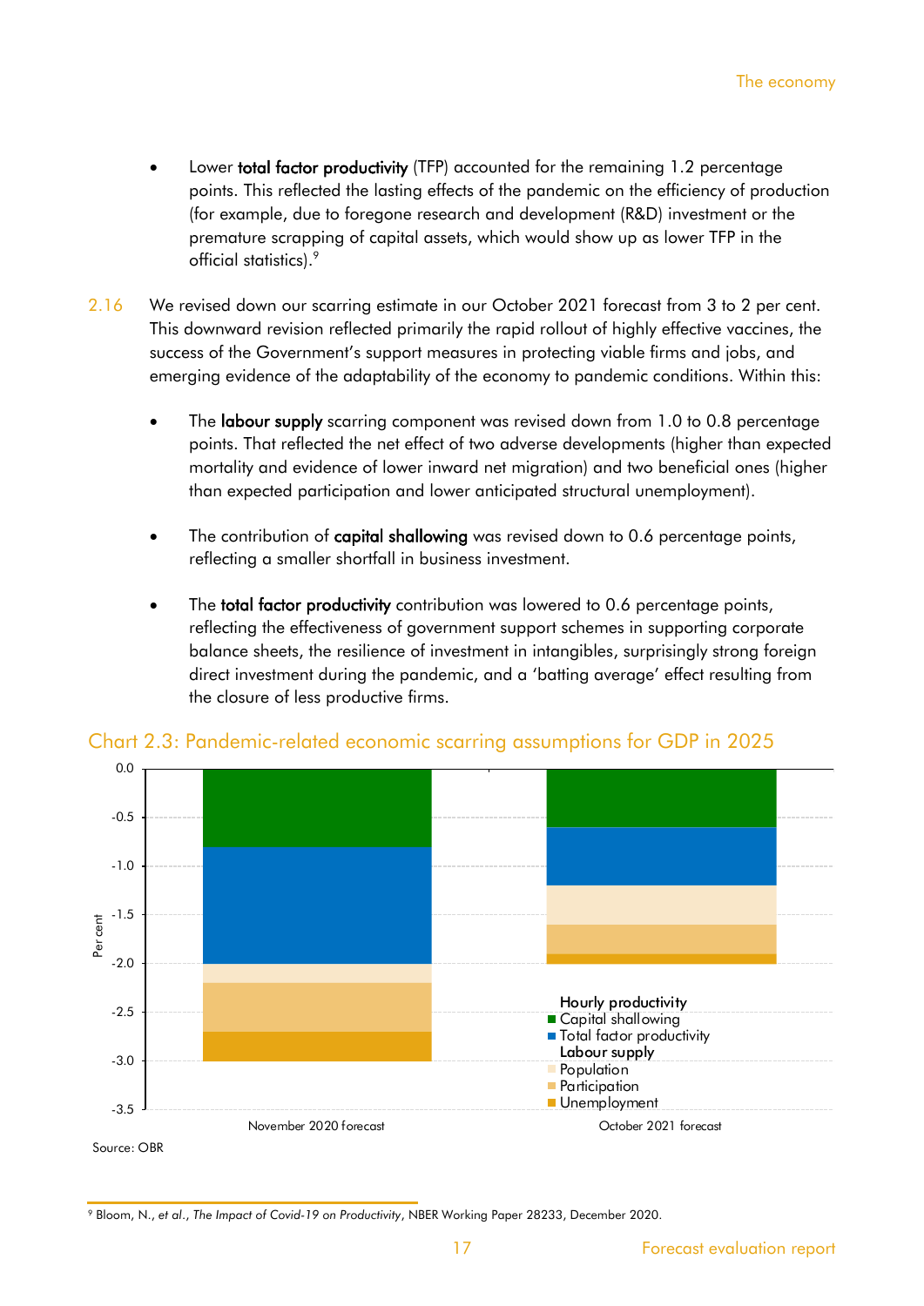- Lower **total factor productivity** (TFP) accounted for the remaining 1.2 percentage points. This reflected the lasting effects of the pandemic on the efficiency of production (for example, due to foregone research and development (R&D) investment or the premature scrapping of capital assets, which would show up as lower TFP in the official statistics).[9]

2.16 We revised down our scarring estimate in our October 2021 forecast from 3 to 2 per cent. This downward revision reflected primarily the rapid rollout of highly effective vaccines, the success of the Government's support measures in protecting viable firms and jobs, and emerging evidence of the adaptability of the economy to pandemic conditions. Within this:

- The **labour supply** scarring component was revised down from 1.0 to 0.8 percentage points. That reflected the net effect of two adverse developments (higher than expected mortality and evidence of lower inward net migration) and two beneficial ones (higher than expected participation and lower anticipated structural unemployment).

- The contribution of **capital shallowing** was revised down to 0.6 percentage points, reflecting a smaller shortfall in business investment.

- The **total factor productivity** contribution was lowered to 0.6 percentage points, reflecting the effectiveness of government support schemes in supporting corporate balance sheets, the resilience of investment in intangibles, surprisingly strong foreign direct investment during the pandemic, and a 'batting average' effect resulting from the closure of less productive firms.

## Chart 2.3: Pandemic-related economic scarring assumptions for GDP in 2025

Source: OBR

[9] Bloom, N., *et al.*, *The Impact of Covid-19 on Productivity*, NBER Working Paper 28233, December 2020.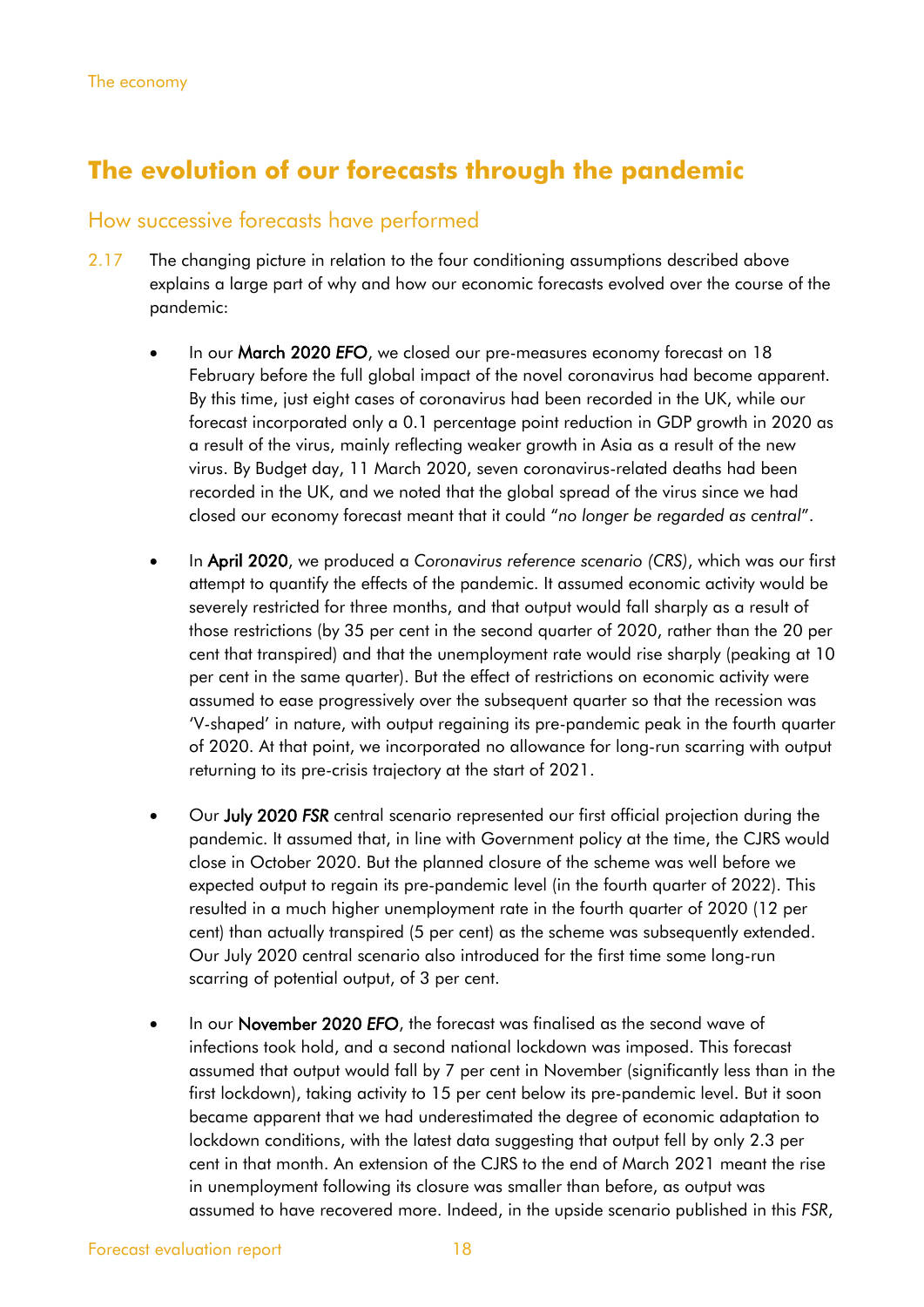## The evolution of our forecasts through the pandemic

### How successive forecasts have performed

2.17 The changing picture in relation to the four conditioning assumptions described above explains a large part of why and how our economic forecasts evolved over the course of the pandemic:

- In our **March 2020 *EFO***, we closed our pre-measures economy forecast on 18 February before the full global impact of the novel coronavirus had become apparent. By this time, just eight cases of coronavirus had been recorded in the UK, while our forecast incorporated only a 0.1 percentage point reduction in GDP growth in 2020 as a result of the virus, mainly reflecting weaker growth in Asia as a result of the new virus. By Budget day, 11 March 2020, seven coronavirus-related deaths had been recorded in the UK, and we noted that the global spread of the virus since we had closed our economy forecast meant that it could "*no longer be regarded as central*".

- In **April 2020**, we produced a *Coronavirus reference scenario (CRS)*, which was our first attempt to quantify the effects of the pandemic. It assumed economic activity would be severely restricted for three months, and that output would fall sharply as a result of those restrictions (by 35 per cent in the second quarter of 2020, rather than the 20 per cent that transpired) and that the unemployment rate would rise sharply (peaking at 10 per cent in the same quarter). But the effect of restrictions on economic activity were assumed to ease progressively over the subsequent quarter so that the recession was 'V-shaped' in nature, with output regaining its pre-pandemic peak in the fourth quarter of 2020. At that point, we incorporated no allowance for long-run scarring with output returning to its pre-crisis trajectory at the start of 2021.

- Our **July 2020 *FSR*** central scenario represented our first official projection during the pandemic. It assumed that, in line with Government policy at the time, the CJRS would close in October 2020. But the planned closure of the scheme was well before we expected output to regain its pre-pandemic level (in the fourth quarter of 2022). This resulted in a much higher unemployment rate in the fourth quarter of 2020 (12 per cent) than actually transpired (5 per cent) as the scheme was subsequently extended. Our July 2020 central scenario also introduced for the first time some long-run scarring of potential output, of 3 per cent.

- In our **November 2020 *EFO***, the forecast was finalised as the second wave of infections took hold, and a second national lockdown was imposed. This forecast assumed that output would fall by 7 per cent in November (significantly less than in the first lockdown), taking activity to 15 per cent below its pre-pandemic level. But it soon became apparent that we had underestimated the degree of economic adaptation to lockdown conditions, with the latest data suggesting that output fell by only 2.3 per cent in that month. An extension of the CJRS to the end of March 2021 meant the rise in unemployment following its closure was smaller than before, as output was assumed to have recovered more. Indeed, in the upside scenario published in this *FSR*,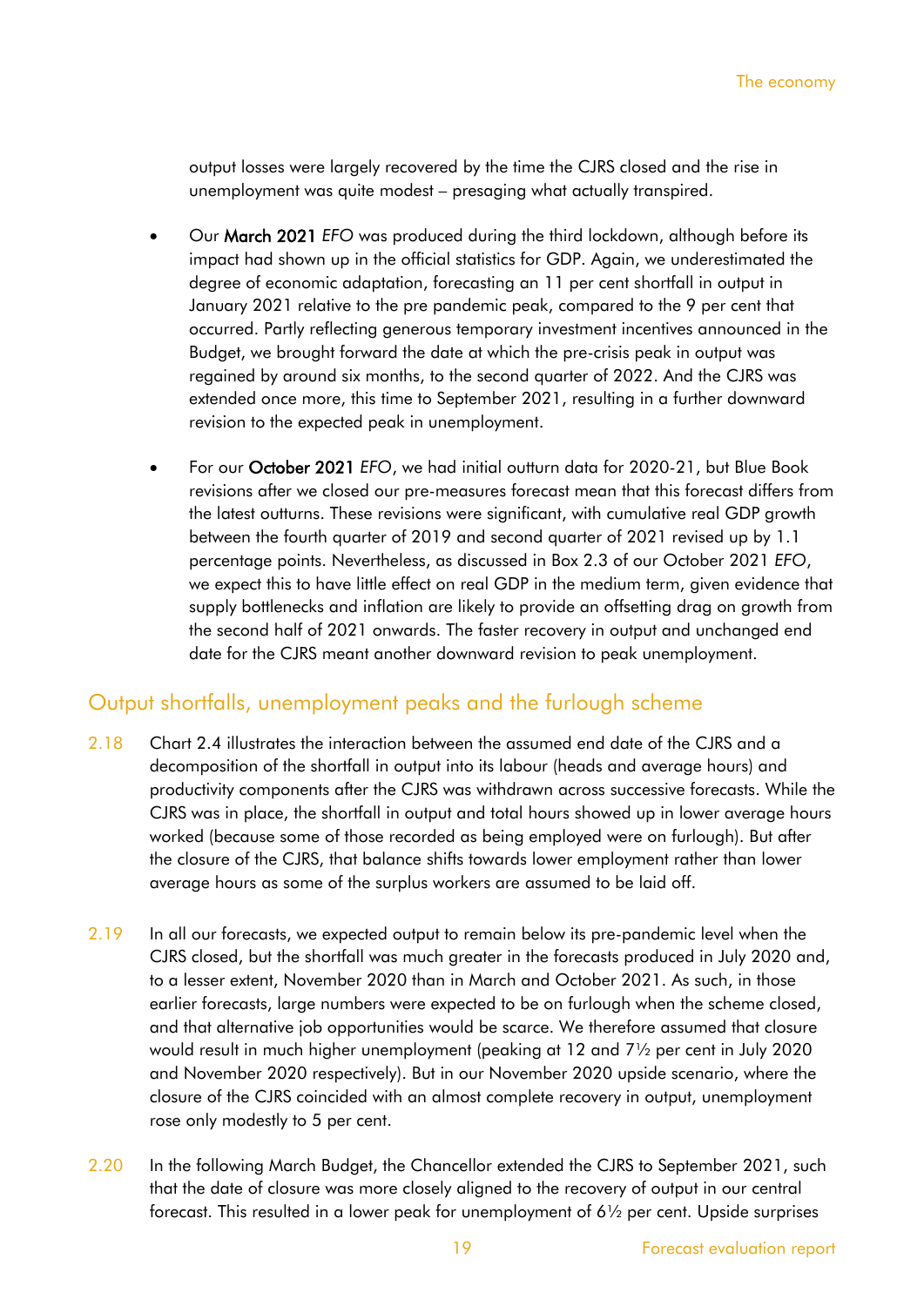output losses were largely recovered by the time the CJRS closed and the rise in unemployment was quite modest – presaging what actually transpired.

- Our **March 2021** *EFO* was produced during the third lockdown, although before its impact had shown up in the official statistics for GDP. Again, we underestimated the degree of economic adaptation, forecasting an 11 per cent shortfall in output in January 2021 relative to the pre pandemic peak, compared to the 9 per cent that occurred. Partly reflecting generous temporary investment incentives announced in the Budget, we brought forward the date at which the pre-crisis peak in output was regained by around six months, to the second quarter of 2022. And the CJRS was extended once more, this time to September 2021, resulting in a further downward revision to the expected peak in unemployment.

- For our **October 2021** *EFO*, we had initial outturn data for 2020-21, but Blue Book revisions after we closed our pre-measures forecast mean that this forecast differs from the latest outturns. These revisions were significant, with cumulative real GDP growth between the fourth quarter of 2019 and second quarter of 2021 revised up by 1.1 percentage points. Nevertheless, as discussed in Box 2.3 of our October 2021 *EFO*, we expect this to have little effect on real GDP in the medium term, given evidence that supply bottlenecks and inflation are likely to provide an offsetting drag on growth from the second half of 2021 onwards. The faster recovery in output and unchanged end date for the CJRS meant another downward revision to peak unemployment.

## Output shortfalls, unemployment peaks and the furlough scheme

2.18 Chart 2.4 illustrates the interaction between the assumed end date of the CJRS and a decomposition of the shortfall in output into its labour (heads and average hours) and productivity components after the CJRS was withdrawn across successive forecasts. While the CJRS was in place, the shortfall in output and total hours showed up in lower average hours worked (because some of those recorded as being employed were on furlough). But after the closure of the CJRS, that balance shifts towards lower employment rather than lower average hours as some of the surplus workers are assumed to be laid off.

2.19 In all our forecasts, we expected output to remain below its pre-pandemic level when the CJRS closed, but the shortfall was much greater in the forecasts produced in July 2020 and, to a lesser extent, November 2020 than in March and October 2021. As such, in those earlier forecasts, large numbers were expected to be on furlough when the scheme closed, and that alternative job opportunities would be scarce. We therefore assumed that closure would result in much higher unemployment (peaking at 12 and 7½ per cent in July 2020 and November 2020 respectively). But in our November 2020 upside scenario, where the closure of the CJRS coincided with an almost complete recovery in output, unemployment rose only modestly to 5 per cent.

2.20 In the following March Budget, the Chancellor extended the CJRS to September 2021, such that the date of closure was more closely aligned to the recovery of output in our central forecast. This resulted in a lower peak for unemployment of 6½ per cent. Upside surprises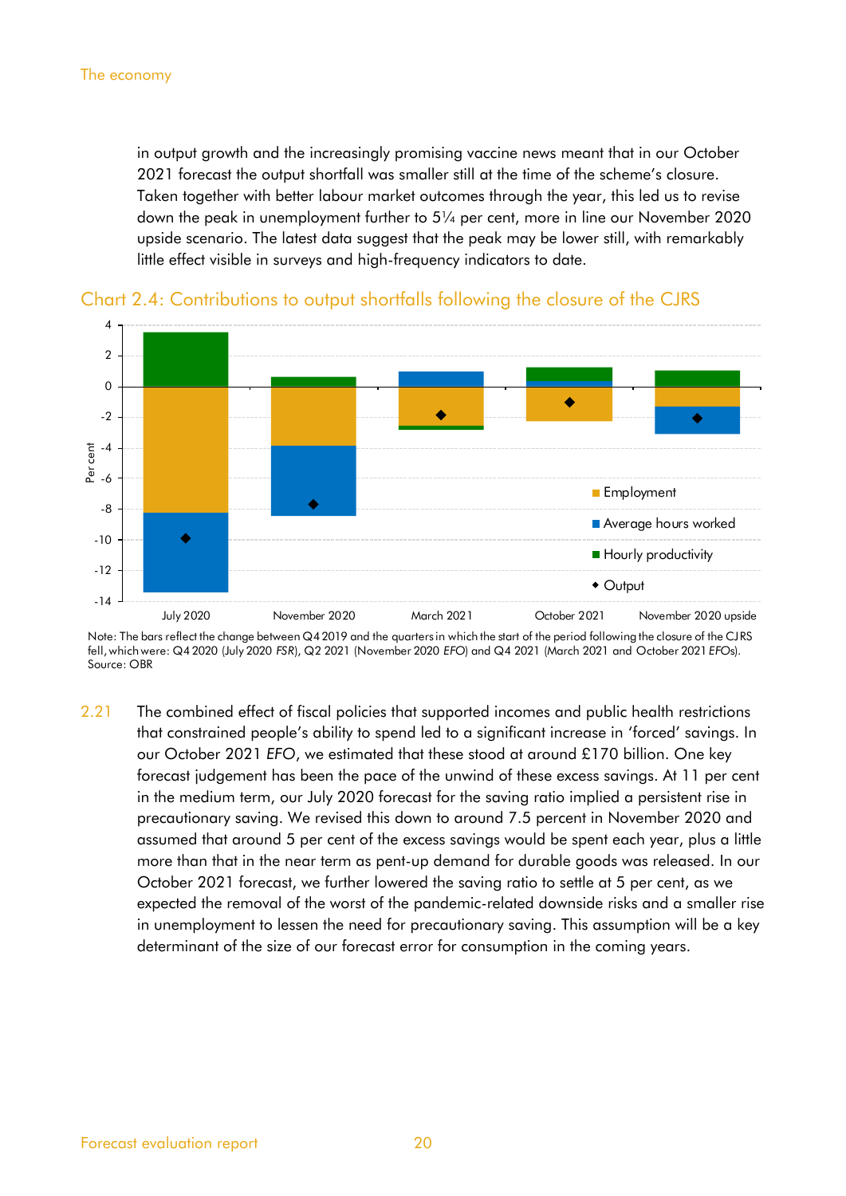in output growth and the increasingly promising vaccine news meant that in our October 2021 forecast the output shortfall was smaller still at the time of the scheme's closure. Taken together with better labour market outcomes through the year, this led us to revise down the peak in unemployment further to 5¼ per cent, more in line our November 2020 upside scenario. The latest data suggest that the peak may be lower still, with remarkably little effect visible in surveys and high-frequency indicators to date.

### Chart 2.4: Contributions to output shortfalls following the closure of the CJRS

Note: The bars reflect the change between Q4 2019 and the quarters in which the start of the period following the closure of the CJRS fell, which were: Q4 2020 (July 2020 *FSR*), Q2 2021 (November 2020 *EFO*) and Q4 2021 (March 2021 and October 2021 *EFOs*).
Source: OBR

2.21 The combined effect of fiscal policies that supported incomes and public health restrictions that constrained people's ability to spend led to a significant increase in 'forced' savings. In our October 2021 *EFO*, we estimated that these stood at around £170 billion. One key forecast judgement has been the pace of the unwind of these excess savings. At 11 per cent in the medium term, our July 2020 forecast for the saving ratio implied a persistent rise in precautionary saving. We revised this down to around 7.5 percent in November 2020 and assumed that around 5 per cent of the excess savings would be spent each year, plus a little more than that in the near term as pent-up demand for durable goods was released. In our October 2021 forecast, we further lowered the saving ratio to settle at 5 per cent, as we expected the removal of the worst of the pandemic-related downside risks and a smaller rise in unemployment to lessen the need for precautionary saving. This assumption will be a key determinant of the size of our forecast error for consumption in the coming years.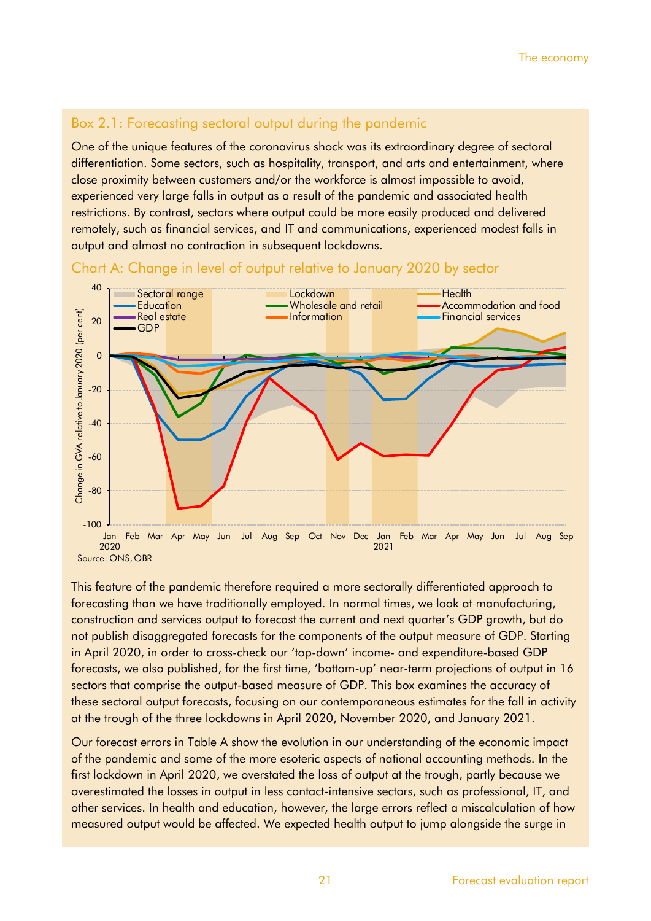## Box 2.1: Forecasting sectoral output during the pandemic

One of the unique features of the coronavirus shock was its extraordinary degree of sectoral differentiation. Some sectors, such as hospitality, transport, and arts and entertainment, where close proximity between customers and/or the workforce is almost impossible to avoid, experienced very large falls in output as a result of the pandemic and associated health restrictions. By contrast, sectors where output could be more easily produced and delivered remotely, such as financial services, and IT and communications, experienced modest falls in output and almost no contraction in subsequent lockdowns.

### Chart A: Change in level of output relative to January 2020 by sector

Source: ONS, OBR

This feature of the pandemic therefore required a more sectorally differentiated approach to forecasting than we have traditionally employed. In normal times, we look at manufacturing, construction and services output to forecast the current and next quarter's GDP growth, but do not publish disaggregated forecasts for the components of the output measure of GDP. Starting in April 2020, in order to cross-check our 'top-down' income- and expenditure-based GDP forecasts, we also published, for the first time, 'bottom-up' near-term projections of output in 16 sectors that comprise the output-based measure of GDP. This box examines the accuracy of these sectoral output forecasts, focusing on our contemporaneous estimates for the fall in activity at the trough of the three lockdowns in April 2020, November 2020, and January 2021.

Our forecast errors in Table A show the evolution in our understanding of the economic impact of the pandemic and some of the more esoteric aspects of national accounting methods. In the first lockdown in April 2020, we overstated the loss of output at the trough, partly because we overestimated the losses in output in less contact-intensive sectors, such as professional, IT, and other services. In health and education, however, the large errors reflect a miscalculation of how measured output would be affected. We expected health output to jump alongside the surge in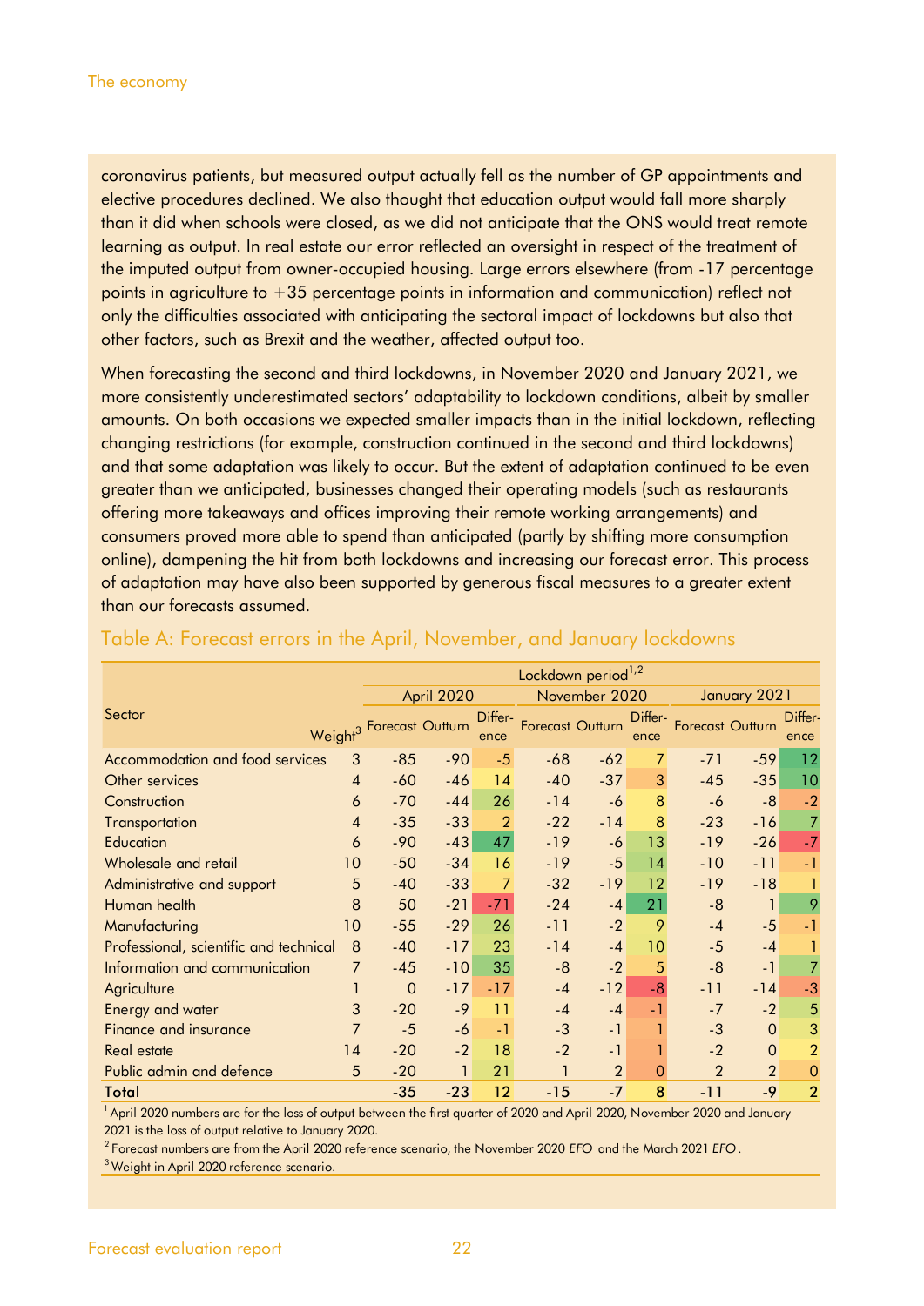coronavirus patients, but measured output actually fell as the number of GP appointments and elective procedures declined. We also thought that education output would fall more sharply than it did when schools were closed, as we did not anticipate that the ONS would treat remote learning as output. In real estate our error reflected an oversight in respect of the treatment of the imputed output from owner-occupied housing. Large errors elsewhere (from -17 percentage points in agriculture to +35 percentage points in information and communication) reflect not only the difficulties associated with anticipating the sectoral impact of lockdowns but also that other factors, such as Brexit and the weather, affected output too.

When forecasting the second and third lockdowns, in November 2020 and January 2021, we more consistently underestimated sectors' adaptability to lockdown conditions, albeit by smaller amounts. On both occasions we expected smaller impacts than in the initial lockdown, reflecting changing restrictions (for example, construction continued in the second and third lockdowns) and that some adaptation was likely to occur. But the extent of adaptation continued to be even greater than we anticipated, businesses changed their operating models (such as restaurants offering more takeaways and offices improving their remote working arrangements) and consumers proved more able to spend than anticipated (partly by shifting more consumption online), dampening the hit from both lockdowns and increasing our forecast error. This process of adaptation may have also been supported by generous fiscal measures to a greater extent than our forecasts assumed.

## Table A: Forecast errors in the April, November, and January lockdowns

| Sector | Weight[3] | Lockdown period[1,2] | | | | | | | | |
|---|---|---|---|---|---|---|---|---|---|---|
| | | April 2020 | | | November 2020 | | | January 2021 | | |
| | | Forecast | Outturn | Difference | Forecast | Outturn | Difference | Forecast | Outturn | Difference |
| Accommodation and food services | 3 | -85 | -90 | -5 | -68 | -62 | 7 | -71 | -59 | 12 |
| Other services | 4 | -60 | -46 | 14 | -40 | -37 | 3 | -45 | -35 | 10 |
| Construction | 6 | -70 | -44 | 26 | -14 | -6 | 8 | -6 | -8 | -2 |
| Transportation | 4 | -35 | -33 | 2 | -22 | -14 | 8 | -23 | -16 | 7 |
| Education | 6 | -90 | -43 | 47 | -19 | -6 | 13 | -19 | -26 | -7 |
| Wholesale and retail | 10 | -50 | -34 | 16 | -19 | -5 | 14 | -10 | -11 | -1 |
| Administrative and support | 5 | -40 | -33 | 7 | -32 | -19 | 12 | -19 | -18 | 1 |
| Human health | 8 | 50 | -21 | -71 | -24 | -4 | 21 | -8 | 1 | 9 |
| Manufacturing | 10 | -55 | -29 | 26 | -11 | -2 | 9 | -4 | -5 | -1 |
| Professional, scientific and technical | 8 | -40 | -17 | 23 | -14 | -4 | 10 | -5 | -4 | 1 |
| Information and communication | 7 | -45 | -10 | 35 | -8 | -2 | 5 | -8 | -1 | 7 |
| Agriculture | 1 | 0 | -17 | -17 | -4 | -12 | -8 | -11 | -14 | -3 |
| Energy and water | 3 | -20 | -9 | 11 | -4 | -4 | -1 | -7 | -2 | 5 |
| Finance and insurance | 7 | -5 | -6 | -1 | -3 | -1 | 1 | -3 | 0 | 3 |
| Real estate | 14 | -20 | -2 | 18 | -2 | -1 | 1 | -2 | 0 | 2 |
| Public admin and defence | 5 | -20 | 1 | 21 | 1 | 2 | 0 | 2 | 2 | 0 |
| **Total** | | **-35** | **-23** | **12** | **-15** | **-7** | **8** | **-11** | **-9** | **2** |

[1] April 2020 numbers are for the loss of output between the first quarter of 2020 and April 2020, November 2020 and January 2021 is the loss of output relative to January 2020.
[2] Forecast numbers are from the April 2020 reference scenario, the November 2020 *EFO* and the March 2021 *EFO*.
[3] Weight in April 2020 reference scenario.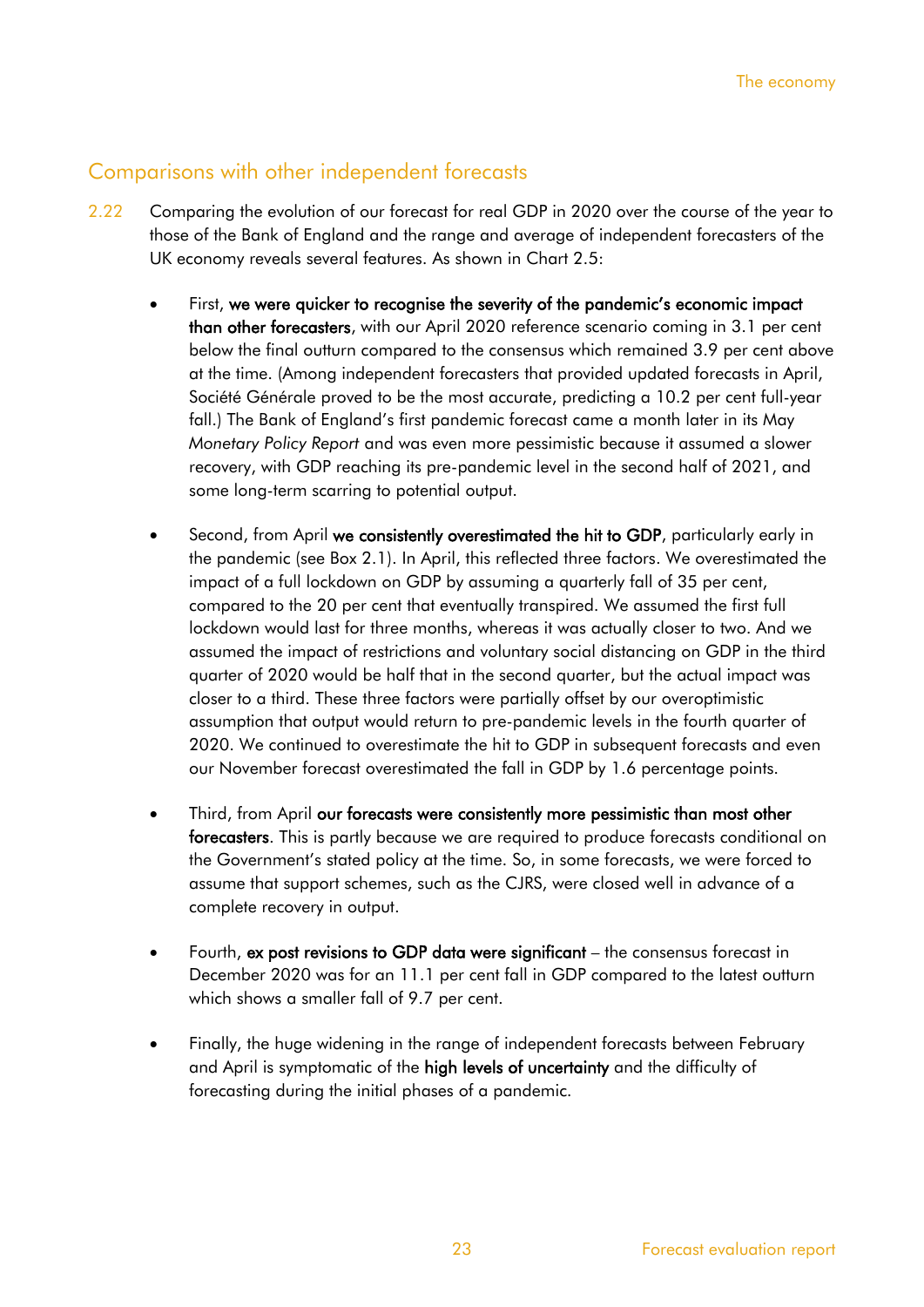## Comparisons with other independent forecasts

2.22 Comparing the evolution of our forecast for real GDP in 2020 over the course of the year to those of the Bank of England and the range and average of independent forecasters of the UK economy reveals several features. As shown in Chart 2.5:

- First, **we were quicker to recognise the severity of the pandemic's economic impact than other forecasters**, with our April 2020 reference scenario coming in 3.1 per cent below the final outturn compared to the consensus which remained 3.9 per cent above at the time. (Among independent forecasters that provided updated forecasts in April, Société Générale proved to be the most accurate, predicting a 10.2 per cent full-year fall.) The Bank of England's first pandemic forecast came a month later in its May *Monetary Policy Report* and was even more pessimistic because it assumed a slower recovery, with GDP reaching its pre-pandemic level in the second half of 2021, and some long-term scarring to potential output.

- Second, from April **we consistently overestimated the hit to GDP**, particularly early in the pandemic (see Box 2.1). In April, this reflected three factors. We overestimated the impact of a full lockdown on GDP by assuming a quarterly fall of 35 per cent, compared to the 20 per cent that eventually transpired. We assumed the first full lockdown would last for three months, whereas it was actually closer to two. And we assumed the impact of restrictions and voluntary social distancing on GDP in the third quarter of 2020 would be half that in the second quarter, but the actual impact was closer to a third. These three factors were partially offset by our overoptimistic assumption that output would return to pre-pandemic levels in the fourth quarter of 2020. We continued to overestimate the hit to GDP in subsequent forecasts and even our November forecast overestimated the fall in GDP by 1.6 percentage points.

- Third, from April **our forecasts were consistently more pessimistic than most other forecasters**. This is partly because we are required to produce forecasts conditional on the Government's stated policy at the time. So, in some forecasts, we were forced to assume that support schemes, such as the CJRS, were closed well in advance of a complete recovery in output.

- Fourth, **ex post revisions to GDP data were significant** – the consensus forecast in December 2020 was for an 11.1 per cent fall in GDP compared to the latest outturn which shows a smaller fall of 9.7 per cent.

- Finally, the huge widening in the range of independent forecasts between February and April is symptomatic of the **high levels of uncertainty** and the difficulty of forecasting during the initial phases of a pandemic.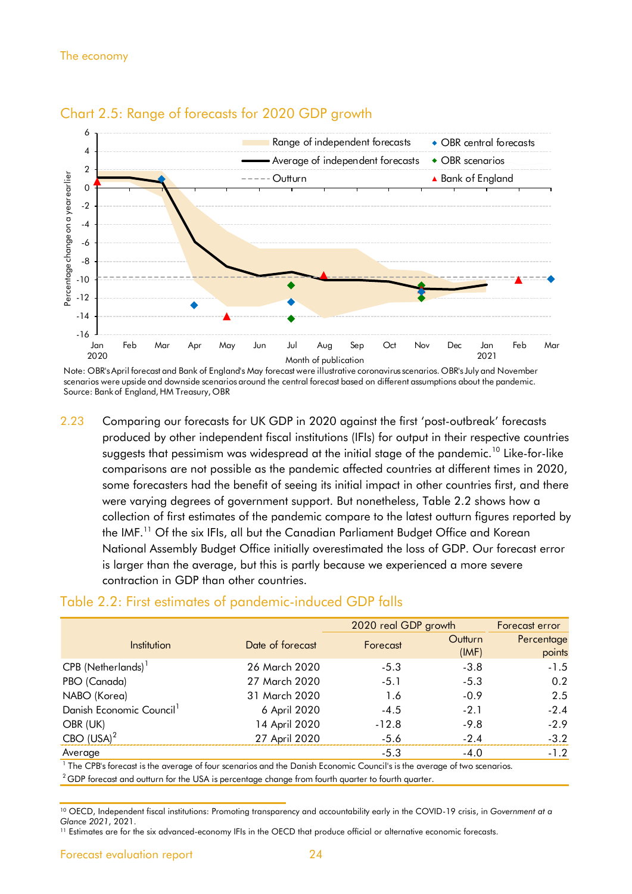## Chart 2.5: Range of forecasts for 2020 GDP growth

Note: OBR's April forecast and Bank of England's May forecast were illustrative coronavirus scenarios. OBR's July and November scenarios were upside and downside scenarios around the central forecast based on different assumptions about the pandemic.
Source: Bank of England, HM Treasury, OBR

2.23 Comparing our forecasts for UK GDP in 2020 against the first 'post-outbreak' forecasts produced by other independent fiscal institutions (IFIs) for output in their respective countries suggests that pessimism was widespread at the initial stage of the pandemic.[10] Like-for-like comparisons are not possible as the pandemic affected countries at different times in 2020, some forecasters had the benefit of seeing its initial impact in other countries first, and there were varying degrees of government support. But nonetheless, Table 2.2 shows how a collection of first estimates of the pandemic compare to the latest outturn figures reported by the IMF.[11] Of the six IFIs, all but the Canadian Parliament Budget Office and Korean National Assembly Budget Office initially overestimated the loss of GDP. Our forecast error is larger than the average, but this is partly because we experienced a more severe contraction in GDP than other countries.

## Table 2.2: First estimates of pandemic-induced GDP falls

| Institution | Date of forecast | 2020 real GDP growth | | Forecast error |
|---|---|---|---|---|
| | | Forecast | Outturn (IMF) | Percentage points |
| CPB (Netherlands)[1] | 26 March 2020 | -5.3 | -3.8 | -1.5 |
| PBO (Canada) | 27 March 2020 | -5.1 | -5.3 | 0.2 |
| NABO (Korea) | 31 March 2020 | 1.6 | -0.9 | 2.5 |
| Danish Economic Council[1] | 6 April 2020 | -4.5 | -2.1 | -2.4 |
| OBR (UK) | 14 April 2020 | -12.8 | -9.8 | -2.9 |
| CBO (USA)[2] | 27 April 2020 | -5.6 | -2.4 | -3.2 |
| Average | | -5.3 | -4.0 | -1.2 |

[1] The CPB's forecast is the average of four scenarios and the Danish Economic Council's is the average of two scenarios.
[2] GDP forecast and outturn for the USA is percentage change from fourth quarter to fourth quarter.

[10] OECD, Independent fiscal institutions: Promoting transparency and accountability early in the COVID-19 crisis, in *Government at a Glance 2021*, 2021.
[11] Estimates are for the six advanced-economy IFIs in the OECD that produce official or alternative economic forecasts.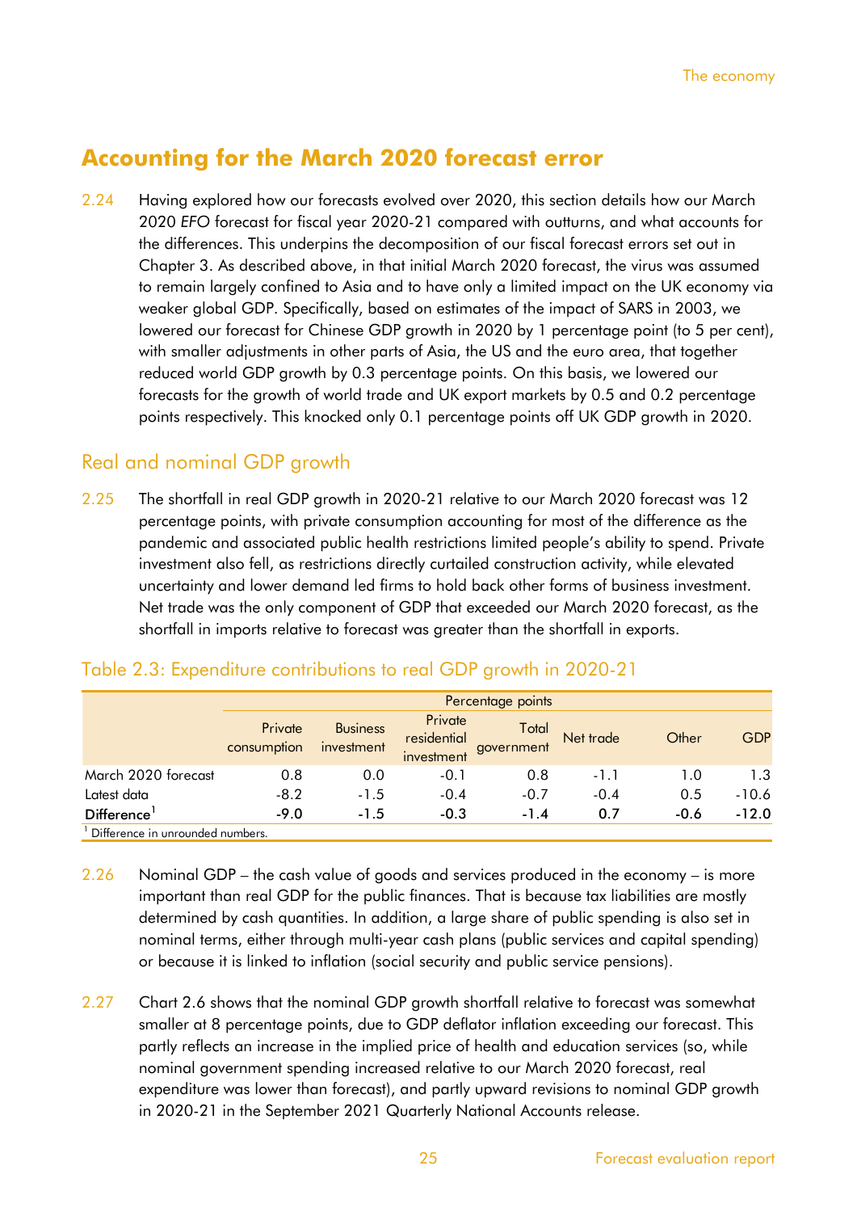## Accounting for the March 2020 forecast error

2.24 Having explored how our forecasts evolved over 2020, this section details how our March 2020 *EFO* forecast for fiscal year 2020-21 compared with outturns, and what accounts for the differences. This underpins the decomposition of our fiscal forecast errors set out in Chapter 3. As described above, in that initial March 2020 forecast, the virus was assumed to remain largely confined to Asia and to have only a limited impact on the UK economy via weaker global GDP. Specifically, based on estimates of the impact of SARS in 2003, we lowered our forecast for Chinese GDP growth in 2020 by 1 percentage point (to 5 per cent), with smaller adjustments in other parts of Asia, the US and the euro area, that together reduced world GDP growth by 0.3 percentage points. On this basis, we lowered our forecasts for the growth of world trade and UK export markets by 0.5 and 0.2 percentage points respectively. This knocked only 0.1 percentage points off UK GDP growth in 2020.

### Real and nominal GDP growth

2.25 The shortfall in real GDP growth in 2020-21 relative to our March 2020 forecast was 12 percentage points, with private consumption accounting for most of the difference as the pandemic and associated public health restrictions limited people's ability to spend. Private investment also fell, as restrictions directly curtailed construction activity, while elevated uncertainty and lower demand led firms to hold back other forms of business investment. Net trade was the only component of GDP that exceeded our March 2020 forecast, as the shortfall in imports relative to forecast was greater than the shortfall in exports.

### Table 2.3: Expenditure contributions to real GDP growth in 2020-21

| | Percentage points | | | | | | |
|---|---|---|---|---|---|---|---|
| | Private consumption | Business investment | Private residential investment | Total government | Net trade | Other | GDP |
| March 2020 forecast | 0.8 | 0.0 | -0.1 | 0.8 | -1.1 | 1.0 | 1.3 |
| Latest data | -8.2 | -1.5 | -0.4 | -0.7 | -0.4 | 0.5 | -10.6 |
| **Difference**[1] | **-9.0** | **-1.5** | **-0.3** | **-1.4** | **0.7** | **-0.6** | **-12.0** |

[1] Difference in unrounded numbers.

2.26 Nominal GDP – the cash value of goods and services produced in the economy – is more important than real GDP for the public finances. That is because tax liabilities are mostly determined by cash quantities. In addition, a large share of public spending is also set in nominal terms, either through multi-year cash plans (public services and capital spending) or because it is linked to inflation (social security and public service pensions).

2.27 Chart 2.6 shows that the nominal GDP growth shortfall relative to forecast was somewhat smaller at 8 percentage points, due to GDP deflator inflation exceeding our forecast. This partly reflects an increase in the implied price of health and education services (so, while nominal government spending increased relative to our March 2020 forecast, real expenditure was lower than forecast), and partly upward revisions to nominal GDP growth in 2020-21 in the September 2021 Quarterly National Accounts release.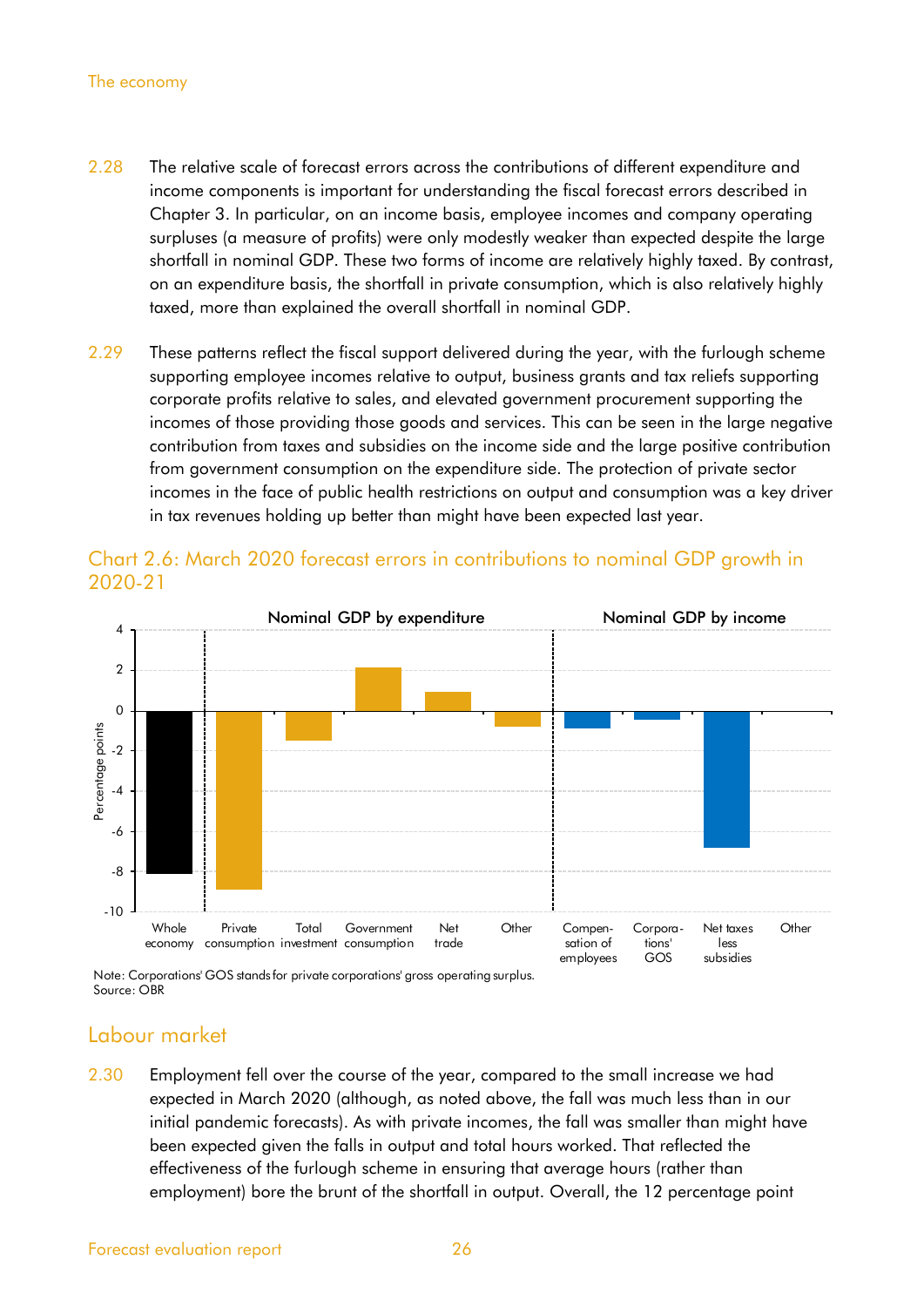2.28 The relative scale of forecast errors across the contributions of different expenditure and income components is important for understanding the fiscal forecast errors described in Chapter 3. In particular, on an income basis, employee incomes and company operating surpluses (a measure of profits) were only modestly weaker than expected despite the large shortfall in nominal GDP. These two forms of income are relatively highly taxed. By contrast, on an expenditure basis, the shortfall in private consumption, which is also relatively highly taxed, more than explained the overall shortfall in nominal GDP.

2.29 These patterns reflect the fiscal support delivered during the year, with the furlough scheme supporting employee incomes relative to output, business grants and tax reliefs supporting corporate profits relative to sales, and elevated government procurement supporting the incomes of those providing those goods and services. This can be seen in the large negative contribution from taxes and subsidies on the income side and the large positive contribution from government consumption on the expenditure side. The protection of private sector incomes in the face of public health restrictions on output and consumption was a key driver in tax revenues holding up better than might have been expected last year.

### Chart 2.6: March 2020 forecast errors in contributions to nominal GDP growth in 2020-21

Note: Corporations' GOS stands for private corporations' gross operating surplus.
Source: OBR

## Labour market

2.30 Employment fell over the course of the year, compared to the small increase we had expected in March 2020 (although, as noted above, the fall was much less than in our initial pandemic forecasts). As with private incomes, the fall was smaller than might have been expected given the falls in output and total hours worked. That reflected the effectiveness of the furlough scheme in ensuring that average hours (rather than employment) bore the brunt of the shortfall in output. Overall, the 12 percentage point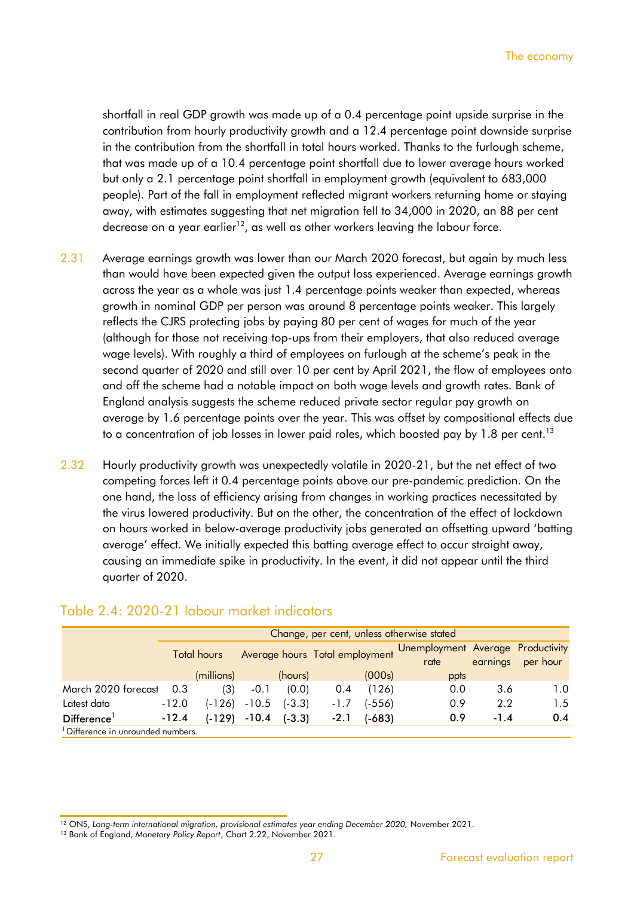shortfall in real GDP growth was made up of a 0.4 percentage point upside surprise in the contribution from hourly productivity growth and a 12.4 percentage point downside surprise in the contribution from the shortfall in total hours worked. Thanks to the furlough scheme, that was made up of a 10.4 percentage point shortfall due to lower average hours worked but only a 2.1 percentage point shortfall in employment growth (equivalent to 683,000 people). Part of the fall in employment reflected migrant workers returning home or staying away, with estimates suggesting that net migration fell to 34,000 in 2020, an 88 per cent decrease on a year earlier[12], as well as other workers leaving the labour force.

2.31 Average earnings growth was lower than our March 2020 forecast, but again by much less than would have been expected given the output loss experienced. Average earnings growth across the year as a whole was just 1.4 percentage points weaker than expected, whereas growth in nominal GDP per person was around 8 percentage points weaker. This largely reflects the CJRS protecting jobs by paying 80 per cent of wages for much of the year (although for those not receiving top-ups from their employers, that also reduced average wage levels). With roughly a third of employees on furlough at the scheme's peak in the second quarter of 2020 and still over 10 per cent by April 2021, the flow of employees onto and off the scheme had a notable impact on both wage levels and growth rates. Bank of England analysis suggests the scheme reduced private sector regular pay growth on average by 1.6 percentage points over the year. This was offset by compositional effects due to a concentration of job losses in lower paid roles, which boosted pay by 1.8 per cent.[13]

2.32 Hourly productivity growth was unexpectedly volatile in 2020-21, but the net effect of two competing forces left it 0.4 percentage points above our pre-pandemic prediction. On the one hand, the loss of efficiency arising from changes in working practices necessitated by the virus lowered productivity. But on the other, the concentration of the effect of lockdown on hours worked in below-average productivity jobs generated an offsetting upward 'batting average' effect. We initially expected this batting average effect to occur straight away, causing an immediate spike in productivity. In the event, it did not appear until the third quarter of 2020.

## Table 2.4: 2020-21 labour market indicators

| | Change, per cent, unless otherwise stated | | | | | | | | |
|---|---|---|---|---|---|---|---|---|---|
| | Total hours | | Average hours | | Total employment | | Unemployment rate | Average earnings | Productivity per hour |
| | | (millions) | | (hours) | | (000s) | ppts | | |
| March 2020 forecast | 0.3 | (3) | -0.1 | (0.0) | 0.4 | (126) | 0.0 | 3.6 | 1.0 |
| Latest data | -12.0 | (-126) | -10.5 | (-3.3) | -1.7 | (-556) | 0.9 | 2.2 | 1.5 |
| **Difference[1]** | **-12.4** | **(-129)** | **-10.4** | **(-3.3)** | **-2.1** | **(-683)** | **0.9** | **-1.4** | **0.4** |

[1] Difference in unrounded numbers.

[12] ONS, *Long-term international migration, provisional estimates year ending December 2020,* November 2021.

[13] Bank of England, *Monetary Policy Report*, Chart 2.22, November 2021.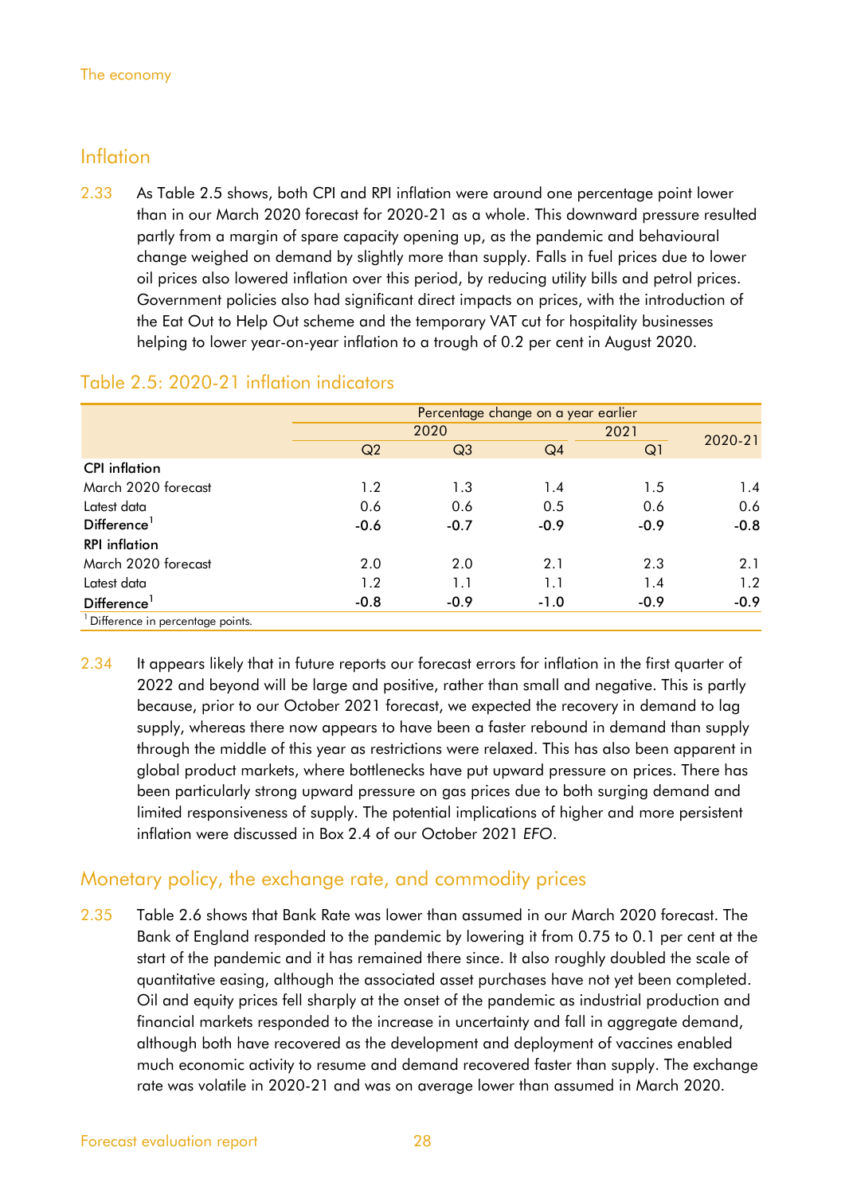## Inflation

2.33 As Table 2.5 shows, both CPI and RPI inflation were around one percentage point lower than in our March 2020 forecast for 2020-21 as a whole. This downward pressure resulted partly from a margin of spare capacity opening up, as the pandemic and behavioural change weighed on demand by slightly more than supply. Falls in fuel prices due to lower oil prices also lowered inflation over this period, by reducing utility bills and petrol prices. Government policies also had significant direct impacts on prices, with the introduction of the Eat Out to Help Out scheme and the temporary VAT cut for hospitality businesses helping to lower year-on-year inflation to a trough of 0.2 per cent in August 2020.

### Table 2.5: 2020-21 inflation indicators

| | Percentage change on a year earlier | | | | |
|---|---|---|---|---|---|
| | 2020 | | | 2021 | 2020-21 |
| | Q2 | Q3 | Q4 | Q1 | |
| **CPI inflation** | | | | | |
| March 2020 forecast | 1.2 | 1.3 | 1.4 | 1.5 | 1.4 |
| Latest data | 0.6 | 0.6 | 0.5 | 0.6 | 0.6 |
| **Difference**[1] | **-0.6** | **-0.7** | **-0.9** | **-0.9** | **-0.8** |
| **RPI inflation** | | | | | |
| March 2020 forecast | 2.0 | 2.0 | 2.1 | 2.3 | 2.1 |
| Latest data | 1.2 | 1.1 | 1.1 | 1.4 | 1.2 |
| **Difference**[1] | **-0.8** | **-0.9** | **-1.0** | **-0.9** | **-0.9** |

[1] Difference in percentage points.

2.34 It appears likely that in future reports our forecast errors for inflation in the first quarter of 2022 and beyond will be large and positive, rather than small and negative. This is partly because, prior to our October 2021 forecast, we expected the recovery in demand to lag supply, whereas there now appears to have been a faster rebound in demand than supply through the middle of this year as restrictions were relaxed. This has also been apparent in global product markets, where bottlenecks have put upward pressure on prices. There has been particularly strong upward pressure on gas prices due to both surging demand and limited responsiveness of supply. The potential implications of higher and more persistent inflation were discussed in Box 2.4 of our October 2021 *EFO*.

## Monetary policy, the exchange rate, and commodity prices

2.35 Table 2.6 shows that Bank Rate was lower than assumed in our March 2020 forecast. The Bank of England responded to the pandemic by lowering it from 0.75 to 0.1 per cent at the start of the pandemic and it has remained there since. It also roughly doubled the scale of quantitative easing, although the associated asset purchases have not yet been completed. Oil and equity prices fell sharply at the onset of the pandemic as industrial production and financial markets responded to the increase in uncertainty and fall in aggregate demand, although both have recovered as the development and deployment of vaccines enabled much economic activity to resume and demand recovered faster than supply. The exchange rate was volatile in 2020-21 and was on average lower than assumed in March 2020.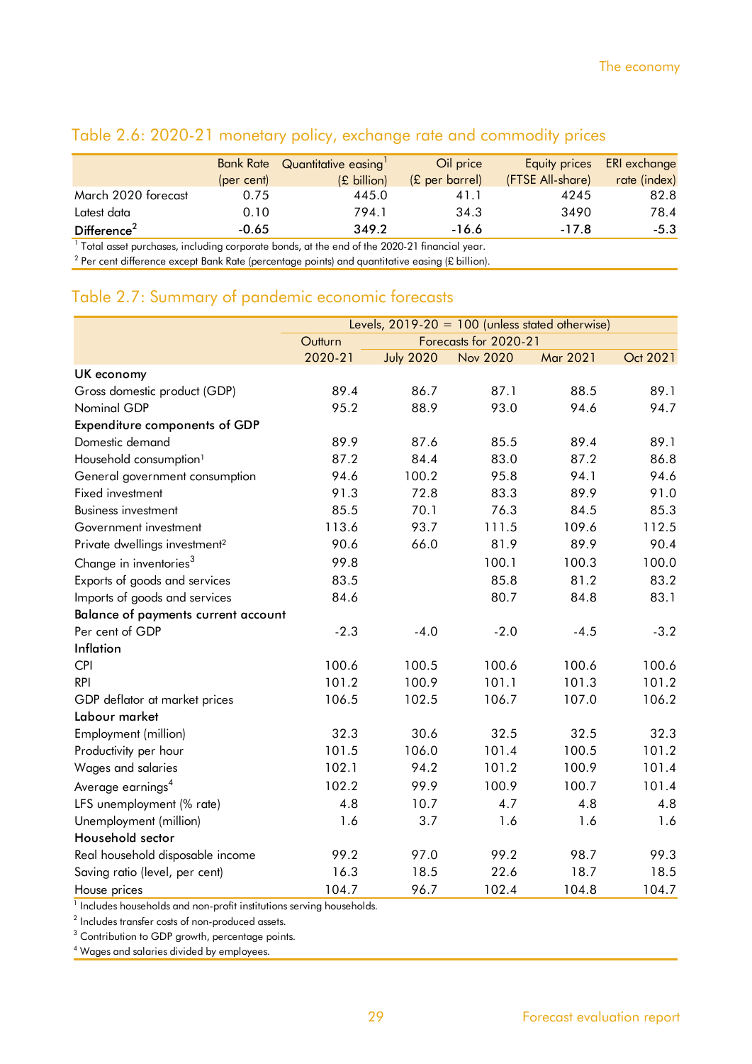## Table 2.6: 2020-21 monetary policy, exchange rate and commodity prices

| | Bank Rate (per cent) | Quantitative easing[1] (£ billion) | Oil price (£ per barrel) | Equity prices (FTSE All-share) | ERI exchange rate (index) |
|---|---|---|---|---|---|
| March 2020 forecast | 0.75 | 445.0 | 41.1 | 4245 | 82.8 |
| Latest data | 0.10 | 794.1 | 34.3 | 3490 | 78.4 |
| **Difference[2]** | **-0.65** | **349.2** | **-16.6** | **-17.8** | **-5.3** |

[1] Total asset purchases, including corporate bonds, at the end of the 2020-21 financial year.

[2] Per cent difference except Bank Rate (percentage points) and quantitative easing (£ billion).

## Table 2.7: Summary of pandemic economic forecasts

| | Levels, 2019-20 = 100 (unless stated otherwise) | | | | |
|---|---|---|---|---|---|
| | Outturn | Forecasts for 2020-21 | | | |
| | 2020-21 | July 2020 | Nov 2020 | Mar 2021 | Oct 2021 |
| **UK economy** | | | | | |
| Gross domestic product (GDP) | 89.4 | 86.7 | 87.1 | 88.5 | 89.1 |
| Nominal GDP | 95.2 | 88.9 | 93.0 | 94.6 | 94.7 |
| **Expenditure components of GDP** | | | | | |
| Domestic demand | 89.9 | 87.6 | 85.5 | 89.4 | 89.1 |
| Household consumption[1] | 87.2 | 84.4 | 83.0 | 87.2 | 86.8 |
| General government consumption | 94.6 | 100.2 | 95.8 | 94.1 | 94.6 |
| Fixed investment | 91.3 | 72.8 | 83.3 | 89.9 | 91.0 |
| Business investment | 85.5 | 70.1 | 76.3 | 84.5 | 85.3 |
| Government investment | 113.6 | 93.7 | 111.5 | 109.6 | 112.5 |
| Private dwellings investment[2] | 90.6 | 66.0 | 81.9 | 89.9 | 90.4 |
| Change in inventories[3] | 99.8 | | 100.1 | 100.3 | 100.0 |
| Exports of goods and services | 83.5 | | 85.8 | 81.2 | 83.2 |
| Imports of goods and services | 84.6 | | 80.7 | 84.8 | 83.1 |
| **Balance of payments current account** | | | | | |
| Per cent of GDP | -2.3 | -4.0 | -2.0 | -4.5 | -3.2 |
| **Inflation** | | | | | |
| CPI | 100.6 | 100.5 | 100.6 | 100.6 | 100.6 |
| RPI | 101.2 | 100.9 | 101.1 | 101.3 | 101.2 |
| GDP deflator at market prices | 106.5 | 102.5 | 106.7 | 107.0 | 106.2 |
| **Labour market** | | | | | |
| Employment (million) | 32.3 | 30.6 | 32.5 | 32.5 | 32.3 |
| Productivity per hour | 101.5 | 106.0 | 101.4 | 100.5 | 101.2 |
| Wages and salaries | 102.1 | 94.2 | 101.2 | 100.9 | 101.4 |
| Average earnings[4] | 102.2 | 99.9 | 100.9 | 100.7 | 101.4 |
| LFS unemployment (% rate) | 4.8 | 10.7 | 4.7 | 4.8 | 4.8 |
| Unemployment (million) | 1.6 | 3.7 | 1.6 | 1.6 | 1.6 |
| **Household sector** | | | | | |
| Real household disposable income | 99.2 | 97.0 | 99.2 | 98.7 | 99.3 |
| Saving ratio (level, per cent) | 16.3 | 18.5 | 22.6 | 18.7 | 18.5 |
| House prices | 104.7 | 96.7 | 102.4 | 104.8 | 104.7 |

[1] Includes households and non-profit institutions serving households.

[2] Includes transfer costs of non-produced assets.

[3] Contribution to GDP growth, percentage points.

[4] Wages and salaries divided by employees.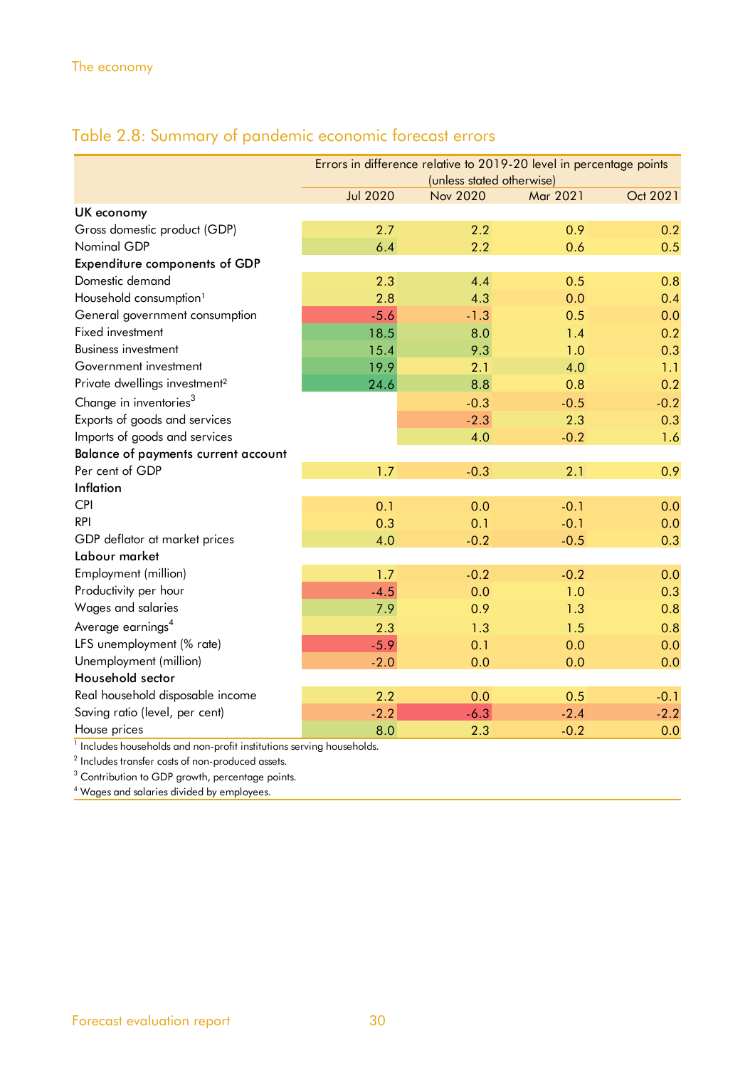## Table 2.8: Summary of pandemic economic forecast errors

| | Errors in difference relative to 2019-20 level in percentage points (unless stated otherwise) | | | |
|---|---|---|---|---|
| | Jul 2020 | Nov 2020 | Mar 2021 | Oct 2021 |
| **UK economy** | | | | |
| Gross domestic product (GDP) | 2.7 | 2.2 | 0.9 | 0.2 |
| Nominal GDP | 6.4 | 2.2 | 0.6 | 0.5 |
| **Expenditure components of GDP** | | | | |
| Domestic demand | 2.3 | 4.4 | 0.5 | 0.8 |
| Household consumption[1] | 2.8 | 4.3 | 0.0 | 0.4 |
| General government consumption | -5.6 | -1.3 | 0.5 | 0.0 |
| Fixed investment | 18.5 | 8.0 | 1.4 | 0.2 |
| Business investment | 15.4 | 9.3 | 1.0 | 0.3 |
| Government investment | 19.9 | 2.1 | 4.0 | 1.1 |
| Private dwellings investment[2] | 24.6 | 8.8 | 0.8 | 0.2 |
| Change in inventories[3] | | -0.3 | -0.5 | -0.2 |
| Exports of goods and services | | -2.3 | 2.3 | 0.3 |
| Imports of goods and services | | 4.0 | -0.2 | 1.6 |
| **Balance of payments current account** | | | | |
| Per cent of GDP | 1.7 | -0.3 | 2.1 | 0.9 |
| **Inflation** | | | | |
| CPI | 0.1 | 0.0 | -0.1 | 0.0 |
| RPI | 0.3 | 0.1 | -0.1 | 0.0 |
| GDP deflator at market prices | 4.0 | -0.2 | -0.5 | 0.3 |
| **Labour market** | | | | |
| Employment (million) | 1.7 | -0.2 | -0.2 | 0.0 |
| Productivity per hour | -4.5 | 0.0 | 1.0 | 0.3 |
| Wages and salaries | 7.9 | 0.9 | 1.3 | 0.8 |
| Average earnings[4] | 2.3 | 1.3 | 1.5 | 0.8 |
| LFS unemployment (% rate) | -5.9 | 0.1 | 0.0 | 0.0 |
| Unemployment (million) | -2.0 | 0.0 | 0.0 | 0.0 |
| **Household sector** | | | | |
| Real household disposable income | 2.2 | 0.0 | 0.5 | -0.1 |
| Saving ratio (level, per cent) | -2.2 | -6.3 | -2.4 | -2.2 |
| House prices | 8.0 | 2.3 | -0.2 | 0.0 |

[1] Includes households and non-profit institutions serving households.
[2] Includes transfer costs of non-produced assets.
[3] Contribution to GDP growth, percentage points.
[4] Wages and salaries divided by employees.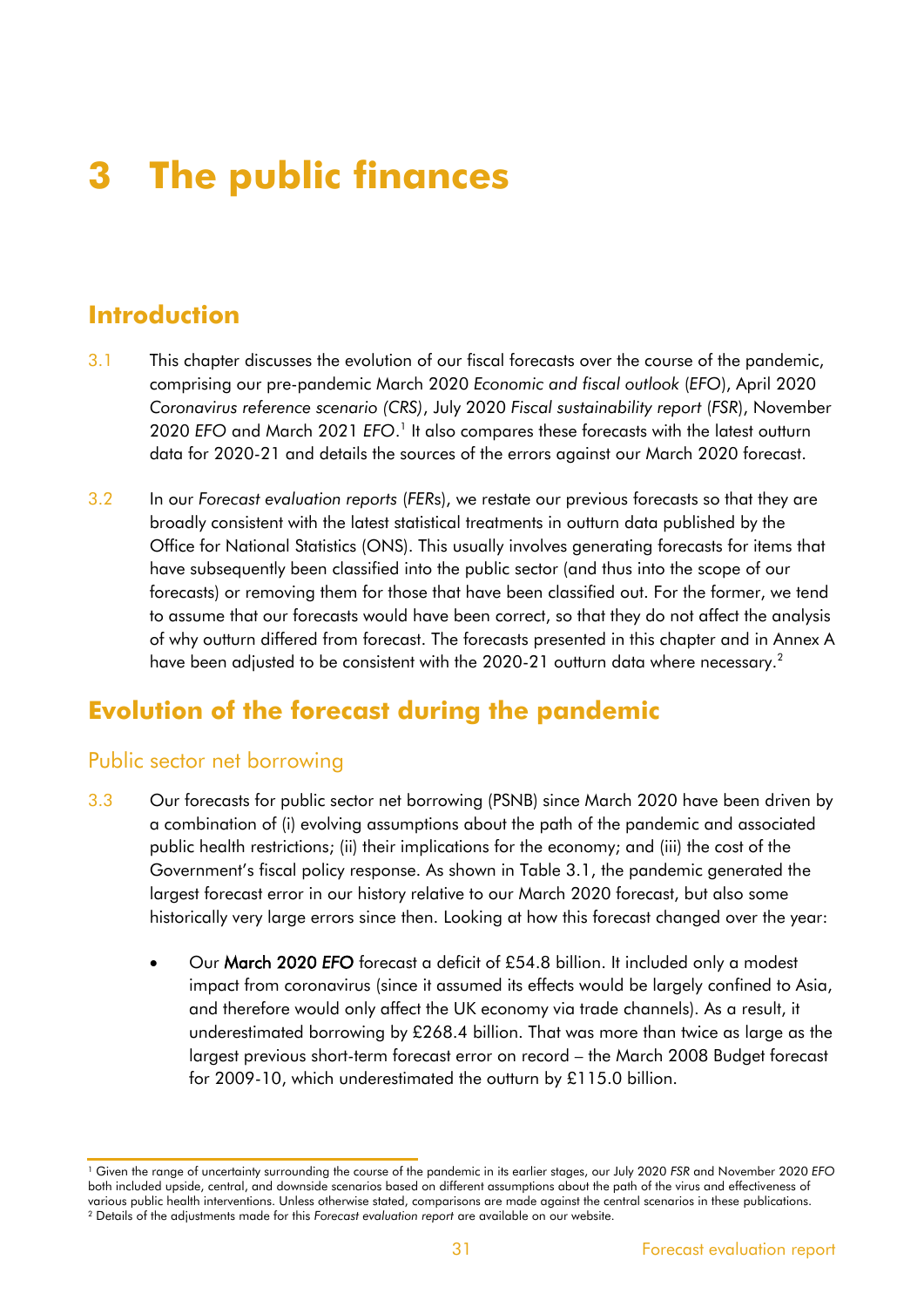# 3 The public finances

## Introduction

3.1 This chapter discusses the evolution of our fiscal forecasts over the course of the pandemic, comprising our pre-pandemic March 2020 *Economic and fiscal outlook* (*EFO*), April 2020 *Coronavirus reference scenario (CRS)*, July 2020 *Fiscal sustainability report* (*FSR*), November 2020 *EFO* and March 2021 *EFO*.[1] It also compares these forecasts with the latest outturn data for 2020-21 and details the sources of the errors against our March 2020 forecast.

3.2 In our *Forecast evaluation reports* (*FER*s), we restate our previous forecasts so that they are broadly consistent with the latest statistical treatments in outturn data published by the Office for National Statistics (ONS). This usually involves generating forecasts for items that have subsequently been classified into the public sector (and thus into the scope of our forecasts) or removing them for those that have been classified out. For the former, we tend to assume that our forecasts would have been correct, so that they do not affect the analysis of why outturn differed from forecast. The forecasts presented in this chapter and in Annex A have been adjusted to be consistent with the 2020-21 outturn data where necessary.[2]

## Evolution of the forecast during the pandemic

### Public sector net borrowing

3.3 Our forecasts for public sector net borrowing (PSNB) since March 2020 have been driven by a combination of (i) evolving assumptions about the path of the pandemic and associated public health restrictions; (ii) their implications for the economy; and (iii) the cost of the Government's fiscal policy response. As shown in Table 3.1, the pandemic generated the largest forecast error in our history relative to our March 2020 forecast, but also some historically very large errors since then. Looking at how this forecast changed over the year:

- Our **March 2020 *EFO*** forecast a deficit of £54.8 billion. It included only a modest impact from coronavirus (since it assumed its effects would be largely confined to Asia, and therefore would only affect the UK economy via trade channels). As a result, it underestimated borrowing by £268.4 billion. That was more than twice as large as the largest previous short-term forecast error on record – the March 2008 Budget forecast for 2009-10, which underestimated the outturn by £115.0 billion.

---

[1] Given the range of uncertainty surrounding the course of the pandemic in its earlier stages, our July 2020 *FSR* and November 2020 *EFO* both included upside, central, and downside scenarios based on different assumptions about the path of the virus and effectiveness of various public health interventions. Unless otherwise stated, comparisons are made against the central scenarios in these publications.

[2] Details of the adjustments made for this *Forecast evaluation report* are available on our website.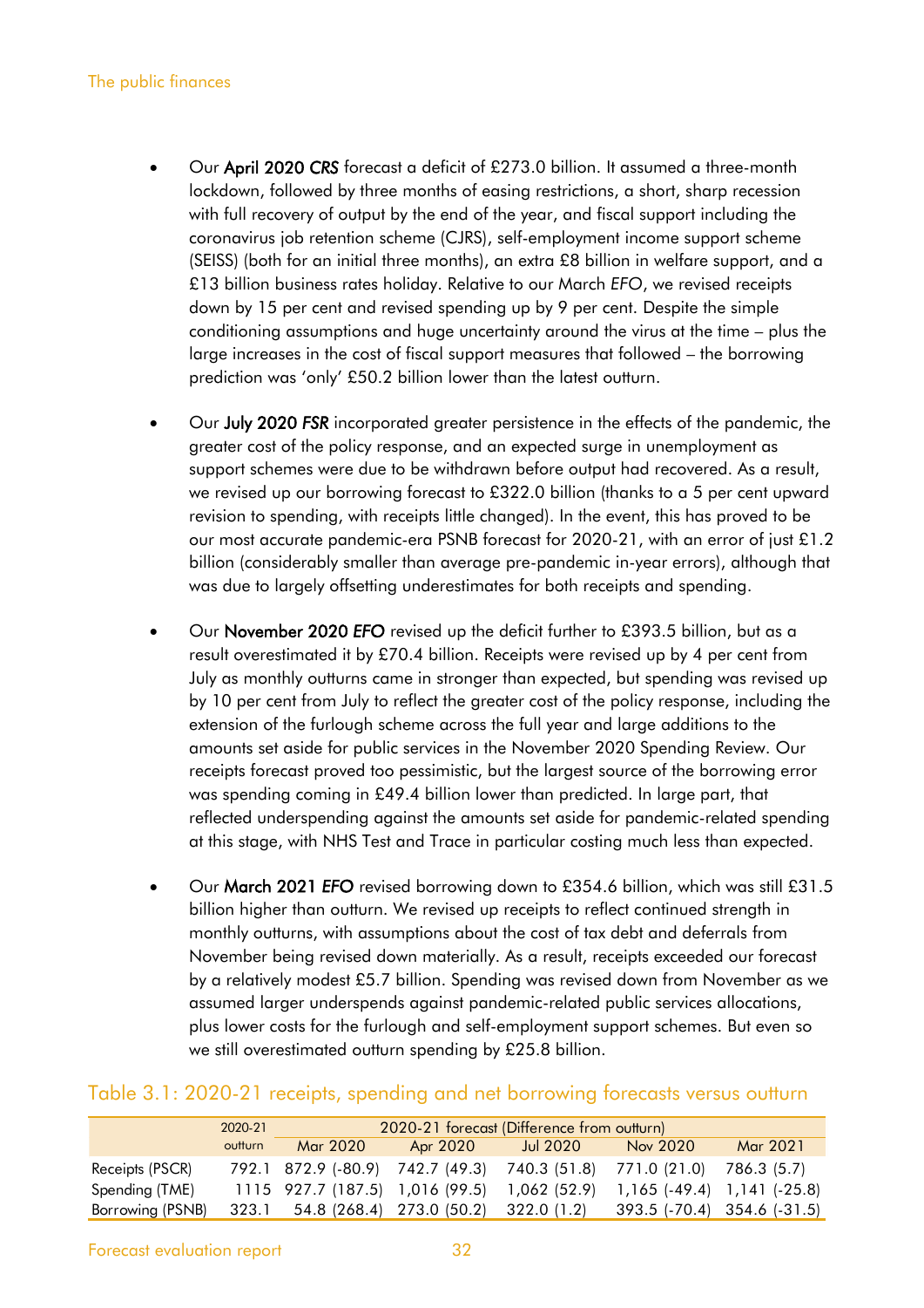- Our **April 2020** *CRS* forecast a deficit of £273.0 billion. It assumed a three-month lockdown, followed by three months of easing restrictions, a short, sharp recession with full recovery of output by the end of the year, and fiscal support including the coronavirus job retention scheme (CJRS), self-employment income support scheme (SEISS) (both for an initial three months), an extra £8 billion in welfare support, and a £13 billion business rates holiday. Relative to our March *EFO*, we revised receipts down by 15 per cent and revised spending up by 9 per cent. Despite the simple conditioning assumptions and huge uncertainty around the virus at the time – plus the large increases in the cost of fiscal support measures that followed – the borrowing prediction was 'only' £50.2 billion lower than the latest outturn.

- Our **July 2020** *FSR* incorporated greater persistence in the effects of the pandemic, the greater cost of the policy response, and an expected surge in unemployment as support schemes were due to be withdrawn before output had recovered. As a result, we revised up our borrowing forecast to £322.0 billion (thanks to a 5 per cent upward revision to spending, with receipts little changed). In the event, this has proved to be our most accurate pandemic-era PSNB forecast for 2020-21, with an error of just £1.2 billion (considerably smaller than average pre-pandemic in-year errors), although that was due to largely offsetting underestimates for both receipts and spending.

- Our **November 2020** *EFO* revised up the deficit further to £393.5 billion, but as a result overestimated it by £70.4 billion. Receipts were revised up by 4 per cent from July as monthly outturns came in stronger than expected, but spending was revised up by 10 per cent from July to reflect the greater cost of the policy response, including the extension of the furlough scheme across the full year and large additions to the amounts set aside for public services in the November 2020 Spending Review. Our receipts forecast proved too pessimistic, but the largest source of the borrowing error was spending coming in £49.4 billion lower than predicted. In large part, that reflected underspending against the amounts set aside for pandemic-related spending at this stage, with NHS Test and Trace in particular costing much less than expected.

- Our **March 2021** *EFO* revised borrowing down to £354.6 billion, which was still £31.5 billion higher than outturn. We revised up receipts to reflect continued strength in monthly outturns, with assumptions about the cost of tax debt and deferrals from November being revised down materially. As a result, receipts exceeded our forecast by a relatively modest £5.7 billion. Spending was revised down from November as we assumed larger underspends against pandemic-related public services allocations, plus lower costs for the furlough and self-employment support schemes. But even so we still overestimated outturn spending by £25.8 billion.

## Table 3.1: 2020-21 receipts, spending and net borrowing forecasts versus outturn

| | 2020-21 | 2020-21 forecast (Difference from outturn) | | | | |
|---|---|---|---|---|---|---|
| | outturn | Mar 2020 | Apr 2020 | Jul 2020 | Nov 2020 | Mar 2021 |
| Receipts (PSCR) | 792.1 | 872.9 (-80.9) | 742.7 (49.3) | 740.3 (51.8) | 771.0 (21.0) | 786.3 (5.7) |
| Spending (TME) | 1115 | 927.7 (187.5) | 1,016 (99.5) | 1,062 (52.9) | 1,165 (-49.4) | 1,141 (-25.8) |
| Borrowing (PSNB) | 323.1 | 54.8 (268.4) | 273.0 (50.2) | 322.0 (1.2) | 393.5 (-70.4) | 354.6 (-31.5) |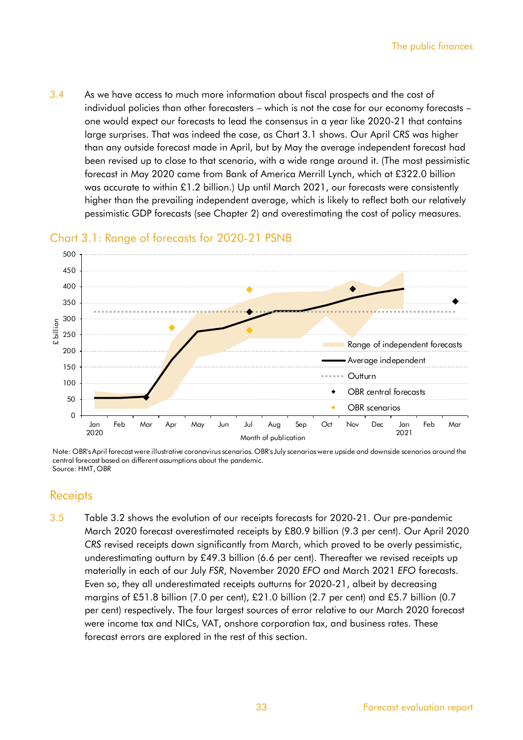3.4 As we have access to much more information about fiscal prospects and the cost of individual policies than other forecasters – which is not the case for our economy forecasts – one would expect our forecasts to lead the consensus in a year like 2020-21 that contains large surprises. That was indeed the case, as Chart 3.1 shows. Our April *CRS* was higher than any outside forecast made in April, but by May the average independent forecast had been revised up to close to that scenario, with a wide range around it. (The most pessimistic forecast in May 2020 came from Bank of America Merrill Lynch, which at £322.0 billion was accurate to within £1.2 billion.) Up until March 2021, our forecasts were consistently higher than the prevailing independent average, which is likely to reflect both our relatively pessimistic GDP forecasts (see Chapter 2) and overestimating the cost of policy measures.

## Chart 3.1: Range of forecasts for 2020-21 PSNB

Note: OBR's April forecast were illustrative coronavirus scenarios. OBR's July scenarios were upside and downside scenarios around the central forecast based on different assumptions about the pandemic.
Source: HMT, OBR

## Receipts

3.5 Table 3.2 shows the evolution of our receipts forecasts for 2020-21. Our pre-pandemic March 2020 forecast overestimated receipts by £80.9 billion (9.3 per cent). Our April 2020 *CRS* revised receipts down significantly from March, which proved to be overly pessimistic, underestimating outturn by £49.3 billion (6.6 per cent). Thereafter we revised receipts up materially in each of our July *FSR*, November 2020 *EFO* and March 2021 *EFO* forecasts. Even so, they all underestimated receipts outturns for 2020-21, albeit by decreasing margins of £51.8 billion (7.0 per cent), £21.0 billion (2.7 per cent) and £5.7 billion (0.7 per cent) respectively. The four largest sources of error relative to our March 2020 forecast were income tax and NICs, VAT, onshore corporation tax, and business rates. These forecast errors are explored in the rest of this section.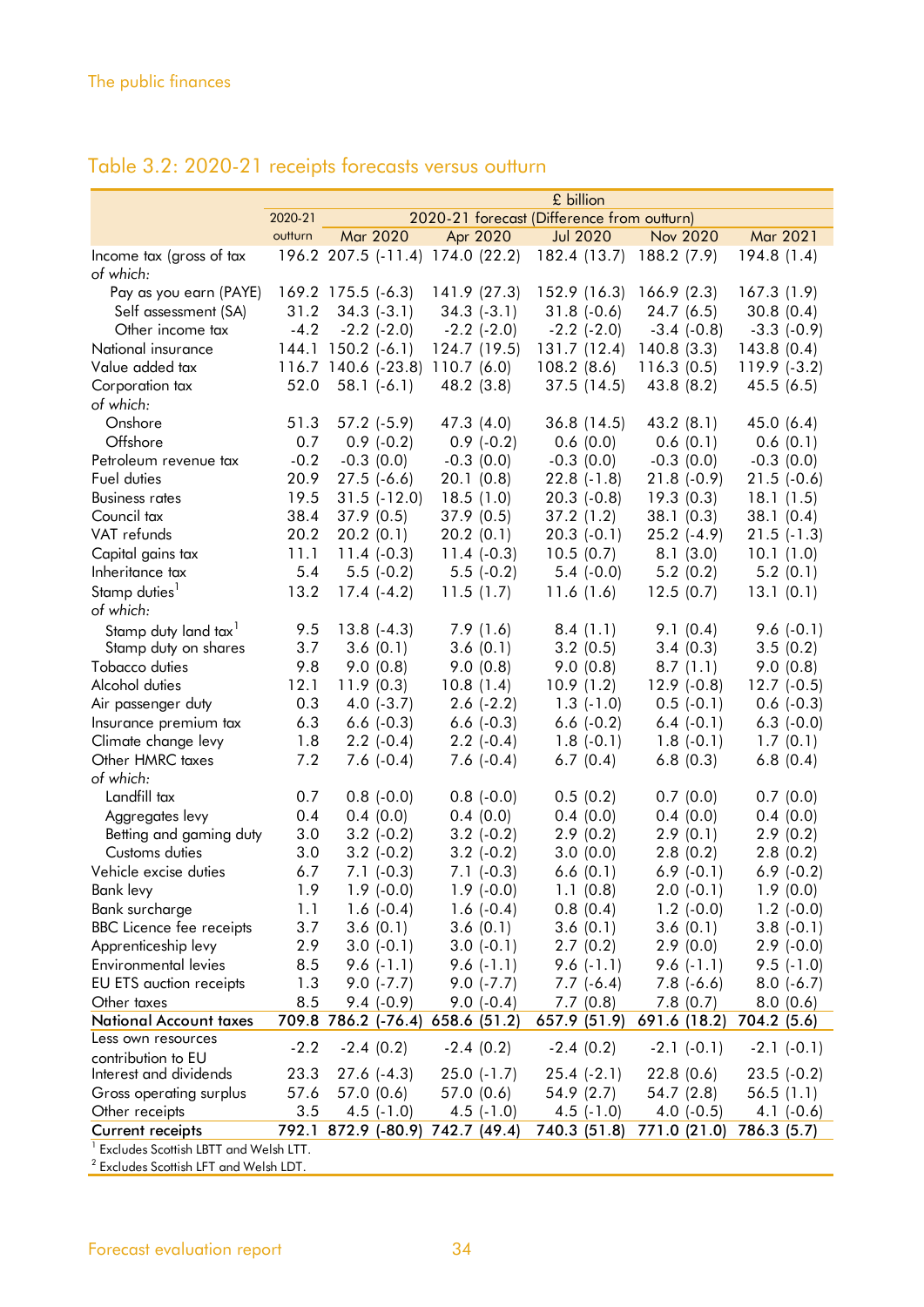## Table 3.2: 2020-21 receipts forecasts versus outturn

| | £ billion | | | | | |
|---|---|---|---|---|---|---|
| | 2020-21 | 2020-21 forecast (Difference from outturn) | | | | |
| | outturn | Mar 2020 | Apr 2020 | Jul 2020 | Nov 2020 | Mar 2021 |
| Income tax (gross of tax | 196.2 | 207.5 (-11.4) | 174.0 (22.2) | 182.4 (13.7) | 188.2 (7.9) | 194.8 (1.4) |
| *of which:* | | | | | | |
| Pay as you earn (PAYE) | 169.2 | 175.5 (-6.3) | 141.9 (27.3) | 152.9 (16.3) | 166.9 (2.3) | 167.3 (1.9) |
| Self assessment (SA) | 31.2 | 34.3 (-3.1) | 34.3 (-3.1) | 31.8 (-0.6) | 24.7 (6.5) | 30.8 (0.4) |
| Other income tax | -4.2 | -2.2 (-2.0) | -2.2 (-2.0) | -2.2 (-2.0) | -3.4 (-0.8) | -3.3 (-0.9) |
| National insurance | 144.1 | 150.2 (-6.1) | 124.7 (19.5) | 131.7 (12.4) | 140.8 (3.3) | 143.8 (0.4) |
| Value added tax | 116.7 | 140.6 (-23.8) | 110.7 (6.0) | 108.2 (8.6) | 116.3 (0.5) | 119.9 (-3.2) |
| Corporation tax | 52.0 | 58.1 (-6.1) | 48.2 (3.8) | 37.5 (14.5) | 43.8 (8.2) | 45.5 (6.5) |
| *of which:* | | | | | | |
| Onshore | 51.3 | 57.2 (-5.9) | 47.3 (4.0) | 36.8 (14.5) | 43.2 (8.1) | 45.0 (6.4) |
| Offshore | 0.7 | 0.9 (-0.2) | 0.9 (-0.2) | 0.6 (0.0) | 0.6 (0.1) | 0.6 (0.1) |
| Petroleum revenue tax | -0.2 | -0.3 (0.0) | -0.3 (0.0) | -0.3 (0.0) | -0.3 (0.0) | -0.3 (0.0) |
| Fuel duties | 20.9 | 27.5 (-6.6) | 20.1 (0.8) | 22.8 (-1.8) | 21.8 (-0.9) | 21.5 (-0.6) |
| Business rates | 19.5 | 31.5 (-12.0) | 18.5 (1.0) | 20.3 (-0.8) | 19.3 (0.3) | 18.1 (1.5) |
| Council tax | 38.4 | 37.9 (0.5) | 37.9 (0.5) | 37.2 (1.2) | 38.1 (0.3) | 38.1 (0.4) |
| VAT refunds | 20.2 | 20.2 (0.1) | 20.2 (0.1) | 20.3 (-0.1) | 25.2 (-4.9) | 21.5 (-1.3) |
| Capital gains tax | 11.1 | 11.4 (-0.3) | 11.4 (-0.3) | 10.5 (0.7) | 8.1 (3.0) | 10.1 (1.0) |
| Inheritance tax | 5.4 | 5.5 (-0.2) | 5.5 (-0.2) | 5.4 (-0.0) | 5.2 (0.2) | 5.2 (0.1) |
| Stamp duties[1] | 13.2 | 17.4 (-4.2) | 11.5 (1.7) | 11.6 (1.6) | 12.5 (0.7) | 13.1 (0.1) |
| *of which:* | | | | | | |
| Stamp duty land tax[1] | 9.5 | 13.8 (-4.3) | 7.9 (1.6) | 8.4 (1.1) | 9.1 (0.4) | 9.6 (-0.1) |
| Stamp duty on shares | 3.7 | 3.6 (0.1) | 3.6 (0.1) | 3.2 (0.5) | 3.4 (0.3) | 3.5 (0.2) |
| Tobacco duties | 9.8 | 9.0 (0.8) | 9.0 (0.8) | 9.0 (0.8) | 8.7 (1.1) | 9.0 (0.8) |
| Alcohol duties | 12.1 | 11.9 (0.3) | 10.8 (1.4) | 10.9 (1.2) | 12.9 (-0.8) | 12.7 (-0.5) |
| Air passenger duty | 0.3 | 4.0 (-3.7) | 2.6 (-2.2) | 1.3 (-1.0) | 0.5 (-0.1) | 0.6 (-0.3) |
| Insurance premium tax | 6.3 | 6.6 (-0.3) | 6.6 (-0.3) | 6.6 (-0.2) | 6.4 (-0.1) | 6.3 (-0.0) |
| Climate change levy | 1.8 | 2.2 (-0.4) | 2.2 (-0.4) | 1.8 (-0.1) | 1.8 (-0.1) | 1.7 (0.1) |
| Other HMRC taxes | 7.2 | 7.6 (-0.4) | 7.6 (-0.4) | 6.7 (0.4) | 6.8 (0.3) | 6.8 (0.4) |
| *of which:* | | | | | | |
| Landfill tax | 0.7 | 0.8 (-0.0) | 0.8 (-0.0) | 0.5 (0.2) | 0.7 (0.0) | 0.7 (0.0) |
| Aggregates levy | 0.4 | 0.4 (0.0) | 0.4 (0.0) | 0.4 (0.0) | 0.4 (0.0) | 0.4 (0.0) |
| Betting and gaming duty | 3.0 | 3.2 (-0.2) | 3.2 (-0.2) | 2.9 (0.2) | 2.9 (0.1) | 2.9 (0.2) |
| Customs duties | 3.0 | 3.2 (-0.2) | 3.2 (-0.2) | 3.0 (0.0) | 2.8 (0.2) | 2.8 (0.2) |
| Vehicle excise duties | 6.7 | 7.1 (-0.3) | 7.1 (-0.3) | 6.6 (0.1) | 6.9 (-0.1) | 6.9 (-0.2) |
| Bank levy | 1.9 | 1.9 (-0.0) | 1.9 (-0.0) | 1.1 (0.8) | 2.0 (-0.1) | 1.9 (0.0) |
| Bank surcharge | 1.1 | 1.6 (-0.4) | 1.6 (-0.4) | 0.8 (0.4) | 1.2 (-0.0) | 1.2 (-0.0) |
| BBC Licence fee receipts | 3.7 | 3.6 (0.1) | 3.6 (0.1) | 3.6 (0.1) | 3.6 (0.1) | 3.8 (-0.1) |
| Apprenticeship levy | 2.9 | 3.0 (-0.1) | 3.0 (-0.1) | 2.7 (0.2) | 2.9 (0.0) | 2.9 (-0.0) |
| Environmental levies | 8.5 | 9.6 (-1.1) | 9.6 (-1.1) | 9.6 (-1.1) | 9.6 (-1.1) | 9.5 (-1.0) |
| EU ETS auction receipts | 1.3 | 9.0 (-7.7) | 9.0 (-7.7) | 7.7 (-6.4) | 7.8 (-6.6) | 8.0 (-6.7) |
| Other taxes | 8.5 | 9.4 (-0.9) | 9.0 (-0.4) | 7.7 (0.8) | 7.8 (0.7) | 8.0 (0.6) |
| **National Account taxes** | **709.8** | **786.2 (-76.4)** | **658.6 (51.2)** | **657.9 (51.9)** | **691.6 (18.2)** | **704.2 (5.6)** |
| Less own resources contribution to EU | -2.2 | -2.4 (0.2) | -2.4 (0.2) | -2.4 (0.2) | -2.1 (-0.1) | -2.1 (-0.1) |
| Interest and dividends | 23.3 | 27.6 (-4.3) | 25.0 (-1.7) | 25.4 (-2.1) | 22.8 (0.6) | 23.5 (-0.2) |
| Gross operating surplus | 57.6 | 57.0 (0.6) | 57.0 (0.6) | 54.9 (2.7) | 54.7 (2.8) | 56.5 (1.1) |
| Other receipts | 3.5 | 4.5 (-1.0) | 4.5 (-1.0) | 4.5 (-1.0) | 4.0 (-0.5) | 4.1 (-0.6) |
| **Current receipts** | **792.1** | **872.9 (-80.9)** | **742.7 (49.4)** | **740.3 (51.8)** | **771.0 (21.0)** | **786.3 (5.7)** |

[1] Excludes Scottish LBTT and Welsh LTT.

[2] Excludes Scottish LFT and Welsh LDT.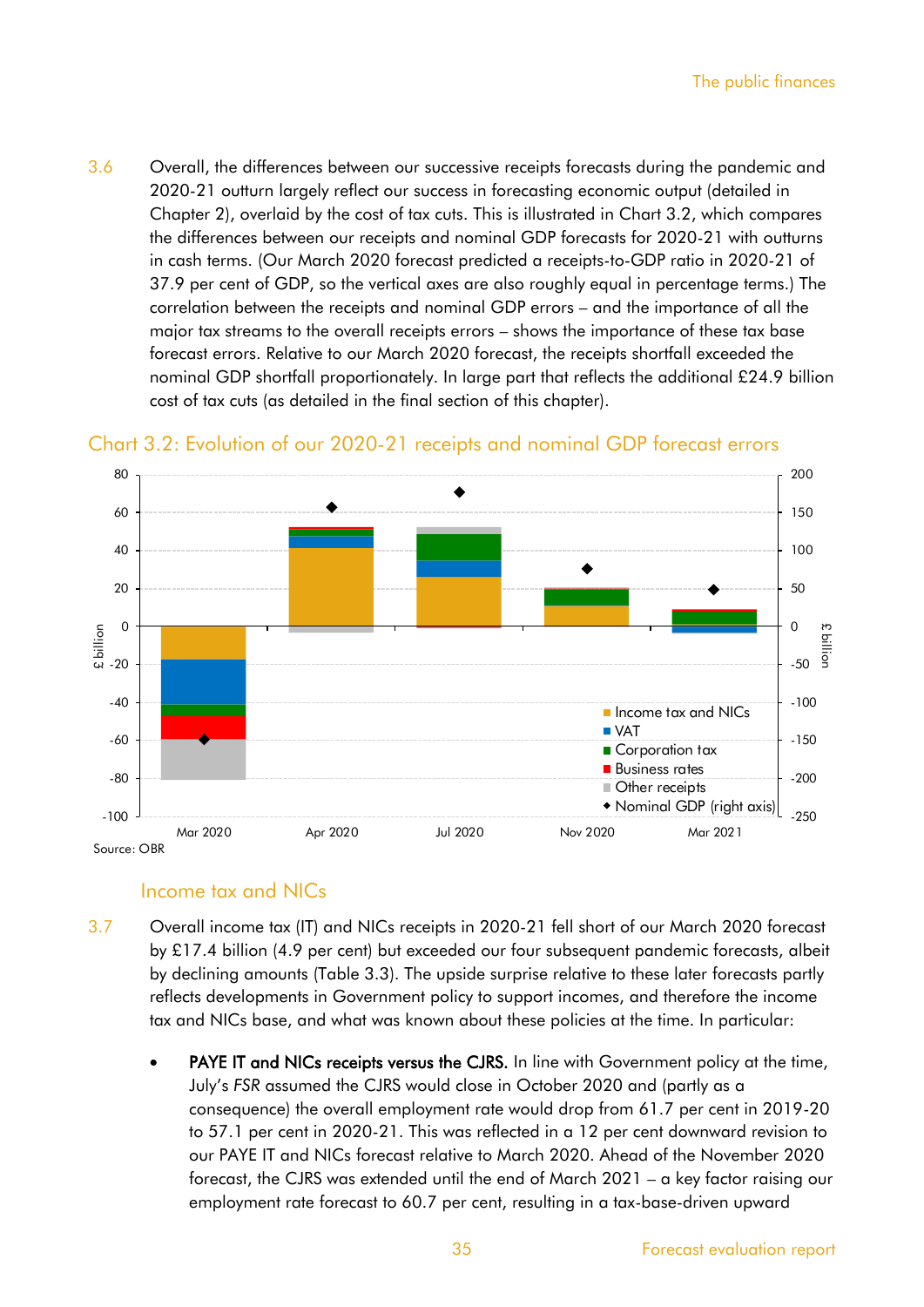3.6 Overall, the differences between our successive receipts forecasts during the pandemic and 2020-21 outturn largely reflect our success in forecasting economic output (detailed in Chapter 2), overlaid by the cost of tax cuts. This is illustrated in Chart 3.2, which compares the differences between our receipts and nominal GDP forecasts for 2020-21 with outturns in cash terms. (Our March 2020 forecast predicted a receipts-to-GDP ratio in 2020-21 of 37.9 per cent of GDP, so the vertical axes are also roughly equal in percentage terms.) The correlation between the receipts and nominal GDP errors – and the importance of all the major tax streams to the overall receipts errors – shows the importance of these tax base forecast errors. Relative to our March 2020 forecast, the receipts shortfall exceeded the nominal GDP shortfall proportionately. In large part that reflects the additional £24.9 billion cost of tax cuts (as detailed in the final section of this chapter).

## Chart 3.2: Evolution of our 2020-21 receipts and nominal GDP forecast errors

Source: OBR

### Income tax and NICs

3.7 Overall income tax (IT) and NICs receipts in 2020-21 fell short of our March 2020 forecast by £17.4 billion (4.9 per cent) but exceeded our four subsequent pandemic forecasts, albeit by declining amounts (Table 3.3). The upside surprise relative to these later forecasts partly reflects developments in Government policy to support incomes, and therefore the income tax and NICs base, and what was known about these policies at the time. In particular:

- **PAYE IT and NICs receipts versus the CJRS.** In line with Government policy at the time, July's *FSR* assumed the CJRS would close in October 2020 and (partly as a consequence) the overall employment rate would drop from 61.7 per cent in 2019-20 to 57.1 per cent in 2020-21. This was reflected in a 12 per cent downward revision to our PAYE IT and NICs forecast relative to March 2020. Ahead of the November 2020 forecast, the CJRS was extended until the end of March 2021 – a key factor raising our employment rate forecast to 60.7 per cent, resulting in a tax-base-driven upward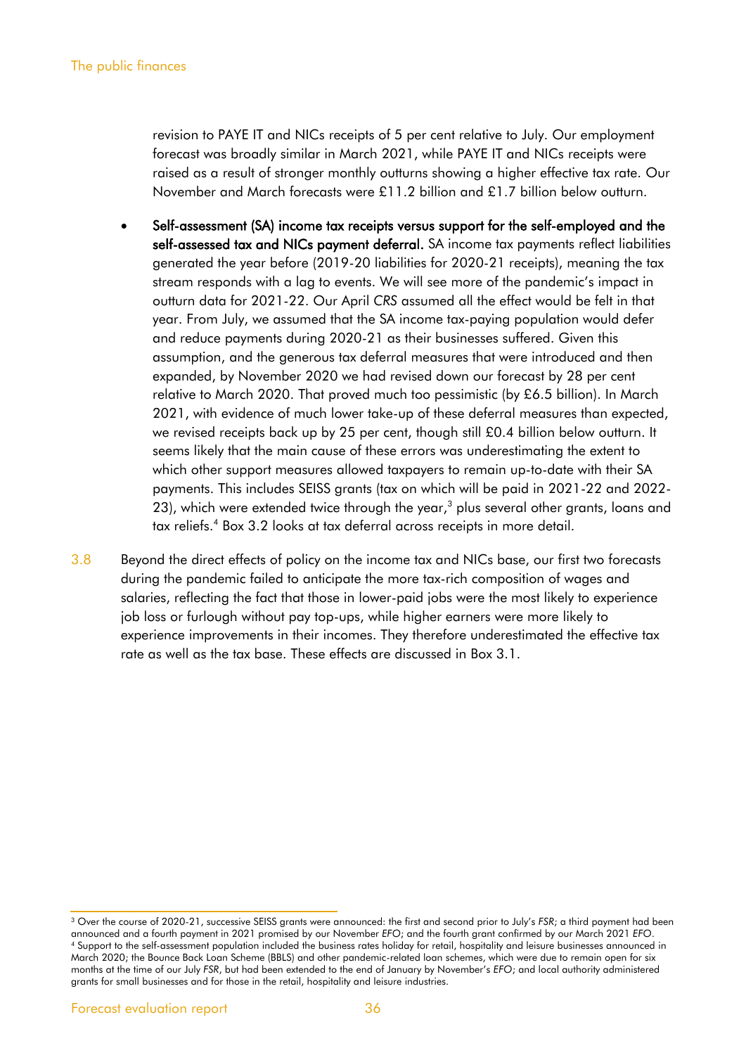revision to PAYE IT and NICs receipts of 5 per cent relative to July. Our employment forecast was broadly similar in March 2021, while PAYE IT and NICs receipts were raised as a result of stronger monthly outturns showing a higher effective tax rate. Our November and March forecasts were £11.2 billion and £1.7 billion below outturn.

- **Self-assessment (SA) income tax receipts versus support for the self-employed and the self-assessed tax and NICs payment deferral.** SA income tax payments reflect liabilities generated the year before (2019-20 liabilities for 2020-21 receipts), meaning the tax stream responds with a lag to events. We will see more of the pandemic's impact in outturn data for 2021-22. Our April *CRS* assumed all the effect would be felt in that year. From July, we assumed that the SA income tax-paying population would defer and reduce payments during 2020-21 as their businesses suffered. Given this assumption, and the generous tax deferral measures that were introduced and then expanded, by November 2020 we had revised down our forecast by 28 per cent relative to March 2020. That proved much too pessimistic (by £6.5 billion). In March 2021, with evidence of much lower take-up of these deferral measures than expected, we revised receipts back up by 25 per cent, though still £0.4 billion below outturn. It seems likely that the main cause of these errors was underestimating the extent to which other support measures allowed taxpayers to remain up-to-date with their SA payments. This includes SEISS grants (tax on which will be paid in 2021-22 and 2022-23), which were extended twice through the year,[3] plus several other grants, loans and tax reliefs.[4] Box 3.2 looks at tax deferral across receipts in more detail.

3.8 Beyond the direct effects of policy on the income tax and NICs base, our first two forecasts during the pandemic failed to anticipate the more tax-rich composition of wages and salaries, reflecting the fact that those in lower-paid jobs were the most likely to experience job loss or furlough without pay top-ups, while higher earners were more likely to experience improvements in their incomes. They therefore underestimated the effective tax rate as well as the tax base. These effects are discussed in Box 3.1.

---

[3] Over the course of 2020-21, successive SEISS grants were announced: the first and second prior to July's *FSR*; a third payment had been announced and a fourth payment in 2021 promised by our November *EFO*; and the fourth grant confirmed by our March 2021 *EFO*.

[4] Support to the self-assessment population included the business rates holiday for retail, hospitality and leisure businesses announced in March 2020; the Bounce Back Loan Scheme (BBLS) and other pandemic-related loan schemes, which were due to remain open for six months at the time of our July *FSR*, but had been extended to the end of January by November's *EFO*; and local authority administered grants for small businesses and for those in the retail, hospitality and leisure industries.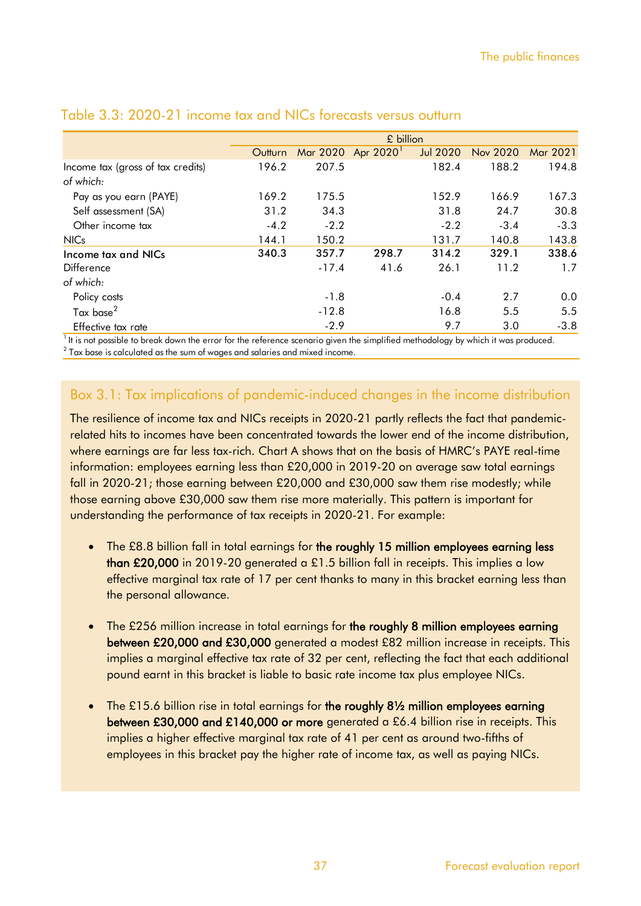## Table 3.3: 2020-21 income tax and NICs forecasts versus outturn

| | £ billion | | | | | |
|---|---|---|---|---|---|---|
| | Outturn | Mar 2020 | Apr 2020[1] | Jul 2020 | Nov 2020 | Mar 2021 |
| Income tax (gross of tax credits) | 196.2 | 207.5 | | 182.4 | 188.2 | 194.8 |
| *of which:* | | | | | | |
| Pay as you earn (PAYE) | 169.2 | 175.5 | | 152.9 | 166.9 | 167.3 |
| Self assessment (SA) | 31.2 | 34.3 | | 31.8 | 24.7 | 30.8 |
| Other income tax | -4.2 | -2.2 | | -2.2 | -3.4 | -3.3 |
| NICs | 144.1 | 150.2 | | 131.7 | 140.8 | 143.8 |
| **Income tax and NICs** | **340.3** | **357.7** | **298.7** | **314.2** | **329.1** | **338.6** |
| Difference | | -17.4 | 41.6 | 26.1 | 11.2 | 1.7 |
| *of which:* | | | | | | |
| Policy costs | | -1.8 | | -0.4 | 2.7 | 0.0 |
| Tax base[2] | | -12.8 | | 16.8 | 5.5 | 5.5 |
| Effective tax rate | | -2.9 | | 9.7 | 3.0 | -3.8 |

[1] It is not possible to break down the error for the reference scenario given the simplified methodology by which it was produced.
[2] Tax base is calculated as the sum of wages and salaries and mixed income.

### Box 3.1: Tax implications of pandemic-induced changes in the income distribution

The resilience of income tax and NICs receipts in 2020-21 partly reflects the fact that pandemic-related hits to incomes have been concentrated towards the lower end of the income distribution, where earnings are far less tax-rich. Chart A shows that on the basis of HMRC's PAYE real-time information: employees earning less than £20,000 in 2019-20 on average saw total earnings fall in 2020-21; those earning between £20,000 and £30,000 saw them rise modestly; while those earning above £30,000 saw them rise more materially. This pattern is important for understanding the performance of tax receipts in 2020-21. For example:

- The £8.8 billion fall in total earnings for **the roughly 15 million employees earning less than £20,000** in 2019-20 generated a £1.5 billion fall in receipts. This implies a low effective marginal tax rate of 17 per cent thanks to many in this bracket earning less than the personal allowance.

- The £256 million increase in total earnings for **the roughly 8 million employees earning between £20,000 and £30,000** generated a modest £82 million increase in receipts. This implies a marginal effective tax rate of 32 per cent, reflecting the fact that each additional pound earnt in this bracket is liable to basic rate income tax plus employee NICs.

- The £15.6 billion rise in total earnings for **the roughly 8½ million employees earning between £30,000 and £140,000 or more** generated a £6.4 billion rise in receipts. This implies a higher effective marginal tax rate of 41 per cent as around two-fifths of employees in this bracket pay the higher rate of income tax, as well as paying NICs.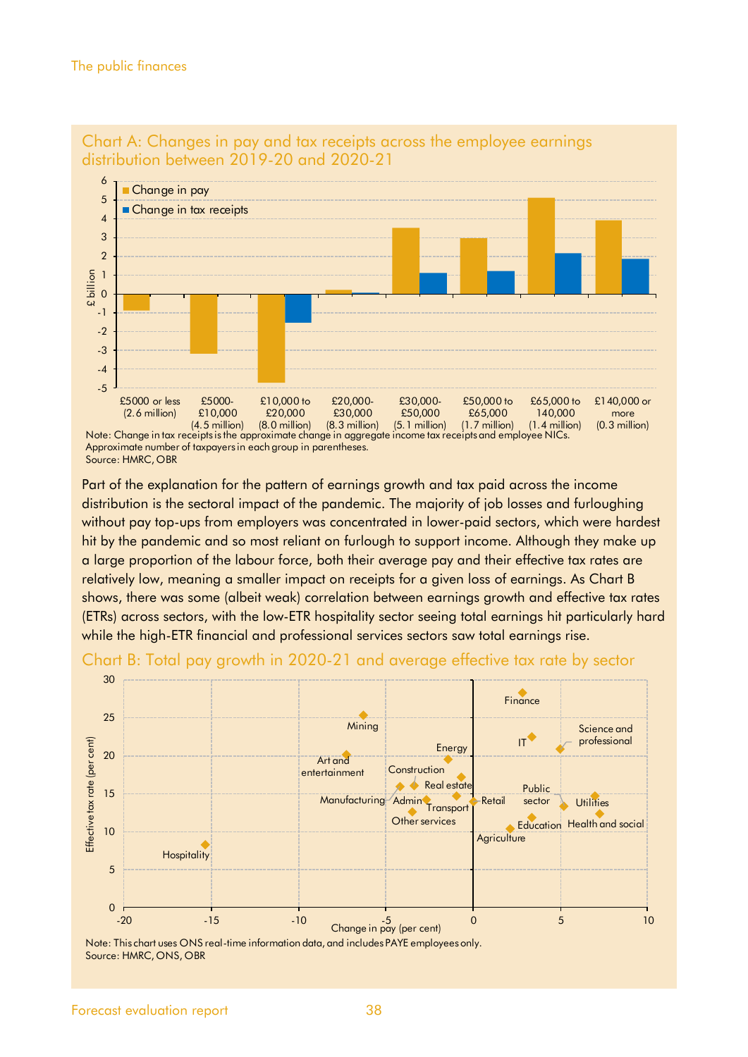### Chart A: Changes in pay and tax receipts across the employee earnings distribution between 2019-20 and 2020-21

| Earnings band (approx. number of taxpayers) | Change in pay (£ billion) | Change in tax receipts (£ billion) |
|---|---|---|
| £5000 or less (2.6 million) | -0.9 | 0.0 |
| £5000-£10,000 (4.5 million) | -3.2 | 0.0 |
| £10,000 to £20,000 (8.0 million) | -4.7 | -1.5 |
| £20,000-£30,000 (8.3 million) | 0.2 | 0.1 |
| £30,000-£50,000 (5.1 million) | 3.5 | 1.1 |
| £50,000 to £65,000 (1.7 million) | 3.0 | 1.2 |
| £65,000 to 140,000 (1.4 million) | 5.1 | 2.2 |
| £140,000 or more (0.3 million) | 3.9 | 1.9 |

Note: Change in tax receipts is the approximate change in aggregate income tax receipts and employee NICs. Approximate number of taxpayers in each group in parentheses.
Source: HMRC, OBR

Part of the explanation for the pattern of earnings growth and tax paid across the income distribution is the sectoral impact of the pandemic. The majority of job losses and furloughing without pay top-ups from employers was concentrated in lower-paid sectors, which were hardest hit by the pandemic and so most reliant on furlough to support income. Although they make up a large proportion of the labour force, both their average pay and their effective tax rates are relatively low, meaning a smaller impact on receipts for a given loss of earnings. As Chart B shows, there was some (albeit weak) correlation between earnings growth and effective tax rates (ETRs) across sectors, with the low-ETR hospitality sector seeing total earnings hit particularly hard while the high-ETR financial and professional services sectors saw total earnings rise.

### Chart B: Total pay growth in 2020-21 and average effective tax rate by sector

| Sector | Change in pay (per cent) | Effective tax rate (per cent) |
|---|---|---|
| Hospitality | -15.4 | 8.3 |
| Mining | -6.3 | 25.3 |
| Art and entertainment | -7.3 | 20.2 |
| Manufacturing | -4.2 | 16.0 |
| Construction | -3.4 | 16.1 |
| Other services | -3.5 | 12.7 |
| Admin | -2.7 | 14.2 |
| Energy | -1.4 | 19.6 |
| Real estate | -0.7 | 17.2 |
| Transport | -0.9 | 14.7 |
| Retail | 0.0 | 14.0 |
| Agriculture | 2.1 | 10.4 |
| Finance | 2.8 | 28.2 |
| IT | 3.4 | 22.5 |
| Education | 3.4 | 11.9 |
| Science and professional | 4.9 | 20.9 |
| Public sector | 5.2 | 13.4 |
| Utilities | 7.0 | 14.7 |
| Health and social | 7.2 | 12.4 |

Note: This chart uses ONS real-time information data, and includes PAYE employees only.
Source: HMRC, ONS, OBR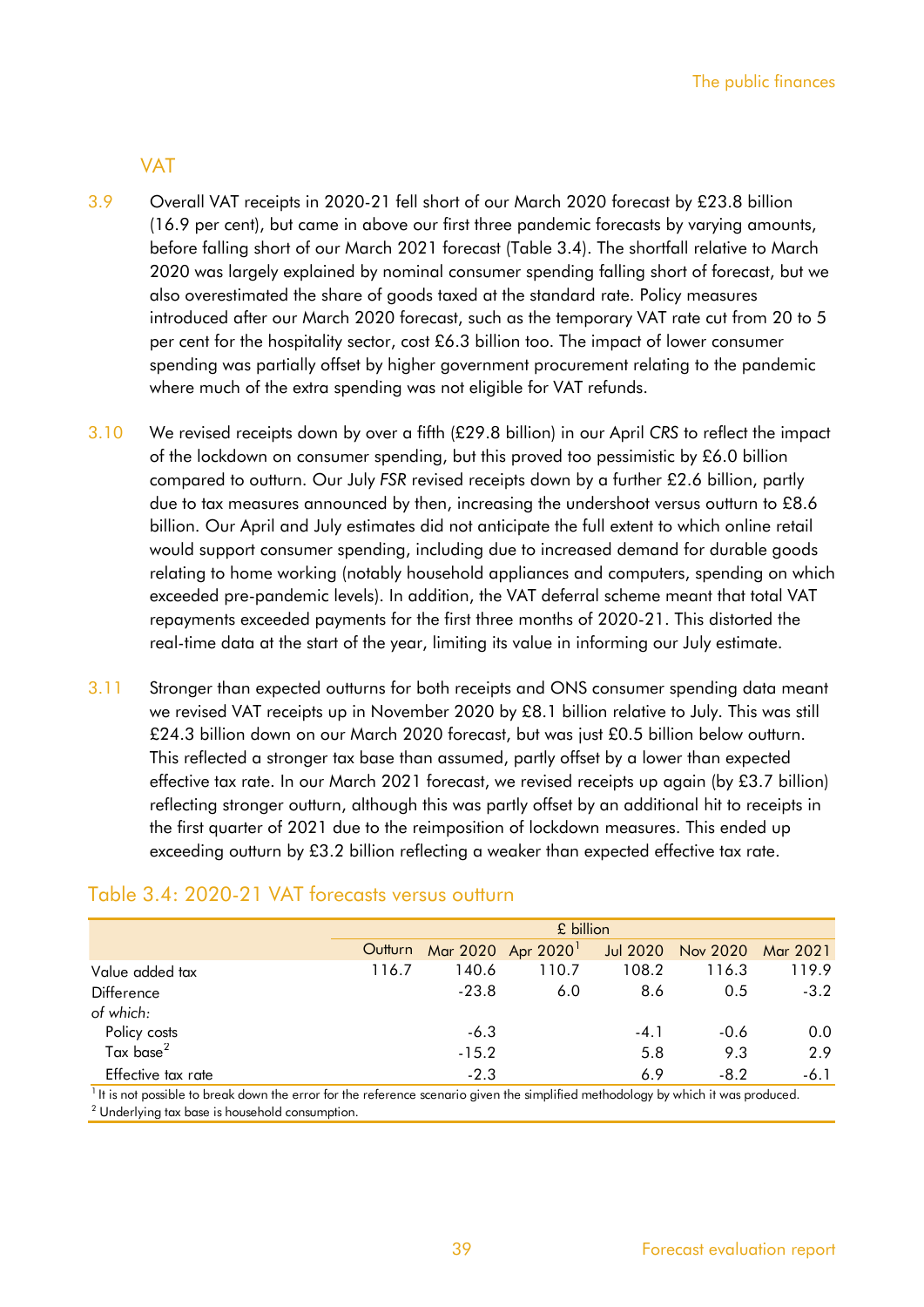## VAT

3.9 Overall VAT receipts in 2020-21 fell short of our March 2020 forecast by £23.8 billion (16.9 per cent), but came in above our first three pandemic forecasts by varying amounts, before falling short of our March 2021 forecast (Table 3.4). The shortfall relative to March 2020 was largely explained by nominal consumer spending falling short of forecast, but we also overestimated the share of goods taxed at the standard rate. Policy measures introduced after our March 2020 forecast, such as the temporary VAT rate cut from 20 to 5 per cent for the hospitality sector, cost £6.3 billion too. The impact of lower consumer spending was partially offset by higher government procurement relating to the pandemic where much of the extra spending was not eligible for VAT refunds.

3.10 We revised receipts down by over a fifth (£29.8 billion) in our April *CRS* to reflect the impact of the lockdown on consumer spending, but this proved too pessimistic by £6.0 billion compared to outturn. Our July *FSR* revised receipts down by a further £2.6 billion, partly due to tax measures announced by then, increasing the undershoot versus outturn to £8.6 billion. Our April and July estimates did not anticipate the full extent to which online retail would support consumer spending, including due to increased demand for durable goods relating to home working (notably household appliances and computers, spending on which exceeded pre-pandemic levels). In addition, the VAT deferral scheme meant that total VAT repayments exceeded payments for the first three months of 2020-21. This distorted the real-time data at the start of the year, limiting its value in informing our July estimate.

3.11 Stronger than expected outturns for both receipts and ONS consumer spending data meant we revised VAT receipts up in November 2020 by £8.1 billion relative to July. This was still £24.3 billion down on our March 2020 forecast, but was just £0.5 billion below outturn. This reflected a stronger tax base than assumed, partly offset by a lower than expected effective tax rate. In our March 2021 forecast, we revised receipts up again (by £3.7 billion) reflecting stronger outturn, although this was partly offset by an additional hit to receipts in the first quarter of 2021 due to the reimposition of lockdown measures. This ended up exceeding outturn by £3.2 billion reflecting a weaker than expected effective tax rate.

### Table 3.4: 2020-21 VAT forecasts versus outturn

| | £ billion | | | | | |
|---|---|---|---|---|---|---|
| | Outturn | Mar 2020 | Apr 2020[1] | Jul 2020 | Nov 2020 | Mar 2021 |
| Value added tax | 116.7 | 140.6 | 110.7 | 108.2 | 116.3 | 119.9 |
| Difference | | -23.8 | 6.0 | 8.6 | 0.5 | -3.2 |
| *of which:* | | | | | | |
| Policy costs | | -6.3 | | -4.1 | -0.6 | 0.0 |
| Tax base[2] | | -15.2 | | 5.8 | 9.3 | 2.9 |
| Effective tax rate | | -2.3 | | 6.9 | -8.2 | -6.1 |

[1] It is not possible to break down the error for the reference scenario given the simplified methodology by which it was produced.
[2] Underlying tax base is household consumption.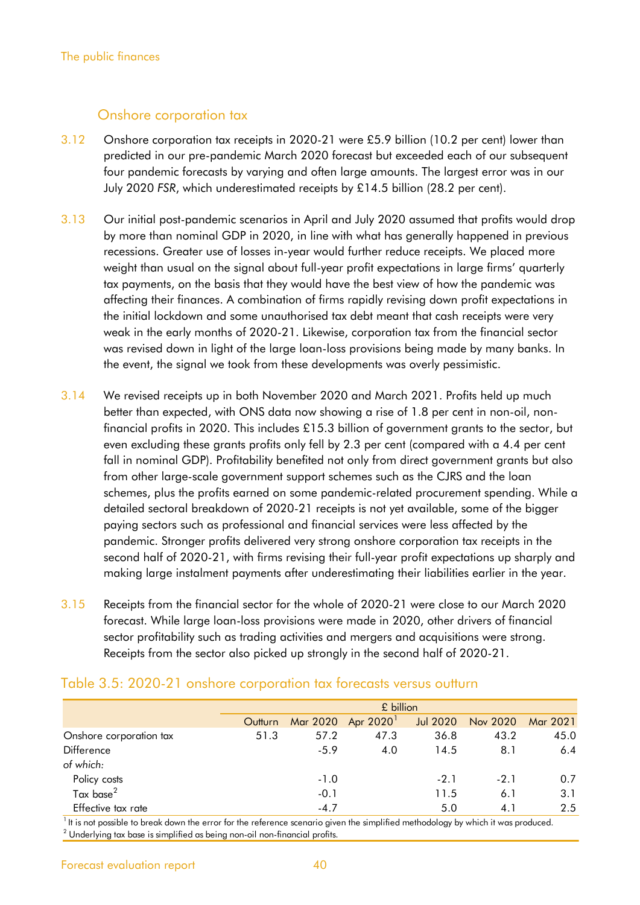## Onshore corporation tax

3.12 Onshore corporation tax receipts in 2020-21 were £5.9 billion (10.2 per cent) lower than predicted in our pre-pandemic March 2020 forecast but exceeded each of our subsequent four pandemic forecasts by varying and often large amounts. The largest error was in our July 2020 *FSR*, which underestimated receipts by £14.5 billion (28.2 per cent).

3.13 Our initial post-pandemic scenarios in April and July 2020 assumed that profits would drop by more than nominal GDP in 2020, in line with what has generally happened in previous recessions. Greater use of losses in-year would further reduce receipts. We placed more weight than usual on the signal about full-year profit expectations in large firms' quarterly tax payments, on the basis that they would have the best view of how the pandemic was affecting their finances. A combination of firms rapidly revising down profit expectations in the initial lockdown and some unauthorised tax debt meant that cash receipts were very weak in the early months of 2020-21. Likewise, corporation tax from the financial sector was revised down in light of the large loan-loss provisions being made by many banks. In the event, the signal we took from these developments was overly pessimistic.

3.14 We revised receipts up in both November 2020 and March 2021. Profits held up much better than expected, with ONS data now showing a rise of 1.8 per cent in non-oil, non-financial profits in 2020. This includes £15.3 billion of government grants to the sector, but even excluding these grants profits only fell by 2.3 per cent (compared with a 4.4 per cent fall in nominal GDP). Profitability benefited not only from direct government grants but also from other large-scale government support schemes such as the CJRS and the loan schemes, plus the profits earned on some pandemic-related procurement spending. While a detailed sectoral breakdown of 2020-21 receipts is not yet available, some of the bigger paying sectors such as professional and financial services were less affected by the pandemic. Stronger profits delivered very strong onshore corporation tax receipts in the second half of 2020-21, with firms revising their full-year profit expectations up sharply and making large instalment payments after underestimating their liabilities earlier in the year.

3.15 Receipts from the financial sector for the whole of 2020-21 were close to our March 2020 forecast. While large loan-loss provisions were made in 2020, other drivers of financial sector profitability such as trading activities and mergers and acquisitions were strong. Receipts from the sector also picked up strongly in the second half of 2020-21.

### Table 3.5: 2020-21 onshore corporation tax forecasts versus outturn

| | £ billion | | | | | |
|---|---|---|---|---|---|---|
| | Outturn | Mar 2020 | Apr 2020[1] | Jul 2020 | Nov 2020 | Mar 2021 |
| Onshore corporation tax | 51.3 | 57.2 | 47.3 | 36.8 | 43.2 | 45.0 |
| Difference | | -5.9 | 4.0 | 14.5 | 8.1 | 6.4 |
| *of which:* | | | | | | |
| Policy costs | | -1.0 | | -2.1 | -2.1 | 0.7 |
| Tax base[2] | | -0.1 | | 11.5 | 6.1 | 3.1 |
| Effective tax rate | | -4.7 | | 5.0 | 4.1 | 2.5 |

[1] It is not possible to break down the error for the reference scenario given the simplified methodology by which it was produced.
[2] Underlying tax base is simplified as being non-oil non-financial profits.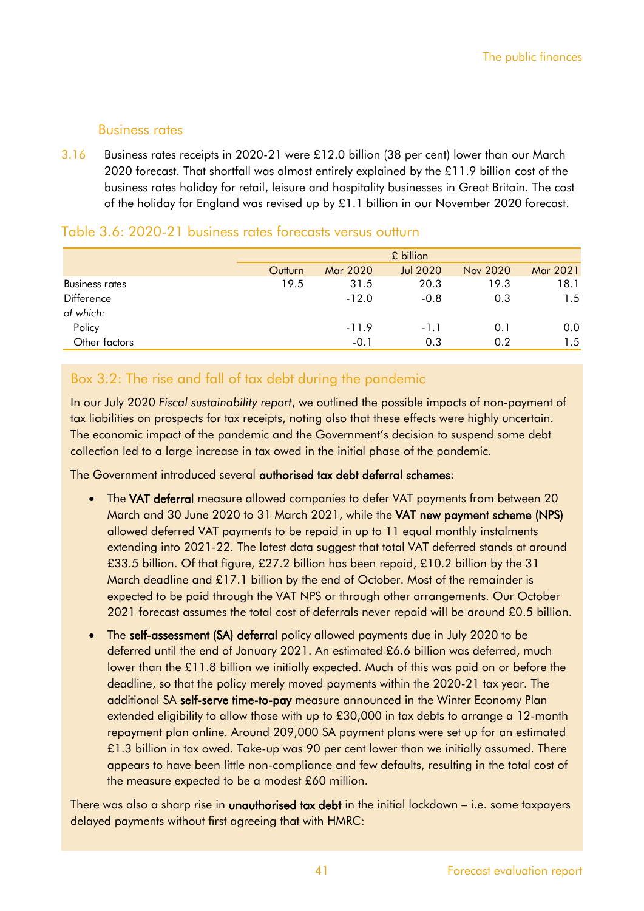### Business rates

3.16 Business rates receipts in 2020-21 were £12.0 billion (38 per cent) lower than our March 2020 forecast. That shortfall was almost entirely explained by the £11.9 billion cost of the business rates holiday for retail, leisure and hospitality businesses in Great Britain. The cost of the holiday for England was revised up by £1.1 billion in our November 2020 forecast.

#### Table 3.6: 2020-21 business rates forecasts versus outturn

| | £ billion | | | | |
|---|---|---|---|---|---|
| | Outturn | Mar 2020 | Jul 2020 | Nov 2020 | Mar 2021 |
| Business rates | 19.5 | 31.5 | 20.3 | 19.3 | 18.1 |
| Difference | | -12.0 | -0.8 | 0.3 | 1.5 |
| *of which:* | | | | | |
| Policy | | -11.9 | -1.1 | 0.1 | 0.0 |
| Other factors | | -0.1 | 0.3 | 0.2 | 1.5 |

#### Box 3.2: The rise and fall of tax debt during the pandemic

In our July 2020 *Fiscal sustainability report*, we outlined the possible impacts of non-payment of tax liabilities on prospects for tax receipts, noting also that these effects were highly uncertain. The economic impact of the pandemic and the Government's decision to suspend some debt collection led to a large increase in tax owed in the initial phase of the pandemic.

The Government introduced several **authorised tax debt deferral schemes**:

- The **VAT deferral** measure allowed companies to defer VAT payments from between 20 March and 30 June 2020 to 31 March 2021, while the **VAT new payment scheme (NPS)** allowed deferred VAT payments to be repaid in up to 11 equal monthly instalments extending into 2021-22. The latest data suggest that total VAT deferred stands at around £33.5 billion. Of that figure, £27.2 billion has been repaid, £10.2 billion by the 31 March deadline and £17.1 billion by the end of October. Most of the remainder is expected to be paid through the VAT NPS or through other arrangements. Our October 2021 forecast assumes the total cost of deferrals never repaid will be around £0.5 billion.
- The **self-assessment (SA) deferral** policy allowed payments due in July 2020 to be deferred until the end of January 2021. An estimated £6.6 billion was deferred, much lower than the £11.8 billion we initially expected. Much of this was paid on or before the deadline, so that the policy merely moved payments within the 2020-21 tax year. The additional SA **self-serve time-to-pay** measure announced in the Winter Economy Plan extended eligibility to allow those with up to £30,000 in tax debts to arrange a 12-month repayment plan online. Around 209,000 SA payment plans were set up for an estimated £1.3 billion in tax owed. Take-up was 90 per cent lower than we initially assumed. There appears to have been little non-compliance and few defaults, resulting in the total cost of the measure expected to be a modest £60 million.

There was also a sharp rise in **unauthorised tax debt** in the initial lockdown – i.e. some taxpayers delayed payments without first agreeing that with HMRC: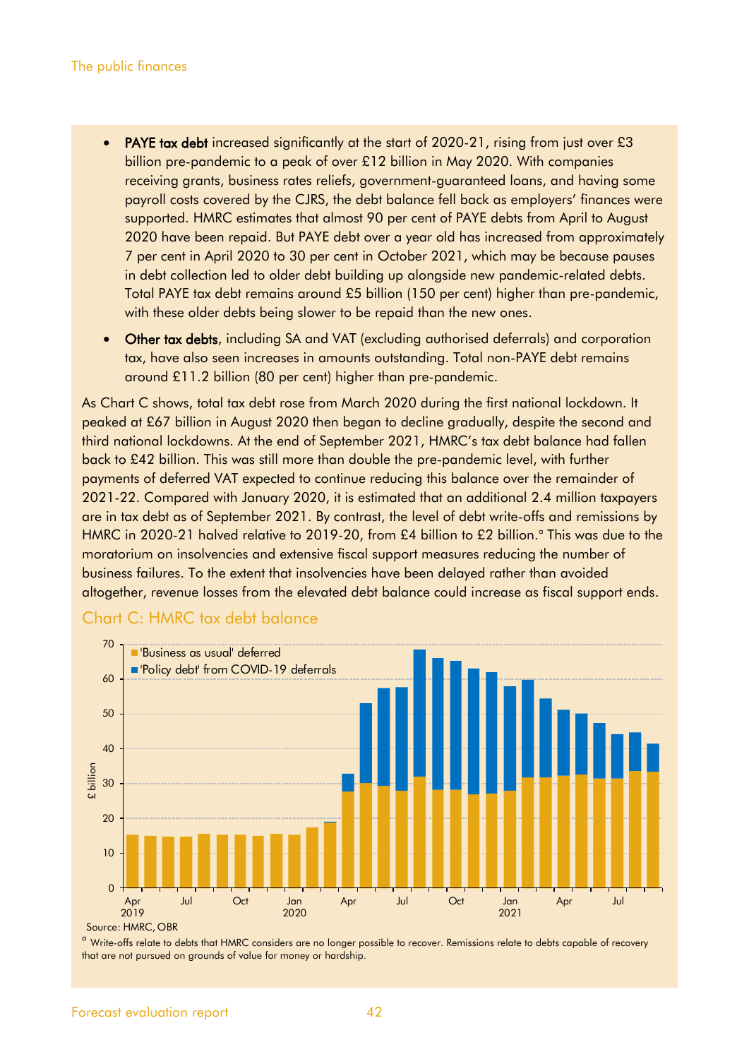- **PAYE tax debt** increased significantly at the start of 2020-21, rising from just over £3 billion pre-pandemic to a peak of over £12 billion in May 2020. With companies receiving grants, business rates reliefs, government-guaranteed loans, and having some payroll costs covered by the CJRS, the debt balance fell back as employers' finances were supported. HMRC estimates that almost 90 per cent of PAYE debts from April to August 2020 have been repaid. But PAYE debt over a year old has increased from approximately 7 per cent in April 2020 to 30 per cent in October 2021, which may be because pauses in debt collection led to older debt building up alongside new pandemic-related debts. Total PAYE tax debt remains around £5 billion (150 per cent) higher than pre-pandemic, with these older debts being slower to be repaid than the new ones.
- **Other tax debts**, including SA and VAT (excluding authorised deferrals) and corporation tax, have also seen increases in amounts outstanding. Total non-PAYE debt remains around £11.2 billion (80 per cent) higher than pre-pandemic.

As Chart C shows, total tax debt rose from March 2020 during the first national lockdown. It peaked at £67 billion in August 2020 then began to decline gradually, despite the second and third national lockdowns. At the end of September 2021, HMRC's tax debt balance had fallen back to £42 billion. This was still more than double the pre-pandemic level, with further payments of deferred VAT expected to continue reducing this balance over the remainder of 2021-22. Compared with January 2020, it is estimated that an additional 2.4 million taxpayers are in tax debt as of September 2021. By contrast, the level of debt write-offs and remissions by HMRC in 2020-21 halved relative to 2019-20, from £4 billion to £2 billion.[a] This was due to the moratorium on insolvencies and extensive fiscal support measures reducing the number of business failures. To the extent that insolvencies have been delayed rather than avoided altogether, revenue losses from the elevated debt balance could increase as fiscal support ends.

### Chart C: HMRC tax debt balance

Source: HMRC, OBR

[a] Write-offs relate to debts that HMRC considers are no longer possible to recover. Remissions relate to debts capable of recovery that are not pursued on grounds of value for money or hardship.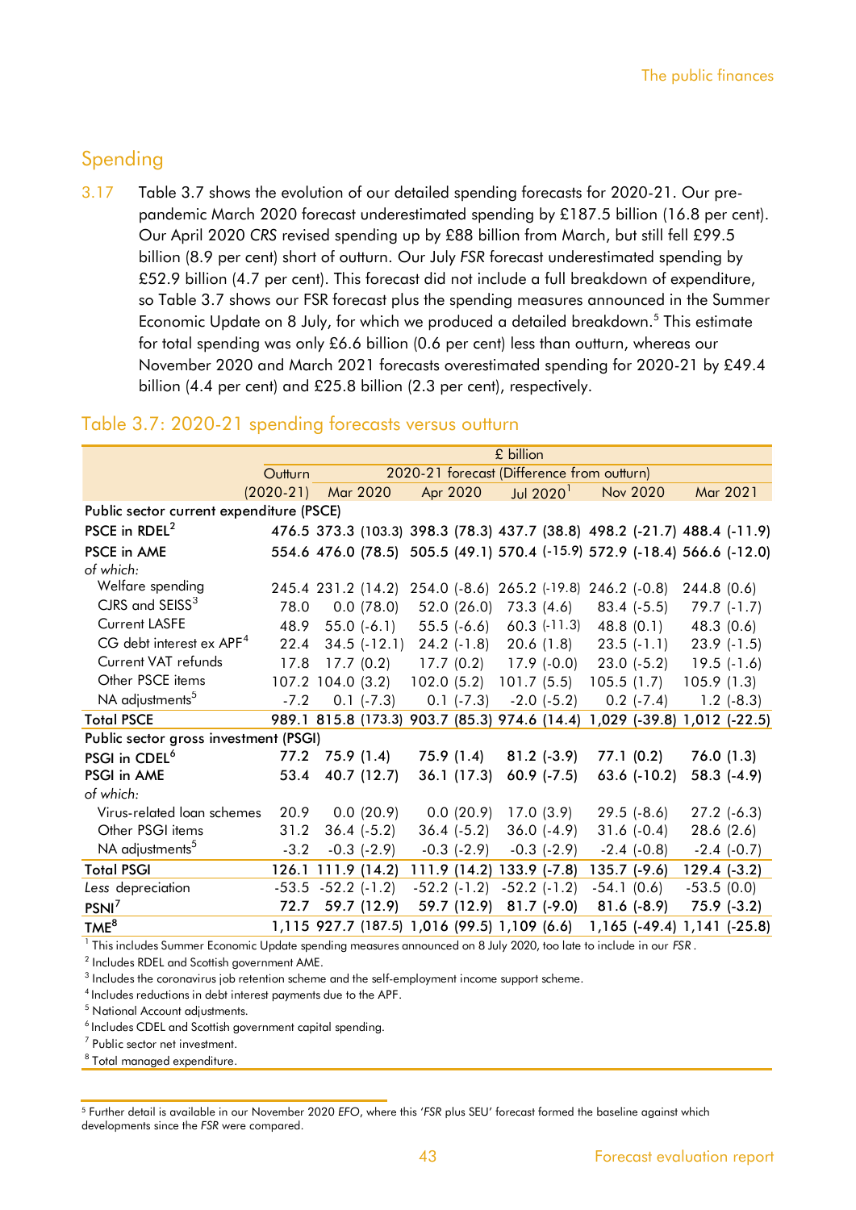## Spending

3.17 Table 3.7 shows the evolution of our detailed spending forecasts for 2020-21. Our pre-pandemic March 2020 forecast underestimated spending by £187.5 billion (16.8 per cent). Our April 2020 *CRS* revised spending up by £88 billion from March, but still fell £99.5 billion (8.9 per cent) short of outturn. Our July *FSR* forecast underestimated spending by £52.9 billion (4.7 per cent). This forecast did not include a full breakdown of expenditure, so Table 3.7 shows our FSR forecast plus the spending measures announced in the Summer Economic Update on 8 July, for which we produced a detailed breakdown.[5] This estimate for total spending was only £6.6 billion (0.6 per cent) less than outturn, whereas our November 2020 and March 2021 forecasts overestimated spending for 2020-21 by £49.4 billion (4.4 per cent) and £25.8 billion (2.3 per cent), respectively.

### Table 3.7: 2020-21 spending forecasts versus outturn

| | £ billion | | | | | |
|---|---|---|---|---|---|---|
| | Outturn | 2020-21 forecast (Difference from outturn) | | | | |
| | (2020-21) | Mar 2020 | Apr 2020 | Jul 2020[1] | Nov 2020 | Mar 2021 |
| **Public sector current expenditure (PSCE)** | | | | | | |
| **PSCE in RDEL[2]** | **476.5** | **373.3 (103.3)** | **398.3 (78.3)** | **437.7 (38.8)** | **498.2 (-21.7)** | **488.4 (-11.9)** |
| **PSCE in AME** | **554.6** | **476.0 (78.5)** | **505.5 (49.1)** | **570.4 (-15.9)** | **572.9 (-18.4)** | **566.6 (-12.0)** |
| *of which:* | | | | | | |
| Welfare spending | 245.4 | 231.2 (14.2) | 254.0 (-8.6) | 265.2 (-19.8) | 246.2 (-0.8) | 244.8 (0.6) |
| CJRS and SEISS[3] | 78.0 | 0.0 (78.0) | 52.0 (26.0) | 73.3 (4.6) | 83.4 (-5.5) | 79.7 (-1.7) |
| Current LASFE | 48.9 | 55.0 (-6.1) | 55.5 (-6.6) | 60.3 (-11.3) | 48.8 (0.1) | 48.3 (0.6) |
| CG debt interest ex APF[4] | 22.4 | 34.5 (-12.1) | 24.2 (-1.8) | 20.6 (1.8) | 23.5 (-1.1) | 23.9 (-1.5) |
| Current VAT refunds | 17.8 | 17.7 (0.2) | 17.7 (0.2) | 17.9 (-0.0) | 23.0 (-5.2) | 19.5 (-1.6) |
| Other PSCE items | 107.2 | 104.0 (3.2) | 102.0 (5.2) | 101.7 (5.5) | 105.5 (1.7) | 105.9 (1.3) |
| NA adjustments[5] | -7.2 | 0.1 (-7.3) | 0.1 (-7.3) | -2.0 (-5.2) | 0.2 (-7.4) | 1.2 (-8.3) |
| **Total PSCE** | **989.1** | **815.8 (173.3)** | **903.7 (85.3)** | **974.6 (14.4)** | **1,029 (-39.8)** | **1,012 (-22.5)** |
| **Public sector gross investment (PSGI)** | | | | | | |
| **PSGI in CDEL[6]** | **77.2** | **75.9 (1.4)** | **75.9 (1.4)** | **81.2 (-3.9)** | **77.1 (0.2)** | **76.0 (1.3)** |
| **PSGI in AME** | **53.4** | **40.7 (12.7)** | **36.1 (17.3)** | **60.9 (-7.5)** | **63.6 (-10.2)** | **58.3 (-4.9)** |
| *of which:* | | | | | | |
| Virus-related loan schemes | 20.9 | 0.0 (20.9) | 0.0 (20.9) | 17.0 (3.9) | 29.5 (-8.6) | 27.2 (-6.3) |
| Other PSGI items | 31.2 | 36.4 (-5.2) | 36.4 (-5.2) | 36.0 (-4.9) | 31.6 (-0.4) | 28.6 (2.6) |
| NA adjustments[5] | -3.2 | -0.3 (-2.9) | -0.3 (-2.9) | -0.3 (-2.9) | -2.4 (-0.8) | -2.4 (-0.7) |
| **Total PSGI** | **126.1** | **111.9 (14.2)** | **111.9 (14.2)** | **133.9 (-7.8)** | **135.7 (-9.6)** | **129.4 (-3.2)** |
| *Less* depreciation | -53.5 | -52.2 (-1.2) | -52.2 (-1.2) | -52.2 (-1.2) | -54.1 (0.6) | -53.5 (0.0) |
| **PSNI[7]** | **72.7** | **59.7 (12.9)** | **59.7 (12.9)** | **81.7 (-9.0)** | **81.6 (-8.9)** | **75.9 (-3.2)** |
| **TME[8]** | **1,115** | **927.7 (187.5)** | **1,016 (99.5)** | **1,109 (6.6)** | **1,165 (-49.4)** | **1,141 (-25.8)** |

[1] This includes Summer Economic Update spending measures announced on 8 July 2020, too late to include in our *FSR*.
[2] Includes RDEL and Scottish government AME.
[3] Includes the coronavirus job retention scheme and the self-employment income support scheme.
[4] Includes reductions in debt interest payments due to the APF.
[5] National Account adjustments.
[6] Includes CDEL and Scottish government capital spending.
[7] Public sector net investment.
[8] Total managed expenditure.

[5] Further detail is available in our November 2020 *EFO*, where this 'FSR plus SEU' forecast formed the baseline against which developments since the *FSR* were compared.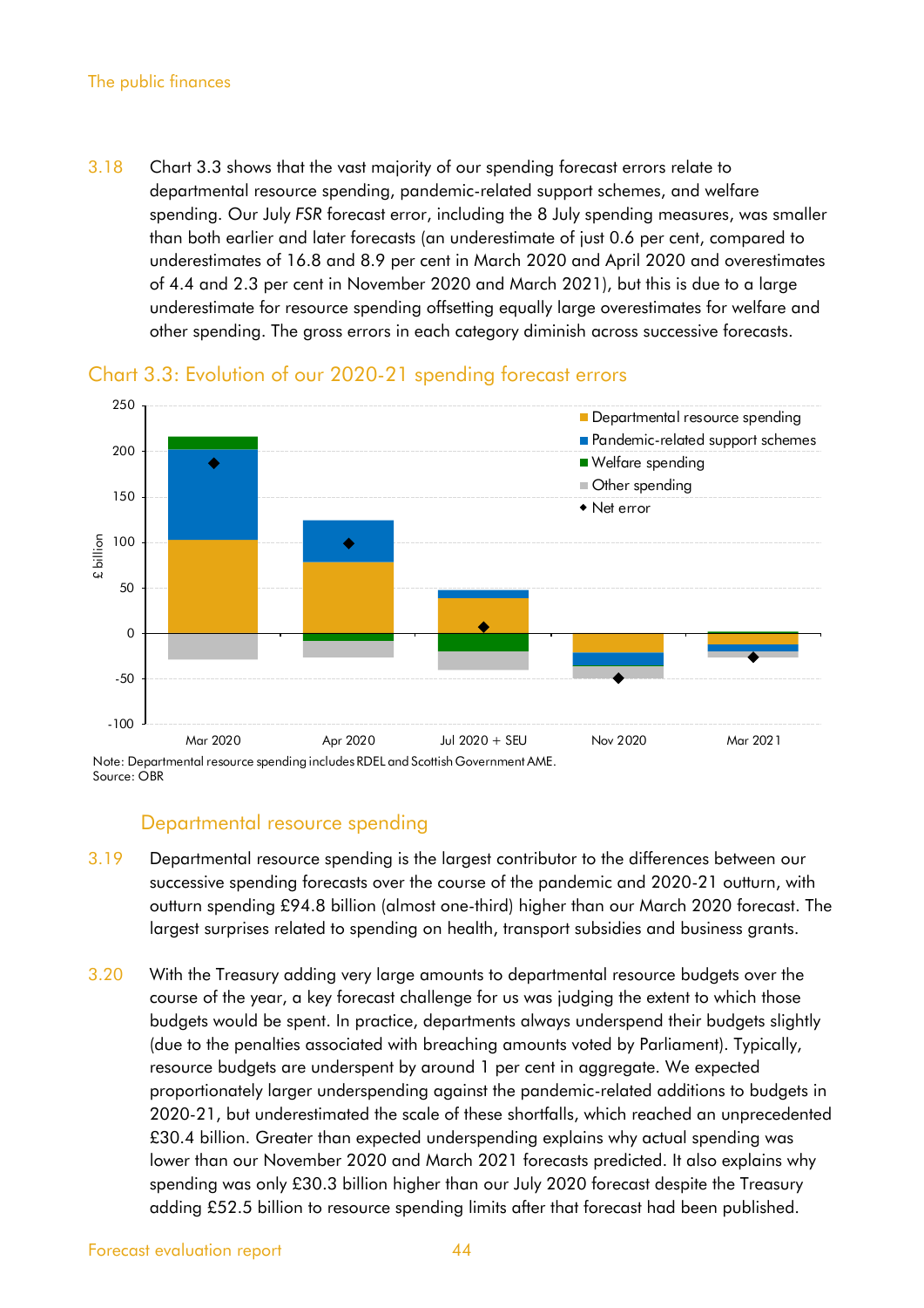3.18 Chart 3.3 shows that the vast majority of our spending forecast errors relate to departmental resource spending, pandemic-related support schemes, and welfare spending. Our July *FSR* forecast error, including the 8 July spending measures, was smaller than both earlier and later forecasts (an underestimate of just 0.6 per cent, compared to underestimates of 16.8 and 8.9 per cent in March 2020 and April 2020 and overestimates of 4.4 and 2.3 per cent in November 2020 and March 2021), but this is due to a large underestimate for resource spending offsetting equally large overestimates for welfare and other spending. The gross errors in each category diminish across successive forecasts.

## Chart 3.3: Evolution of our 2020-21 spending forecast errors

Note: Departmental resource spending includes RDEL and Scottish Government AME.
Source: OBR

### Departmental resource spending

3.19 Departmental resource spending is the largest contributor to the differences between our successive spending forecasts over the course of the pandemic and 2020-21 outturn, with outturn spending £94.8 billion (almost one-third) higher than our March 2020 forecast. The largest surprises related to spending on health, transport subsidies and business grants.

3.20 With the Treasury adding very large amounts to departmental resource budgets over the course of the year, a key forecast challenge for us was judging the extent to which those budgets would be spent. In practice, departments always underspend their budgets slightly (due to the penalties associated with breaching amounts voted by Parliament). Typically, resource budgets are underspent by around 1 per cent in aggregate. We expected proportionately larger underspending against the pandemic-related additions to budgets in 2020-21, but underestimated the scale of these shortfalls, which reached an unprecedented £30.4 billion. Greater than expected underspending explains why actual spending was lower than our November 2020 and March 2021 forecasts predicted. It also explains why spending was only £30.3 billion higher than our July 2020 forecast despite the Treasury adding £52.5 billion to resource spending limits after that forecast had been published.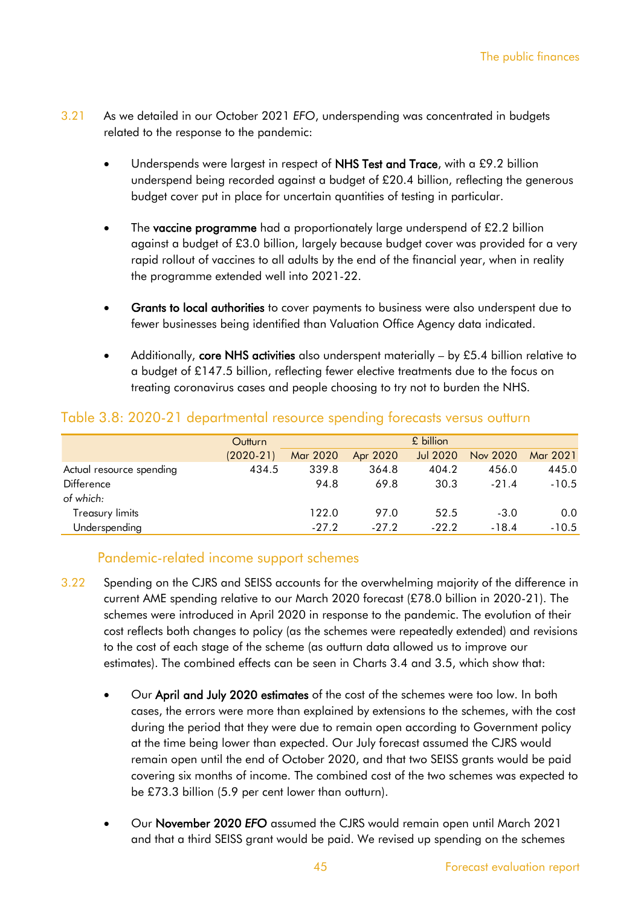3.21 As we detailed in our October 2021 *EFO*, underspending was concentrated in budgets related to the response to the pandemic:

- Underspends were largest in respect of **NHS Test and Trace**, with a £9.2 billion underspend being recorded against a budget of £20.4 billion, reflecting the generous budget cover put in place for uncertain quantities of testing in particular.
- The **vaccine programme** had a proportionately large underspend of £2.2 billion against a budget of £3.0 billion, largely because budget cover was provided for a very rapid rollout of vaccines to all adults by the end of the financial year, when in reality the programme extended well into 2021-22.
- **Grants to local authorities** to cover payments to business were also underspent due to fewer businesses being identified than Valuation Office Agency data indicated.
- Additionally, **core NHS activities** also underspent materially – by £5.4 billion relative to a budget of £147.5 billion, reflecting fewer elective treatments due to the focus on treating coronavirus cases and people choosing to try not to burden the NHS.

## Table 3.8: 2020-21 departmental resource spending forecasts versus outturn

| | Outturn | £ billion | | | | |
|---|---|---|---|---|---|---|
| | (2020-21) | Mar 2020 | Apr 2020 | Jul 2020 | Nov 2020 | Mar 2021 |
| Actual resource spending | 434.5 | 339.8 | 364.8 | 404.2 | 456.0 | 445.0 |
| Difference | | 94.8 | 69.8 | 30.3 | -21.4 | -10.5 |
| *of which:* | | | | | | |
| Treasury limits | | 122.0 | 97.0 | 52.5 | -3.0 | 0.0 |
| Underspending | | -27.2 | -27.2 | -22.2 | -18.4 | -10.5 |

### Pandemic-related income support schemes

3.22 Spending on the CJRS and SEISS accounts for the overwhelming majority of the difference in current AME spending relative to our March 2020 forecast (£78.0 billion in 2020-21). The schemes were introduced in April 2020 in response to the pandemic. The evolution of their cost reflects both changes to policy (as the schemes were repeatedly extended) and revisions to the cost of each stage of the scheme (as outturn data allowed us to improve our estimates). The combined effects can be seen in Charts 3.4 and 3.5, which show that:

- Our **April and July 2020 estimates** of the cost of the schemes were too low. In both cases, the errors were more than explained by extensions to the schemes, with the cost during the period that they were due to remain open according to Government policy at the time being lower than expected. Our July forecast assumed the CJRS would remain open until the end of October 2020, and that two SEISS grants would be paid covering six months of income. The combined cost of the two schemes was expected to be £73.3 billion (5.9 per cent lower than outturn).
- Our **November 2020 *EFO*** assumed the CJRS would remain open until March 2021 and that a third SEISS grant would be paid. We revised up spending on the schemes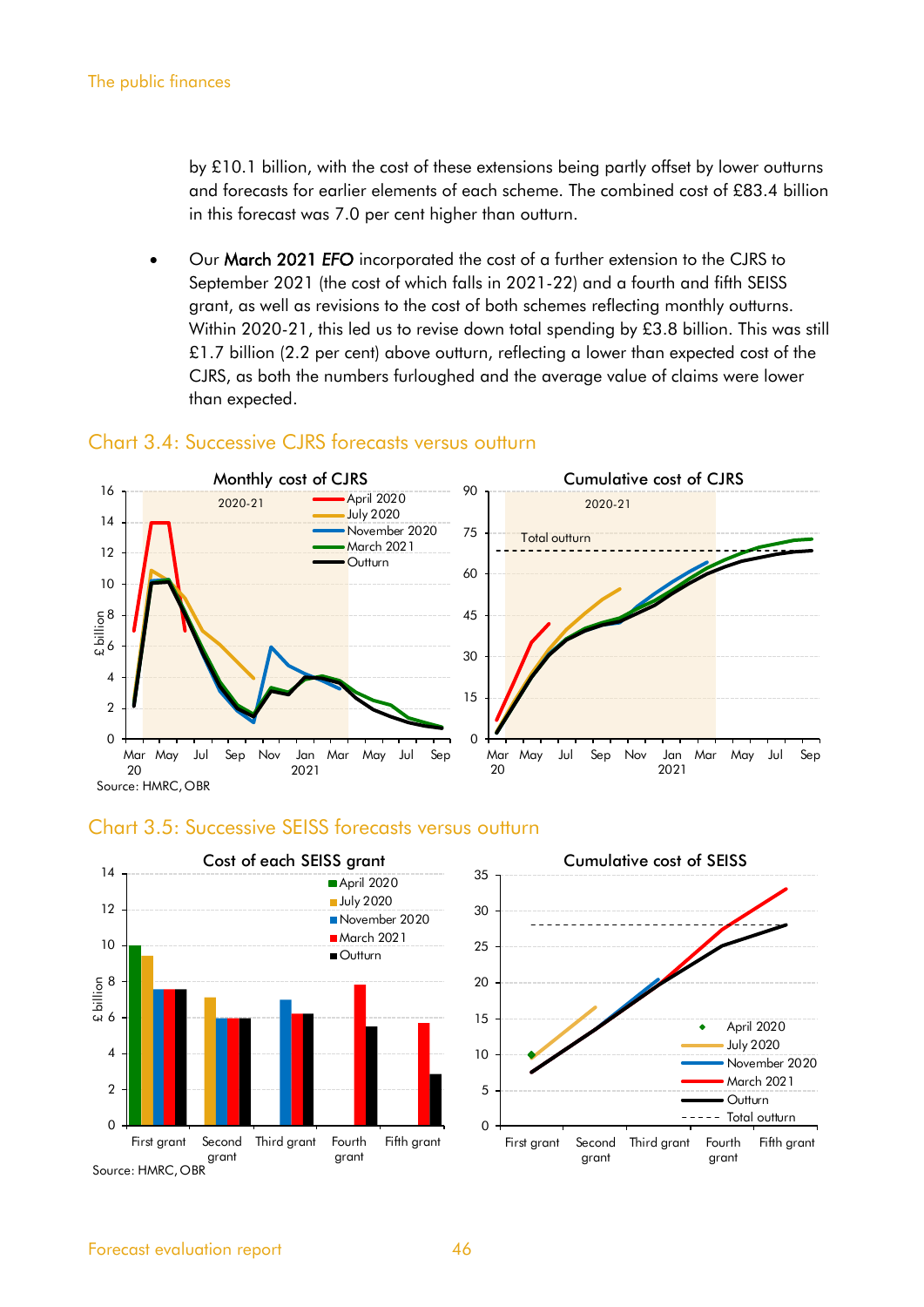by £10.1 billion, with the cost of these extensions being partly offset by lower outturns and forecasts for earlier elements of each scheme. The combined cost of £83.4 billion in this forecast was 7.0 per cent higher than outturn.

- Our **March 2021** ***EFO*** incorporated the cost of a further extension to the CJRS to September 2021 (the cost of which falls in 2021-22) and a fourth and fifth SEISS grant, as well as revisions to the cost of both schemes reflecting monthly outturns. Within 2020-21, this led us to revise down total spending by £3.8 billion. This was still £1.7 billion (2.2 per cent) above outturn, reflecting a lower than expected cost of the CJRS, as both the numbers furloughed and the average value of claims were lower than expected.

## Chart 3.4: Successive CJRS forecasts versus outturn

Source: HMRC, OBR

## Chart 3.5: Successive SEISS forecasts versus outturn

Source: HMRC, OBR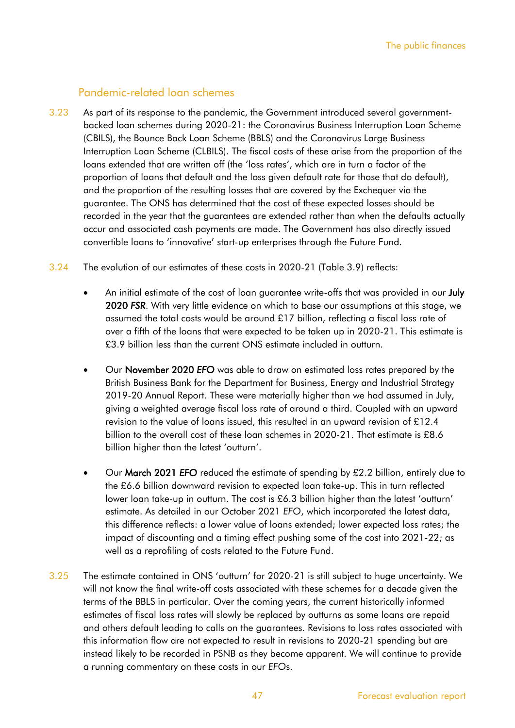## Pandemic-related loan schemes

3.23 As part of its response to the pandemic, the Government introduced several government-backed loan schemes during 2020-21: the Coronavirus Business Interruption Loan Scheme (CBILS), the Bounce Back Loan Scheme (BBLS) and the Coronavirus Large Business Interruption Loan Scheme (CLBILS). The fiscal costs of these arise from the proportion of the loans extended that are written off (the 'loss rates', which are in turn a factor of the proportion of loans that default and the loss given default rate for those that do default), and the proportion of the resulting losses that are covered by the Exchequer via the guarantee. The ONS has determined that the cost of these expected losses should be recorded in the year that the guarantees are extended rather than when the defaults actually occur and associated cash payments are made. The Government has also directly issued convertible loans to 'innovative' start-up enterprises through the Future Fund.

3.24 The evolution of our estimates of these costs in 2020-21 (Table 3.9) reflects:

- An initial estimate of the cost of loan guarantee write-offs that was provided in our **July 2020 *FSR***. With very little evidence on which to base our assumptions at this stage, we assumed the total costs would be around £17 billion, reflecting a fiscal loss rate of over a fifth of the loans that were expected to be taken up in 2020-21. This estimate is £3.9 billion less than the current ONS estimate included in outturn.
- Our **November 2020 *EFO*** was able to draw on estimated loss rates prepared by the British Business Bank for the Department for Business, Energy and Industrial Strategy 2019-20 Annual Report. These were materially higher than we had assumed in July, giving a weighted average fiscal loss rate of around a third. Coupled with an upward revision to the value of loans issued, this resulted in an upward revision of £12.4 billion to the overall cost of these loan schemes in 2020-21. That estimate is £8.6 billion higher than the latest 'outturn'.
- Our **March 2021 *EFO*** reduced the estimate of spending by £2.2 billion, entirely due to the £6.6 billion downward revision to expected loan take-up. This in turn reflected lower loan take-up in outturn. The cost is £6.3 billion higher than the latest 'outturn' estimate. As detailed in our October 2021 *EFO*, which incorporated the latest data, this difference reflects: a lower value of loans extended; lower expected loss rates; the impact of discounting and a timing effect pushing some of the cost into 2021-22; as well as a reprofiling of costs related to the Future Fund.

3.25 The estimate contained in ONS 'outturn' for 2020-21 is still subject to huge uncertainty. We will not know the final write-off costs associated with these schemes for a decade given the terms of the BBLS in particular. Over the coming years, the current historically informed estimates of fiscal loss rates will slowly be replaced by outturns as some loans are repaid and others default leading to calls on the guarantees. Revisions to loss rates associated with this information flow are not expected to result in revisions to 2020-21 spending but are instead likely to be recorded in PSNB as they become apparent. We will continue to provide a running commentary on these costs in our *EFO*s.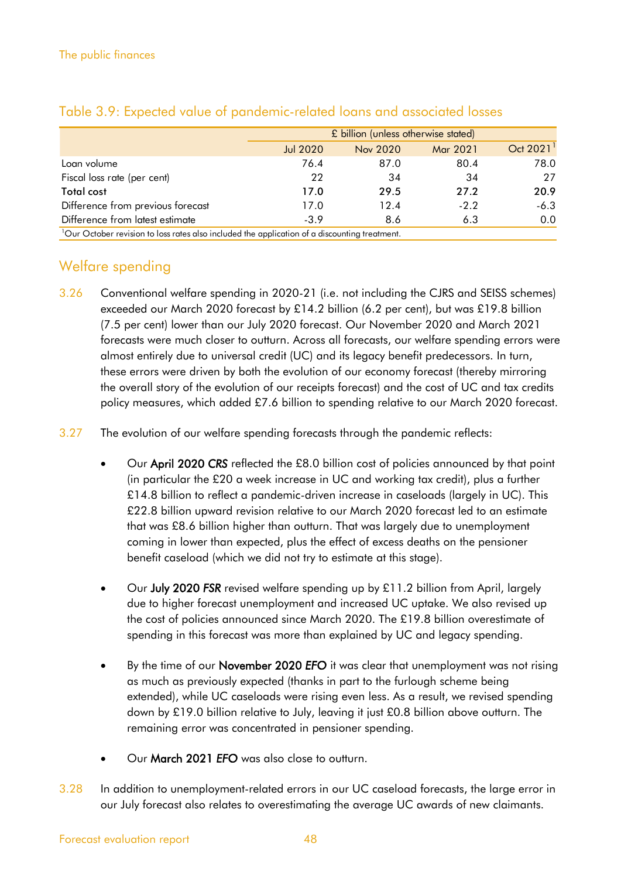Table 3.9: Expected value of pandemic-related loans and associated losses

| | £ billion (unless otherwise stated) | | | |
|---|---|---|---|---|
| | Jul 2020 | Nov 2020 | Mar 2021 | Oct 2021[1] |
| Loan volume | 76.4 | 87.0 | 80.4 | 78.0 |
| Fiscal loss rate (per cent) | 22 | 34 | 34 | 27 |
| **Total cost** | **17.0** | **29.5** | **27.2** | **20.9** |
| Difference from previous forecast | 17.0 | 12.4 | -2.2 | -6.3 |
| Difference from latest estimate | -3.9 | 8.6 | 6.3 | 0.0 |

[1] Our October revision to loss rates also included the application of a discounting treatment.

## Welfare spending

3.26 Conventional welfare spending in 2020-21 (i.e. not including the CJRS and SEISS schemes) exceeded our March 2020 forecast by £14.2 billion (6.2 per cent), but was £19.8 billion (7.5 per cent) lower than our July 2020 forecast. Our November 2020 and March 2021 forecasts were much closer to outturn. Across all forecasts, our welfare spending errors were almost entirely due to universal credit (UC) and its legacy benefit predecessors. In turn, these errors were driven by both the evolution of our economy forecast (thereby mirroring the overall story of the evolution of our receipts forecast) and the cost of UC and tax credits policy measures, which added £7.6 billion to spending relative to our March 2020 forecast.

3.27 The evolution of our welfare spending forecasts through the pandemic reflects:

- Our **April 2020 *CRS*** reflected the £8.0 billion cost of policies announced by that point (in particular the £20 a week increase in UC and working tax credit), plus a further £14.8 billion to reflect a pandemic-driven increase in caseloads (largely in UC). This £22.8 billion upward revision relative to our March 2020 forecast led to an estimate that was £8.6 billion higher than outturn. That was largely due to unemployment coming in lower than expected, plus the effect of excess deaths on the pensioner benefit caseload (which we did not try to estimate at this stage).

- Our **July 2020 *FSR*** revised welfare spending up by £11.2 billion from April, largely due to higher forecast unemployment and increased UC uptake. We also revised up the cost of policies announced since March 2020. The £19.8 billion overestimate of spending in this forecast was more than explained by UC and legacy spending.

- By the time of our **November 2020 *EFO*** it was clear that unemployment was not rising as much as previously expected (thanks in part to the furlough scheme being extended), while UC caseloads were rising even less. As a result, we revised spending down by £19.0 billion relative to July, leaving it just £0.8 billion above outturn. The remaining error was concentrated in pensioner spending.

- Our **March 2021 *EFO*** was also close to outturn.

3.28 In addition to unemployment-related errors in our UC caseload forecasts, the large error in our July forecast also relates to overestimating the average UC awards of new claimants.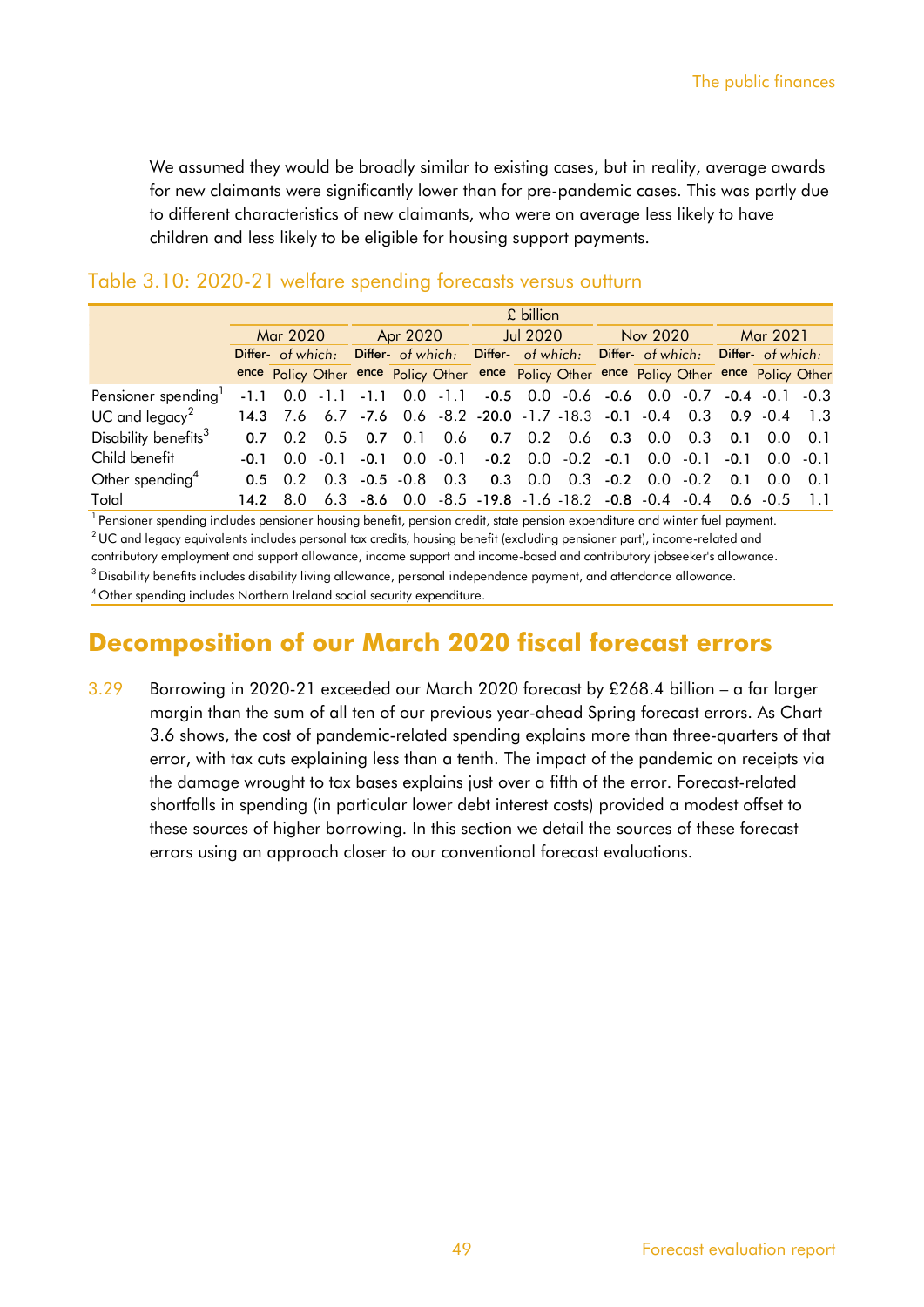We assumed they would be broadly similar to existing cases, but in reality, average awards for new claimants were significantly lower than for pre-pandemic cases. This was partly due to different characteristics of new claimants, who were on average less likely to have children and less likely to be eligible for housing support payments.

## Table 3.10: 2020-21 welfare spending forecasts versus outturn

| | £ billion | | | | | | | | | | | | | | |
|---|---|---|---|---|---|---|---|---|---|---|---|---|---|---|---|
| | Mar 2020 | | | Apr 2020 | | | Jul 2020 | | | Nov 2020 | | | Mar 2021 | | |
| | Difference | *of which:* Policy | Other | Difference | *of which:* Policy | Other | Difference | *of which:* Policy | Other | Difference | *of which:* Policy | Other | Difference | *of which:* Policy | Other |
| Pensioner spending[1] | -1.1 | 0.0 | -1.1 | -1.1 | 0.0 | -1.1 | -0.5 | 0.0 | -0.6 | -0.6 | 0.0 | -0.7 | -0.4 | -0.1 | -0.3 |
| UC and legacy[2] | 14.3 | 7.6 | 6.7 | -7.6 | 0.6 | -8.2 | -20.0 | -1.7 | -18.3 | -0.1 | -0.4 | 0.3 | 0.9 | -0.4 | 1.3 |
| Disability benefits[3] | 0.7 | 0.2 | 0.5 | 0.7 | 0.1 | 0.6 | 0.7 | 0.2 | 0.6 | 0.3 | 0.0 | 0.3 | 0.1 | 0.0 | 0.1 |
| Child benefit | -0.1 | 0.0 | -0.1 | -0.1 | 0.0 | -0.1 | -0.2 | 0.0 | -0.2 | -0.1 | 0.0 | -0.1 | -0.1 | 0.0 | -0.1 |
| Other spending[4] | 0.5 | 0.2 | 0.3 | -0.5 | -0.8 | 0.3 | 0.3 | 0.0 | 0.3 | -0.2 | 0.0 | -0.2 | 0.1 | 0.0 | 0.1 |
| Total | 14.2 | 8.0 | 6.3 | -8.6 | 0.0 | -8.5 | -19.8 | -1.6 | -18.2 | -0.8 | -0.4 | -0.4 | 0.6 | -0.5 | 1.1 |

[1] Pensioner spending includes pensioner housing benefit, pension credit, state pension expenditure and winter fuel payment.
[2] UC and legacy equivalents includes personal tax credits, housing benefit (excluding pensioner part), income-related and contributory employment and support allowance, income support and income-based and contributory jobseeker's allowance.
[3] Disability benefits includes disability living allowance, personal independence payment, and attendance allowance.
[4] Other spending includes Northern Ireland social security expenditure.

# Decomposition of our March 2020 fiscal forecast errors

3.29 Borrowing in 2020-21 exceeded our March 2020 forecast by £268.4 billion – a far larger margin than the sum of all ten of our previous year-ahead Spring forecast errors. As Chart 3.6 shows, the cost of pandemic-related spending explains more than three-quarters of that error, with tax cuts explaining less than a tenth. The impact of the pandemic on receipts via the damage wrought to tax bases explains just over a fifth of the error. Forecast-related shortfalls in spending (in particular lower debt interest costs) provided a modest offset to these sources of higher borrowing. In this section we detail the sources of these forecast errors using an approach closer to our conventional forecast evaluations.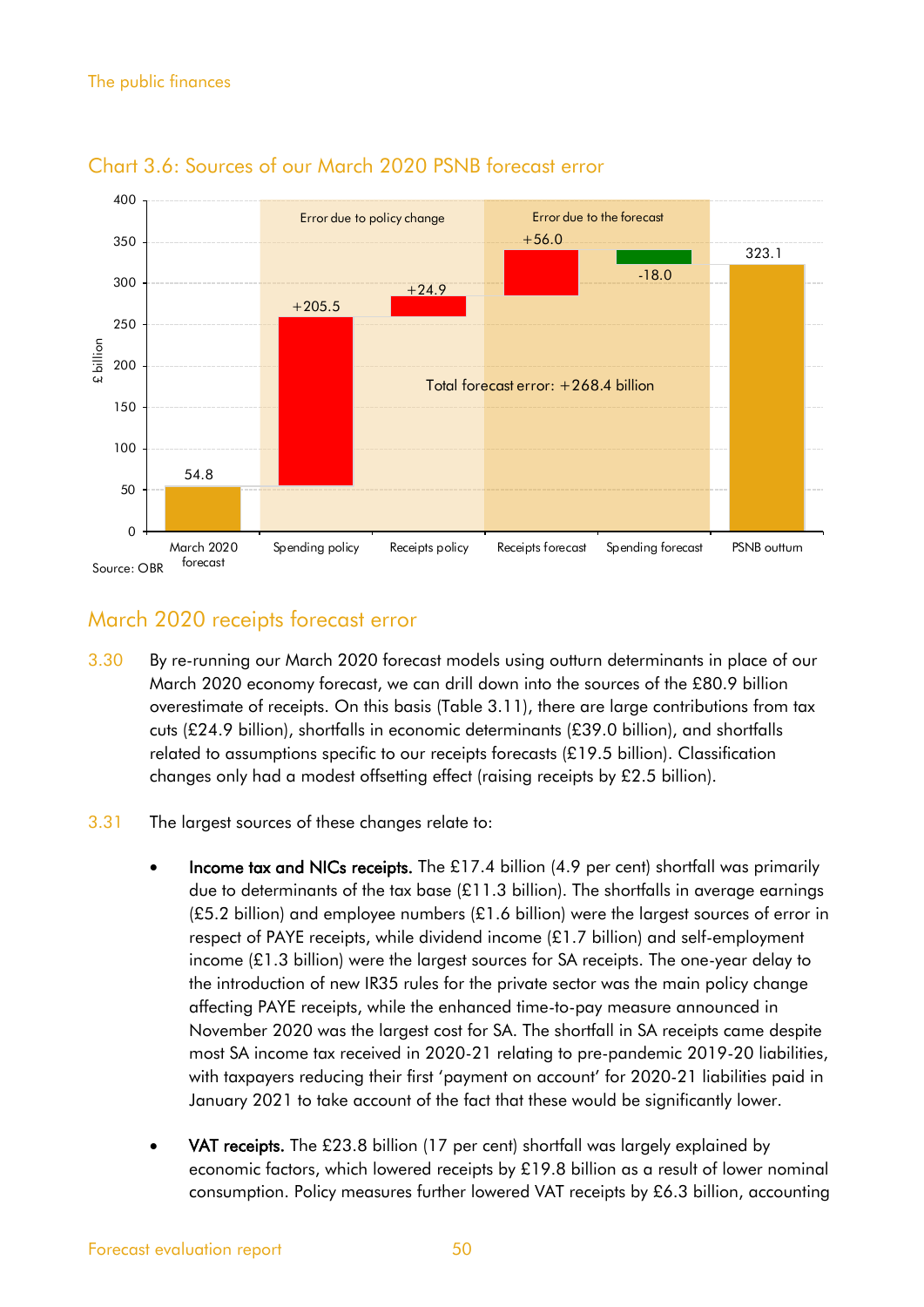## Chart 3.6: Sources of our March 2020 PSNB forecast error

Source: OBR

## March 2020 receipts forecast error

3.30 By re-running our March 2020 forecast models using outturn determinants in place of our March 2020 economy forecast, we can drill down into the sources of the £80.9 billion overestimate of receipts. On this basis (Table 3.11), there are large contributions from tax cuts (£24.9 billion), shortfalls in economic determinants (£39.0 billion), and shortfalls related to assumptions specific to our receipts forecasts (£19.5 billion). Classification changes only had a modest offsetting effect (raising receipts by £2.5 billion).

3.31 The largest sources of these changes relate to:

- **Income tax and NICs receipts.** The £17.4 billion (4.9 per cent) shortfall was primarily due to determinants of the tax base (£11.3 billion). The shortfalls in average earnings (£5.2 billion) and employee numbers (£1.6 billion) were the largest sources of error in respect of PAYE receipts, while dividend income (£1.7 billion) and self-employment income (£1.3 billion) were the largest sources for SA receipts. The one-year delay to the introduction of new IR35 rules for the private sector was the main policy change affecting PAYE receipts, while the enhanced time-to-pay measure announced in November 2020 was the largest cost for SA. The shortfall in SA receipts came despite most SA income tax received in 2020-21 relating to pre-pandemic 2019-20 liabilities, with taxpayers reducing their first 'payment on account' for 2020-21 liabilities paid in January 2021 to take account of the fact that these would be significantly lower.

- **VAT receipts.** The £23.8 billion (17 per cent) shortfall was largely explained by economic factors, which lowered receipts by £19.8 billion as a result of lower nominal consumption. Policy measures further lowered VAT receipts by £6.3 billion, accounting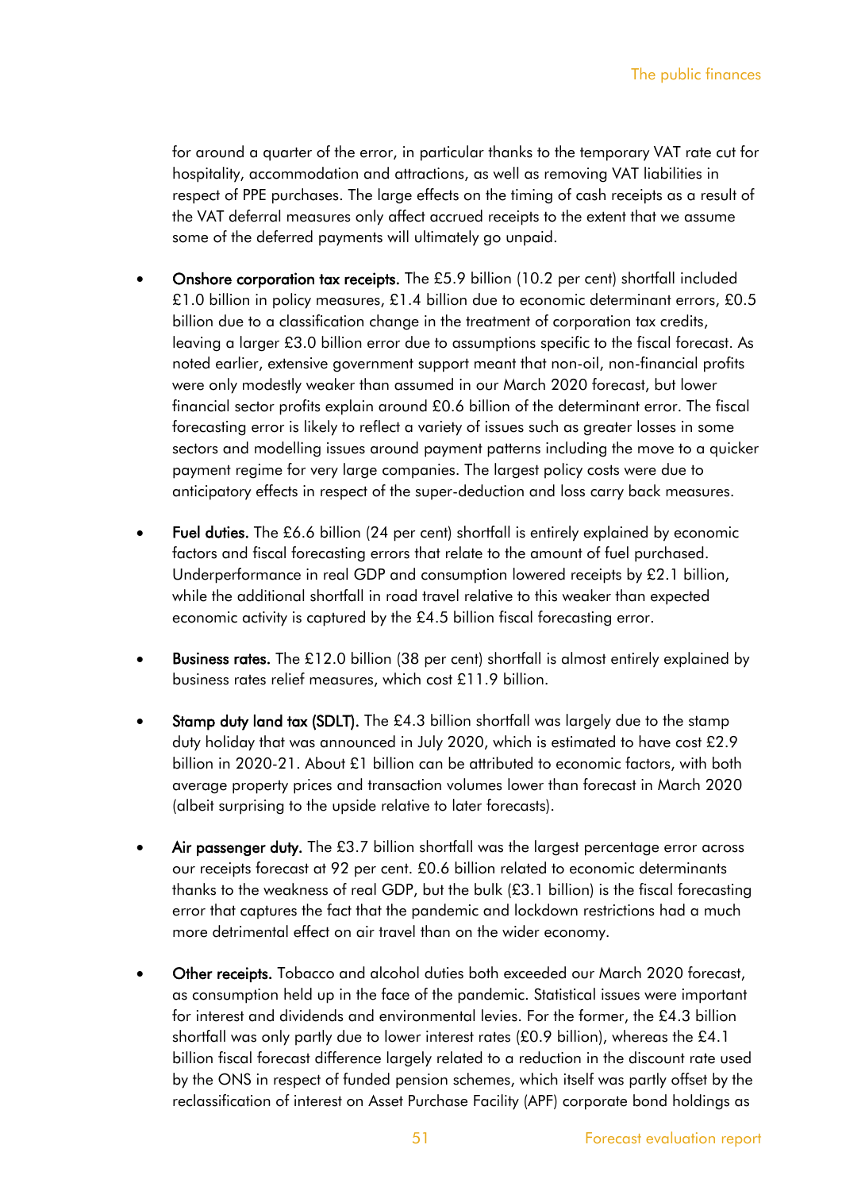for around a quarter of the error, in particular thanks to the temporary VAT rate cut for hospitality, accommodation and attractions, as well as removing VAT liabilities in respect of PPE purchases. The large effects on the timing of cash receipts as a result of the VAT deferral measures only affect accrued receipts to the extent that we assume some of the deferred payments will ultimately go unpaid.

- **Onshore corporation tax receipts.** The £5.9 billion (10.2 per cent) shortfall included £1.0 billion in policy measures, £1.4 billion due to economic determinant errors, £0.5 billion due to a classification change in the treatment of corporation tax credits, leaving a larger £3.0 billion error due to assumptions specific to the fiscal forecast. As noted earlier, extensive government support meant that non-oil, non-financial profits were only modestly weaker than assumed in our March 2020 forecast, but lower financial sector profits explain around £0.6 billion of the determinant error. The fiscal forecasting error is likely to reflect a variety of issues such as greater losses in some sectors and modelling issues around payment patterns including the move to a quicker payment regime for very large companies. The largest policy costs were due to anticipatory effects in respect of the super-deduction and loss carry back measures.

- **Fuel duties.** The £6.6 billion (24 per cent) shortfall is entirely explained by economic factors and fiscal forecasting errors that relate to the amount of fuel purchased. Underperformance in real GDP and consumption lowered receipts by £2.1 billion, while the additional shortfall in road travel relative to this weaker than expected economic activity is captured by the £4.5 billion fiscal forecasting error.

- **Business rates.** The £12.0 billion (38 per cent) shortfall is almost entirely explained by business rates relief measures, which cost £11.9 billion.

- **Stamp duty land tax (SDLT).** The £4.3 billion shortfall was largely due to the stamp duty holiday that was announced in July 2020, which is estimated to have cost £2.9 billion in 2020-21. About £1 billion can be attributed to economic factors, with both average property prices and transaction volumes lower than forecast in March 2020 (albeit surprising to the upside relative to later forecasts).

- **Air passenger duty.** The £3.7 billion shortfall was the largest percentage error across our receipts forecast at 92 per cent. £0.6 billion related to economic determinants thanks to the weakness of real GDP, but the bulk (£3.1 billion) is the fiscal forecasting error that captures the fact that the pandemic and lockdown restrictions had a much more detrimental effect on air travel than on the wider economy.

- **Other receipts.** Tobacco and alcohol duties both exceeded our March 2020 forecast, as consumption held up in the face of the pandemic. Statistical issues were important for interest and dividends and environmental levies. For the former, the £4.3 billion shortfall was only partly due to lower interest rates (£0.9 billion), whereas the £4.1 billion fiscal forecast difference largely related to a reduction in the discount rate used by the ONS in respect of funded pension schemes, which itself was partly offset by the reclassification of interest on Asset Purchase Facility (APF) corporate bond holdings as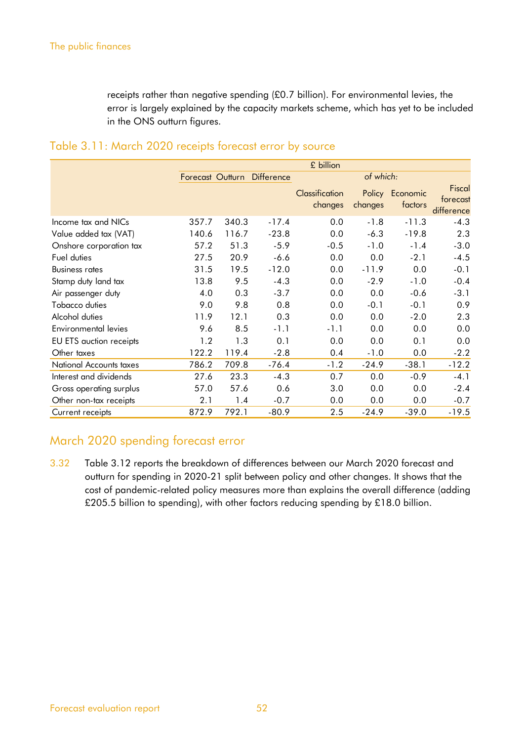receipts rather than negative spending (£0.7 billion). For environmental levies, the error is largely explained by the capacity markets scheme, which has yet to be included in the ONS outturn figures.

## Table 3.11: March 2020 receipts forecast error by source

| | £ billion | | | | | | |
|---|---|---|---|---|---|---|---|
| | Forecast | Outturn | Difference | *of which:* | | | |
| | | | | Classification changes | Policy changes | Economic factors | Fiscal forecast difference |
| Income tax and NICs | 357.7 | 340.3 | -17.4 | 0.0 | -1.8 | -11.3 | -4.3 |
| Value added tax (VAT) | 140.6 | 116.7 | -23.8 | 0.0 | -6.3 | -19.8 | 2.3 |
| Onshore corporation tax | 57.2 | 51.3 | -5.9 | -0.5 | -1.0 | -1.4 | -3.0 |
| Fuel duties | 27.5 | 20.9 | -6.6 | 0.0 | 0.0 | -2.1 | -4.5 |
| Business rates | 31.5 | 19.5 | -12.0 | 0.0 | -11.9 | 0.0 | -0.1 |
| Stamp duty land tax | 13.8 | 9.5 | -4.3 | 0.0 | -2.9 | -1.0 | -0.4 |
| Air passenger duty | 4.0 | 0.3 | -3.7 | 0.0 | 0.0 | -0.6 | -3.1 |
| Tobacco duties | 9.0 | 9.8 | 0.8 | 0.0 | -0.1 | -0.1 | 0.9 |
| Alcohol duties | 11.9 | 12.1 | 0.3 | 0.0 | 0.0 | -2.0 | 2.3 |
| Environmental levies | 9.6 | 8.5 | -1.1 | -1.1 | 0.0 | 0.0 | 0.0 |
| EU ETS auction receipts | 1.2 | 1.3 | 0.1 | 0.0 | 0.0 | 0.1 | 0.0 |
| Other taxes | 122.2 | 119.4 | -2.8 | 0.4 | -1.0 | 0.0 | -2.2 |
| National Accounts taxes | 786.2 | 709.8 | -76.4 | -1.2 | -24.9 | -38.1 | -12.2 |
| Interest and dividends | 27.6 | 23.3 | -4.3 | 0.7 | 0.0 | -0.9 | -4.1 |
| Gross operating surplus | 57.0 | 57.6 | 0.6 | 3.0 | 0.0 | 0.0 | -2.4 |
| Other non-tax receipts | 2.1 | 1.4 | -0.7 | 0.0 | 0.0 | 0.0 | -0.7 |
| Current receipts | 872.9 | 792.1 | -80.9 | 2.5 | -24.9 | -39.0 | -19.5 |

## March 2020 spending forecast error

3.32 Table 3.12 reports the breakdown of differences between our March 2020 forecast and outturn for spending in 2020-21 split between policy and other changes. It shows that the cost of pandemic-related policy measures more than explains the overall difference (adding £205.5 billion to spending), with other factors reducing spending by £18.0 billion.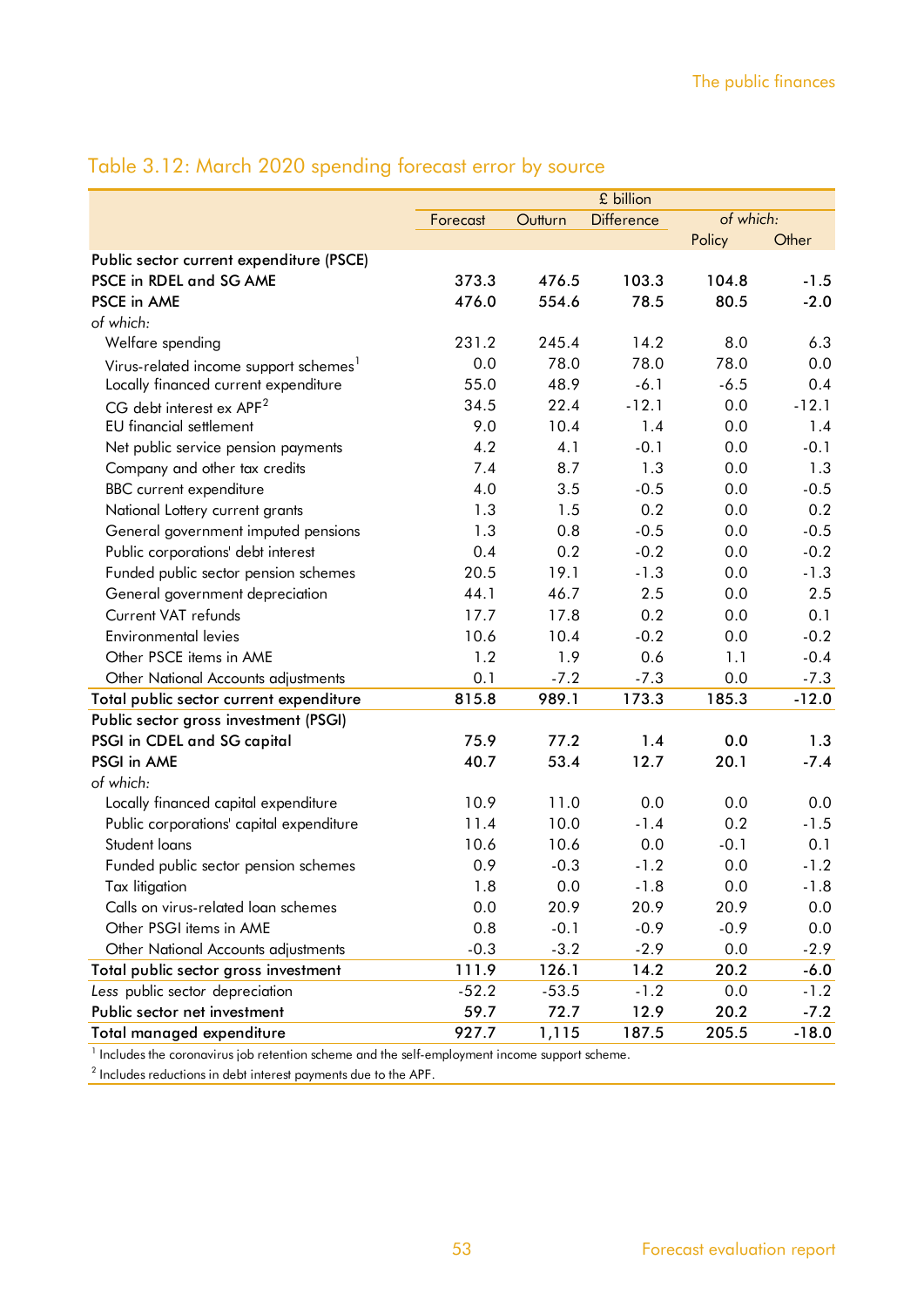## Table 3.12: March 2020 spending forecast error by source

| | £ billion | | | | |
|---|---|---|---|---|---|
| | Forecast | Outturn | Difference | *of which:* | |
| | | | | Policy | Other |
| **Public sector current expenditure (PSCE)** | | | | | |
| **PSCE in RDEL and SG AME** | **373.3** | **476.5** | **103.3** | **104.8** | **-1.5** |
| **PSCE in AME** | **476.0** | **554.6** | **78.5** | **80.5** | **-2.0** |
| *of which:* | | | | | |
| Welfare spending | 231.2 | 245.4 | 14.2 | 8.0 | 6.3 |
| Virus-related income support schemes[1] | 0.0 | 78.0 | 78.0 | 78.0 | 0.0 |
| Locally financed current expenditure | 55.0 | 48.9 | -6.1 | -6.5 | 0.4 |
| CG debt interest ex APF[2] | 34.5 | 22.4 | -12.1 | 0.0 | -12.1 |
| EU financial settlement | 9.0 | 10.4 | 1.4 | 0.0 | 1.4 |
| Net public service pension payments | 4.2 | 4.1 | -0.1 | 0.0 | -0.1 |
| Company and other tax credits | 7.4 | 8.7 | 1.3 | 0.0 | 1.3 |
| BBC current expenditure | 4.0 | 3.5 | -0.5 | 0.0 | -0.5 |
| National Lottery current grants | 1.3 | 1.5 | 0.2 | 0.0 | 0.2 |
| General government imputed pensions | 1.3 | 0.8 | -0.5 | 0.0 | -0.5 |
| Public corporations' debt interest | 0.4 | 0.2 | -0.2 | 0.0 | -0.2 |
| Funded public sector pension schemes | 20.5 | 19.1 | -1.3 | 0.0 | -1.3 |
| General government depreciation | 44.1 | 46.7 | 2.5 | 0.0 | 2.5 |
| Current VAT refunds | 17.7 | 17.8 | 0.2 | 0.0 | 0.1 |
| Environmental levies | 10.6 | 10.4 | -0.2 | 0.0 | -0.2 |
| Other PSCE items in AME | 1.2 | 1.9 | 0.6 | 1.1 | -0.4 |
| Other National Accounts adjustments | 0.1 | -7.2 | -7.3 | 0.0 | -7.3 |
| **Total public sector current expenditure** | **815.8** | **989.1** | **173.3** | **185.3** | **-12.0** |
| **Public sector gross investment (PSGI)** | | | | | |
| **PSGI in CDEL and SG capital** | **75.9** | **77.2** | **1.4** | **0.0** | **1.3** |
| **PSGI in AME** | **40.7** | **53.4** | **12.7** | **20.1** | **-7.4** |
| *of which:* | | | | | |
| Locally financed capital expenditure | 10.9 | 11.0 | 0.0 | 0.0 | 0.0 |
| Public corporations' capital expenditure | 11.4 | 10.0 | -1.4 | 0.2 | -1.5 |
| Student loans | 10.6 | 10.6 | 0.0 | -0.1 | 0.1 |
| Funded public sector pension schemes | 0.9 | -0.3 | -1.2 | 0.0 | -1.2 |
| Tax litigation | 1.8 | 0.0 | -1.8 | 0.0 | -1.8 |
| Calls on virus-related loan schemes | 0.0 | 20.9 | 20.9 | 20.9 | 0.0 |
| Other PSGI items in AME | 0.8 | -0.1 | -0.9 | -0.9 | 0.0 |
| Other National Accounts adjustments | -0.3 | -3.2 | -2.9 | 0.0 | -2.9 |
| **Total public sector gross investment** | **111.9** | **126.1** | **14.2** | **20.2** | **-6.0** |
| *Less* public sector depreciation | -52.2 | -53.5 | -1.2 | 0.0 | -1.2 |
| **Public sector net investment** | **59.7** | **72.7** | **12.9** | **20.2** | **-7.2** |
| **Total managed expenditure** | **927.7** | **1,115** | **187.5** | **205.5** | **-18.0** |

[1] Includes the coronavirus job retention scheme and the self-employment income support scheme.

[2] Includes reductions in debt interest payments due to the APF.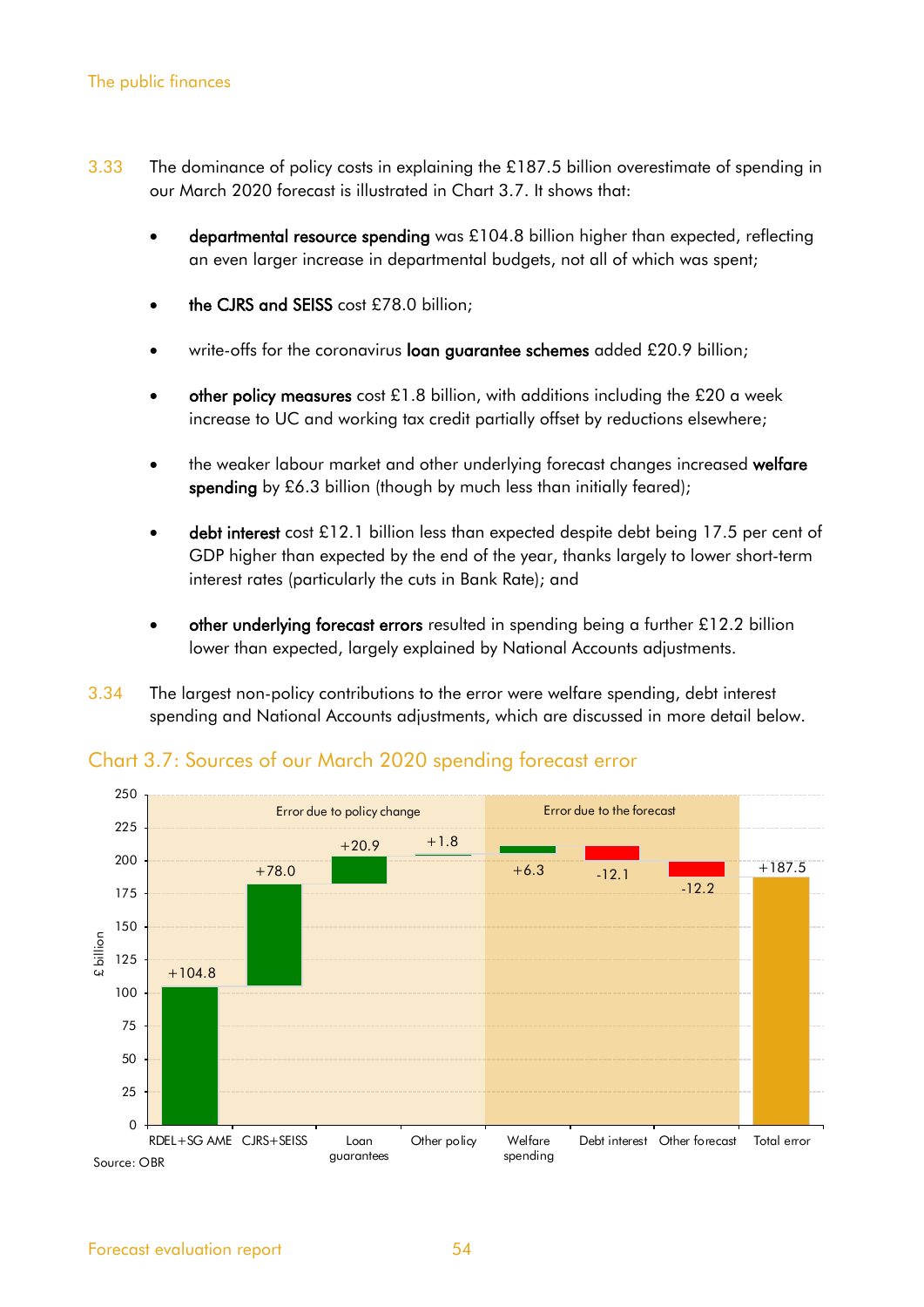3.33 The dominance of policy costs in explaining the £187.5 billion overestimate of spending in our March 2020 forecast is illustrated in Chart 3.7. It shows that:

- **departmental resource spending** was £104.8 billion higher than expected, reflecting an even larger increase in departmental budgets, not all of which was spent;
- **the CJRS and SEISS** cost £78.0 billion;
- write-offs for the coronavirus **loan guarantee schemes** added £20.9 billion;
- **other policy measures** cost £1.8 billion, with additions including the £20 a week increase to UC and working tax credit partially offset by reductions elsewhere;
- the weaker labour market and other underlying forecast changes increased **welfare spending** by £6.3 billion (though by much less than initially feared);
- **debt interest** cost £12.1 billion less than expected despite debt being 17.5 per cent of GDP higher than expected by the end of the year, thanks largely to lower short-term interest rates (particularly the cuts in Bank Rate); and
- **other underlying forecast errors** resulted in spending being a further £12.2 billion lower than expected, largely explained by National Accounts adjustments.

3.34 The largest non-policy contributions to the error were welfare spending, debt interest spending and National Accounts adjustments, which are discussed in more detail below.

## Chart 3.7: Sources of our March 2020 spending forecast error

| | £ billion |
|---|---|
| *Error due to policy change* | |
| RDEL+SG AME | +104.8 |
| CJRS+SEISS | +78.0 |
| Loan guarantees | +20.9 |
| Other policy | +1.8 |
| *Error due to the forecast* | |
| Welfare spending | +6.3 |
| Debt interest | -12.1 |
| Other forecast | -12.2 |
| Total error | +187.5 |

Source: OBR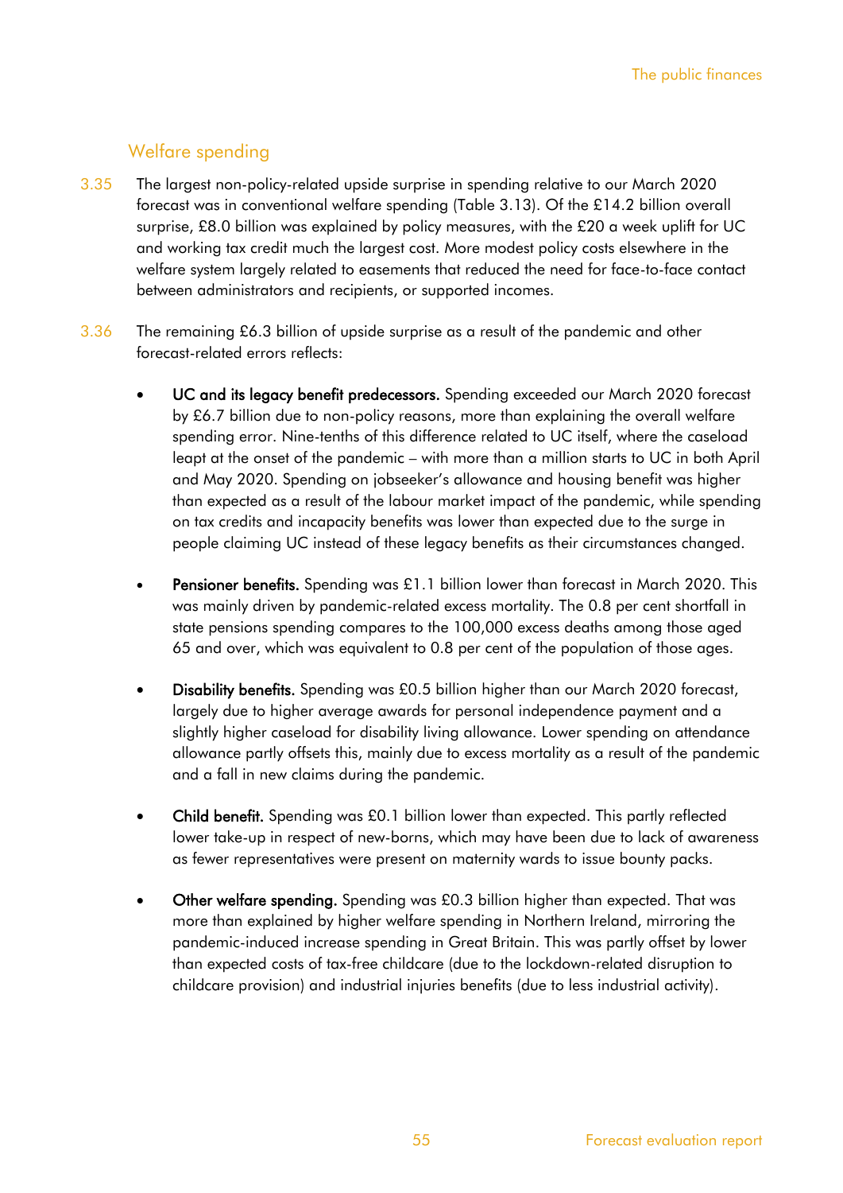## Welfare spending

3.35 The largest non-policy-related upside surprise in spending relative to our March 2020 forecast was in conventional welfare spending (Table 3.13). Of the £14.2 billion overall surprise, £8.0 billion was explained by policy measures, with the £20 a week uplift for UC and working tax credit much the largest cost. More modest policy costs elsewhere in the welfare system largely related to easements that reduced the need for face-to-face contact between administrators and recipients, or supported incomes.

3.36 The remaining £6.3 billion of upside surprise as a result of the pandemic and other forecast-related errors reflects:

- **UC and its legacy benefit predecessors.** Spending exceeded our March 2020 forecast by £6.7 billion due to non-policy reasons, more than explaining the overall welfare spending error. Nine-tenths of this difference related to UC itself, where the caseload leapt at the onset of the pandemic – with more than a million starts to UC in both April and May 2020. Spending on jobseeker's allowance and housing benefit was higher than expected as a result of the labour market impact of the pandemic, while spending on tax credits and incapacity benefits was lower than expected due to the surge in people claiming UC instead of these legacy benefits as their circumstances changed.

- **Pensioner benefits.** Spending was £1.1 billion lower than forecast in March 2020. This was mainly driven by pandemic-related excess mortality. The 0.8 per cent shortfall in state pensions spending compares to the 100,000 excess deaths among those aged 65 and over, which was equivalent to 0.8 per cent of the population of those ages.

- **Disability benefits.** Spending was £0.5 billion higher than our March 2020 forecast, largely due to higher average awards for personal independence payment and a slightly higher caseload for disability living allowance. Lower spending on attendance allowance partly offsets this, mainly due to excess mortality as a result of the pandemic and a fall in new claims during the pandemic.

- **Child benefit.** Spending was £0.1 billion lower than expected. This partly reflected lower take-up in respect of new-borns, which may have been due to lack of awareness as fewer representatives were present on maternity wards to issue bounty packs.

- **Other welfare spending.** Spending was £0.3 billion higher than expected. That was more than explained by higher welfare spending in Northern Ireland, mirroring the pandemic-induced increase spending in Great Britain. This was partly offset by lower than expected costs of tax-free childcare (due to the lockdown-related disruption to childcare provision) and industrial injuries benefits (due to less industrial activity).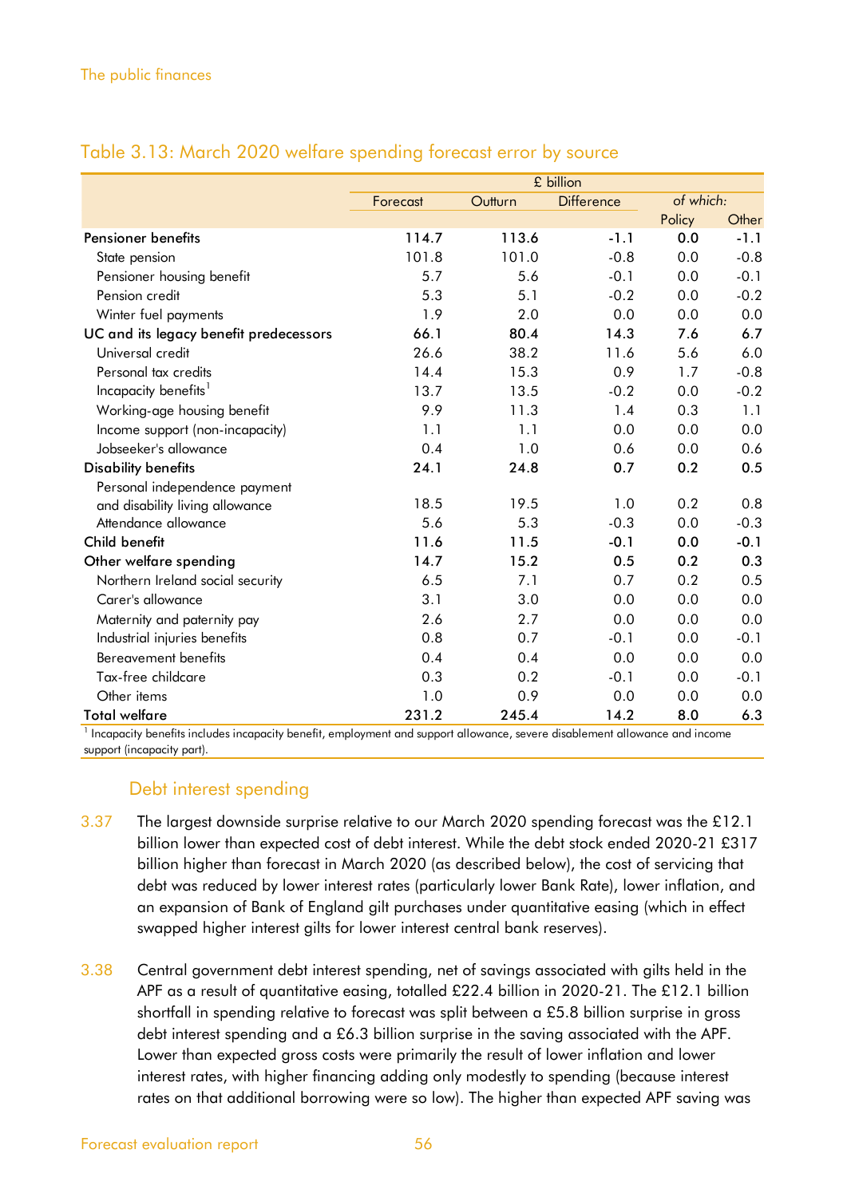### Table 3.13: March 2020 welfare spending forecast error by source

| | £ billion | | | | |
|---|---|---|---|---|---|
| | Forecast | Outturn | Difference | *of which:* | |
| | | | | Policy | Other |
| **Pensioner benefits** | **114.7** | **113.6** | **-1.1** | **0.0** | **-1.1** |
| State pension | 101.8 | 101.0 | -0.8 | 0.0 | -0.8 |
| Pensioner housing benefit | 5.7 | 5.6 | -0.1 | 0.0 | -0.1 |
| Pension credit | 5.3 | 5.1 | -0.2 | 0.0 | -0.2 |
| Winter fuel payments | 1.9 | 2.0 | 0.0 | 0.0 | 0.0 |
| **UC and its legacy benefit predecessors** | **66.1** | **80.4** | **14.3** | **7.6** | **6.7** |
| Universal credit | 26.6 | 38.2 | 11.6 | 5.6 | 6.0 |
| Personal tax credits | 14.4 | 15.3 | 0.9 | 1.7 | -0.8 |
| Incapacity benefits[1] | 13.7 | 13.5 | -0.2 | 0.0 | -0.2 |
| Working-age housing benefit | 9.9 | 11.3 | 1.4 | 0.3 | 1.1 |
| Income support (non-incapacity) | 1.1 | 1.1 | 0.0 | 0.0 | 0.0 |
| Jobseeker's allowance | 0.4 | 1.0 | 0.6 | 0.0 | 0.6 |
| **Disability benefits** | **24.1** | **24.8** | **0.7** | **0.2** | **0.5** |
| Personal independence payment and disability living allowance | 18.5 | 19.5 | 1.0 | 0.2 | 0.8 |
| Attendance allowance | 5.6 | 5.3 | -0.3 | 0.0 | -0.3 |
| **Child benefit** | **11.6** | **11.5** | **-0.1** | **0.0** | **-0.1** |
| **Other welfare spending** | **14.7** | **15.2** | **0.5** | **0.2** | **0.3** |
| Northern Ireland social security | 6.5 | 7.1 | 0.7 | 0.2 | 0.5 |
| Carer's allowance | 3.1 | 3.0 | 0.0 | 0.0 | 0.0 |
| Maternity and paternity pay | 2.6 | 2.7 | 0.0 | 0.0 | 0.0 |
| Industrial injuries benefits | 0.8 | 0.7 | -0.1 | 0.0 | -0.1 |
| Bereavement benefits | 0.4 | 0.4 | 0.0 | 0.0 | 0.0 |
| Tax-free childcare | 0.3 | 0.2 | -0.1 | 0.0 | -0.1 |
| Other items | 1.0 | 0.9 | 0.0 | 0.0 | 0.0 |
| **Total welfare** | **231.2** | **245.4** | **14.2** | **8.0** | **6.3** |

[1] Incapacity benefits includes incapacity benefit, employment and support allowance, severe disablement allowance and income support (incapacity part).

## Debt interest spending

3.37 The largest downside surprise relative to our March 2020 spending forecast was the £12.1 billion lower than expected cost of debt interest. While the debt stock ended 2020-21 £317 billion higher than forecast in March 2020 (as described below), the cost of servicing that debt was reduced by lower interest rates (particularly lower Bank Rate), lower inflation, and an expansion of Bank of England gilt purchases under quantitative easing (which in effect swapped higher interest gilts for lower interest central bank reserves).

3.38 Central government debt interest spending, net of savings associated with gilts held in the APF as a result of quantitative easing, totalled £22.4 billion in 2020-21. The £12.1 billion shortfall in spending relative to forecast was split between a £5.8 billion surprise in gross debt interest spending and a £6.3 billion surprise in the saving associated with the APF. Lower than expected gross costs were primarily the result of lower inflation and lower interest rates, with higher financing adding only modestly to spending (because interest rates on that additional borrowing were so low). The higher than expected APF saving was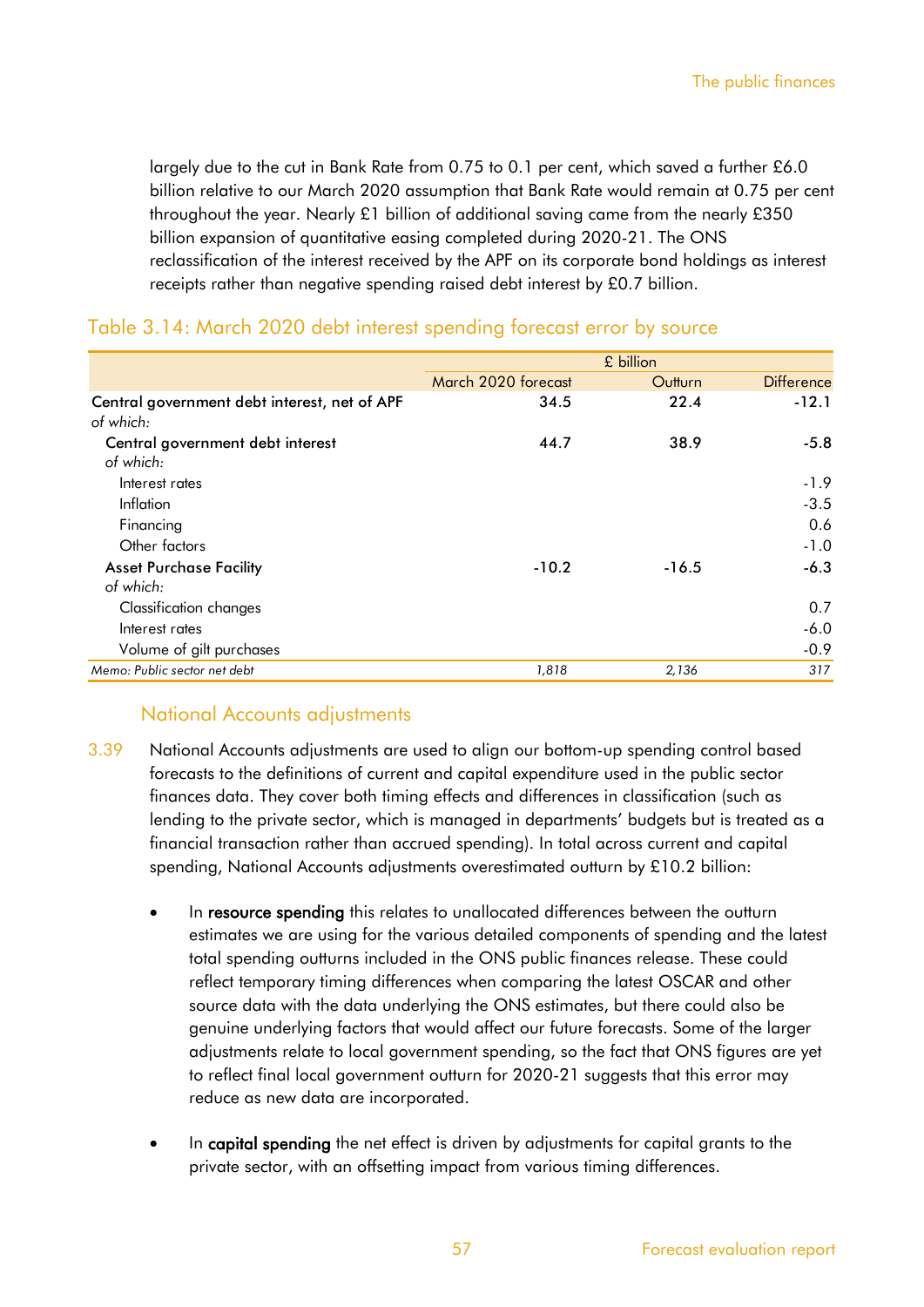largely due to the cut in Bank Rate from 0.75 to 0.1 per cent, which saved a further £6.0 billion relative to our March 2020 assumption that Bank Rate would remain at 0.75 per cent throughout the year. Nearly £1 billion of additional saving came from the nearly £350 billion expansion of quantitative easing completed during 2020-21. The ONS reclassification of the interest received by the APF on its corporate bond holdings as interest receipts rather than negative spending raised debt interest by £0.7 billion.

## Table 3.14: March 2020 debt interest spending forecast error by source

| | £ billion | | |
|---|---|---|---|
| | March 2020 forecast | Outturn | Difference |
| **Central government debt interest, net of APF** | 34.5 | 22.4 | -12.1 |
| *of which:* | | | |
| **Central government debt interest** | 44.7 | 38.9 | -5.8 |
| *of which:* | | | |
| Interest rates | | | -1.9 |
| Inflation | | | -3.5 |
| Financing | | | 0.6 |
| Other factors | | | -1.0 |
| **Asset Purchase Facility** | -10.2 | -16.5 | -6.3 |
| *of which:* | | | |
| Classification changes | | | 0.7 |
| Interest rates | | | -6.0 |
| Volume of gilt purchases | | | -0.9 |
| *Memo: Public sector net debt* | *1,818* | *2,136* | *317* |

### National Accounts adjustments

3.39 National Accounts adjustments are used to align our bottom-up spending control based forecasts to the definitions of current and capital expenditure used in the public sector finances data. They cover both timing effects and differences in classification (such as lending to the private sector, which is managed in departments' budgets but is treated as a financial transaction rather than accrued spending). In total across current and capital spending, National Accounts adjustments overestimated outturn by £10.2 billion:

- In **resource spending** this relates to unallocated differences between the outturn estimates we are using for the various detailed components of spending and the latest total spending outturns included in the ONS public finances release. These could reflect temporary timing differences when comparing the latest OSCAR and other source data with the data underlying the ONS estimates, but there could also be genuine underlying factors that would affect our future forecasts. Some of the larger adjustments relate to local government spending, so the fact that ONS figures are yet to reflect final local government outturn for 2020-21 suggests that this error may reduce as new data are incorporated.

- In **capital spending** the net effect is driven by adjustments for capital grants to the private sector, with an offsetting impact from various timing differences.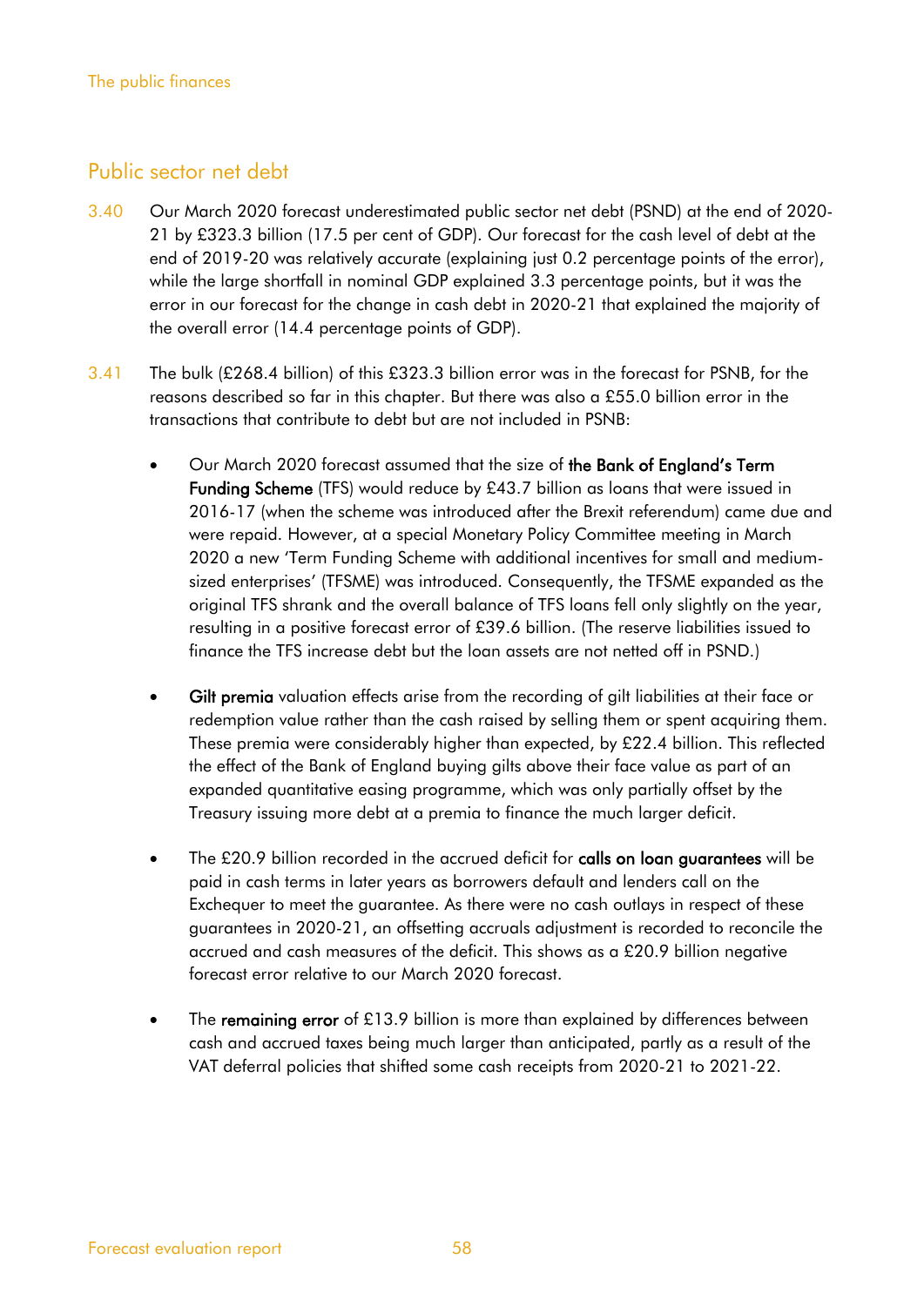## Public sector net debt

3.40 Our March 2020 forecast underestimated public sector net debt (PSND) at the end of 2020-21 by £323.3 billion (17.5 per cent of GDP). Our forecast for the cash level of debt at the end of 2019-20 was relatively accurate (explaining just 0.2 percentage points of the error), while the large shortfall in nominal GDP explained 3.3 percentage points, but it was the error in our forecast for the change in cash debt in 2020-21 that explained the majority of the overall error (14.4 percentage points of GDP).

3.41 The bulk (£268.4 billion) of this £323.3 billion error was in the forecast for PSNB, for the reasons described so far in this chapter. But there was also a £55.0 billion error in the transactions that contribute to debt but are not included in PSNB:

- Our March 2020 forecast assumed that the size of **the Bank of England's Term Funding Scheme** (TFS) would reduce by £43.7 billion as loans that were issued in 2016-17 (when the scheme was introduced after the Brexit referendum) came due and were repaid. However, at a special Monetary Policy Committee meeting in March 2020 a new 'Term Funding Scheme with additional incentives for small and medium-sized enterprises' (TFSME) was introduced. Consequently, the TFSME expanded as the original TFS shrank and the overall balance of TFS loans fell only slightly on the year, resulting in a positive forecast error of £39.6 billion. (The reserve liabilities issued to finance the TFS increase debt but the loan assets are not netted off in PSND.)

- **Gilt premia** valuation effects arise from the recording of gilt liabilities at their face or redemption value rather than the cash raised by selling them or spent acquiring them. These premia were considerably higher than expected, by £22.4 billion. This reflected the effect of the Bank of England buying gilts above their face value as part of an expanded quantitative easing programme, which was only partially offset by the Treasury issuing more debt at a premia to finance the much larger deficit.

- The £20.9 billion recorded in the accrued deficit for **calls on loan guarantees** will be paid in cash terms in later years as borrowers default and lenders call on the Exchequer to meet the guarantee. As there were no cash outlays in respect of these guarantees in 2020-21, an offsetting accruals adjustment is recorded to reconcile the accrued and cash measures of the deficit. This shows as a £20.9 billion negative forecast error relative to our March 2020 forecast.

- The **remaining error** of £13.9 billion is more than explained by differences between cash and accrued taxes being much larger than anticipated, partly as a result of the VAT deferral policies that shifted some cash receipts from 2020-21 to 2021-22.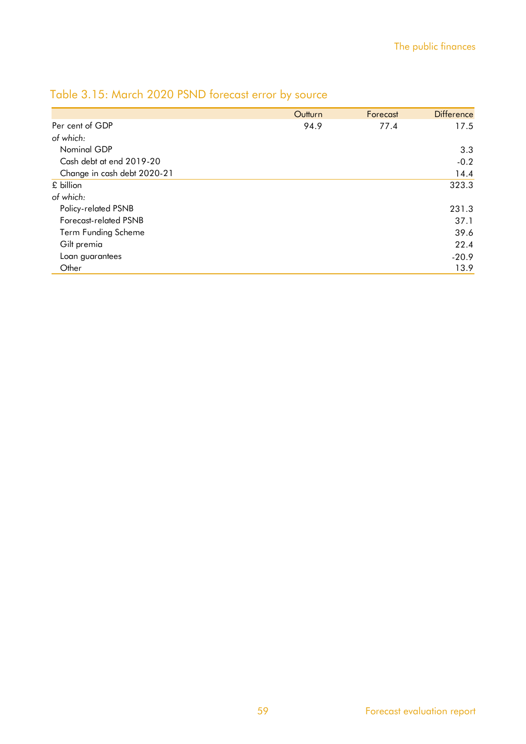## Table 3.15: March 2020 PSND forecast error by source

| | Outturn | Forecast | Difference |
|---|---|---|---|
| Per cent of GDP | 94.9 | 77.4 | 17.5 |
| *of which:* | | | |
| Nominal GDP | | | 3.3 |
| Cash debt at end 2019-20 | | | -0.2 |
| Change in cash debt 2020-21 | | | 14.4 |
| £ billion | | | 323.3 |
| *of which:* | | | |
| Policy-related PSNB | | | 231.3 |
| Forecast-related PSNB | | | 37.1 |
| Term Funding Scheme | | | 39.6 |
| Gilt premia | | | 22.4 |
| Loan guarantees | | | -20.9 |
| Other | | | 13.9 |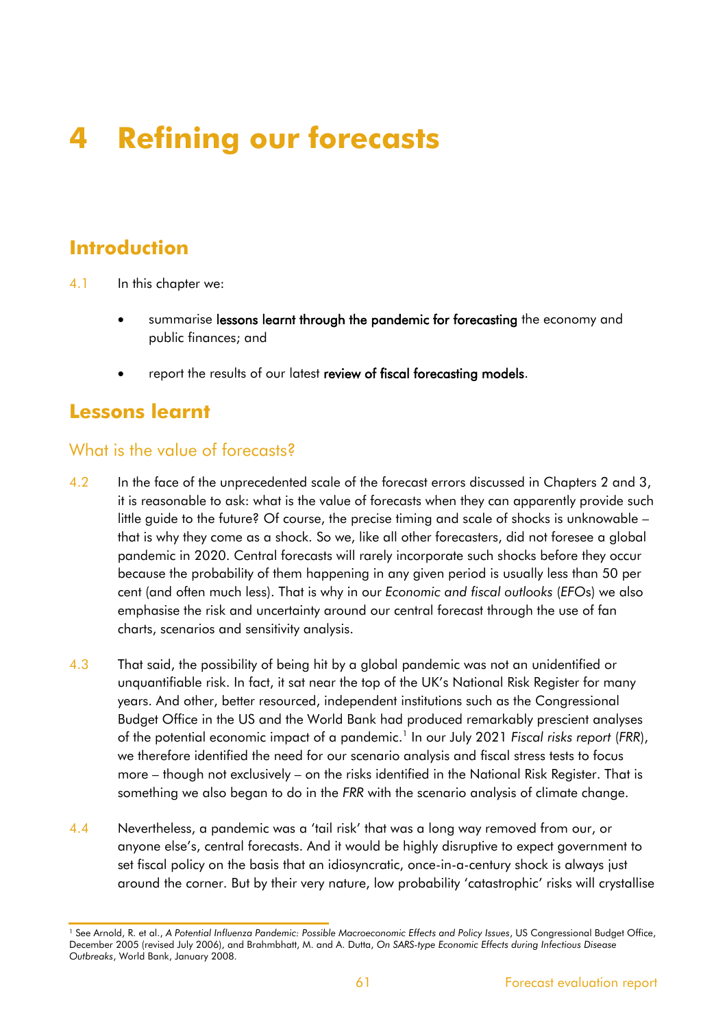# 4 Refining our forecasts

## Introduction

4.1 In this chapter we:

- summarise **lessons learnt through the pandemic for forecasting** the economy and public finances; and
- report the results of our latest **review of fiscal forecasting models**.

## Lessons learnt

### What is the value of forecasts?

4.2 In the face of the unprecedented scale of the forecast errors discussed in Chapters 2 and 3, it is reasonable to ask: what is the value of forecasts when they can apparently provide such little guide to the future? Of course, the precise timing and scale of shocks is unknowable – that is why they come as a shock. So we, like all other forecasters, did not foresee a global pandemic in 2020. Central forecasts will rarely incorporate such shocks before they occur because the probability of them happening in any given period is usually less than 50 per cent (and often much less). That is why in our *Economic and fiscal outlooks* (*EFOs*) we also emphasise the risk and uncertainty around our central forecast through the use of fan charts, scenarios and sensitivity analysis.

4.3 That said, the possibility of being hit by a global pandemic was not an unidentified or unquantifiable risk. In fact, it sat near the top of the UK's National Risk Register for many years. And other, better resourced, independent institutions such as the Congressional Budget Office in the US and the World Bank had produced remarkably prescient analyses of the potential economic impact of a pandemic.[1] In our July 2021 *Fiscal risks report* (*FRR*), we therefore identified the need for our scenario analysis and fiscal stress tests to focus more – though not exclusively – on the risks identified in the National Risk Register. That is something we also began to do in the *FRR* with the scenario analysis of climate change.

4.4 Nevertheless, a pandemic was a 'tail risk' that was a long way removed from our, or anyone else's, central forecasts. And it would be highly disruptive to expect government to set fiscal policy on the basis that an idiosyncratic, once-in-a-century shock is always just around the corner. But by their very nature, low probability 'catastrophic' risks will crystallise

[1] See Arnold, R. et al., *A Potential Influenza Pandemic: Possible Macroeconomic Effects and Policy Issues*, US Congressional Budget Office, December 2005 (revised July 2006), and Brahmbhatt, M. and A. Dutta, *On SARS-type Economic Effects during Infectious Disease Outbreaks*, World Bank, January 2008.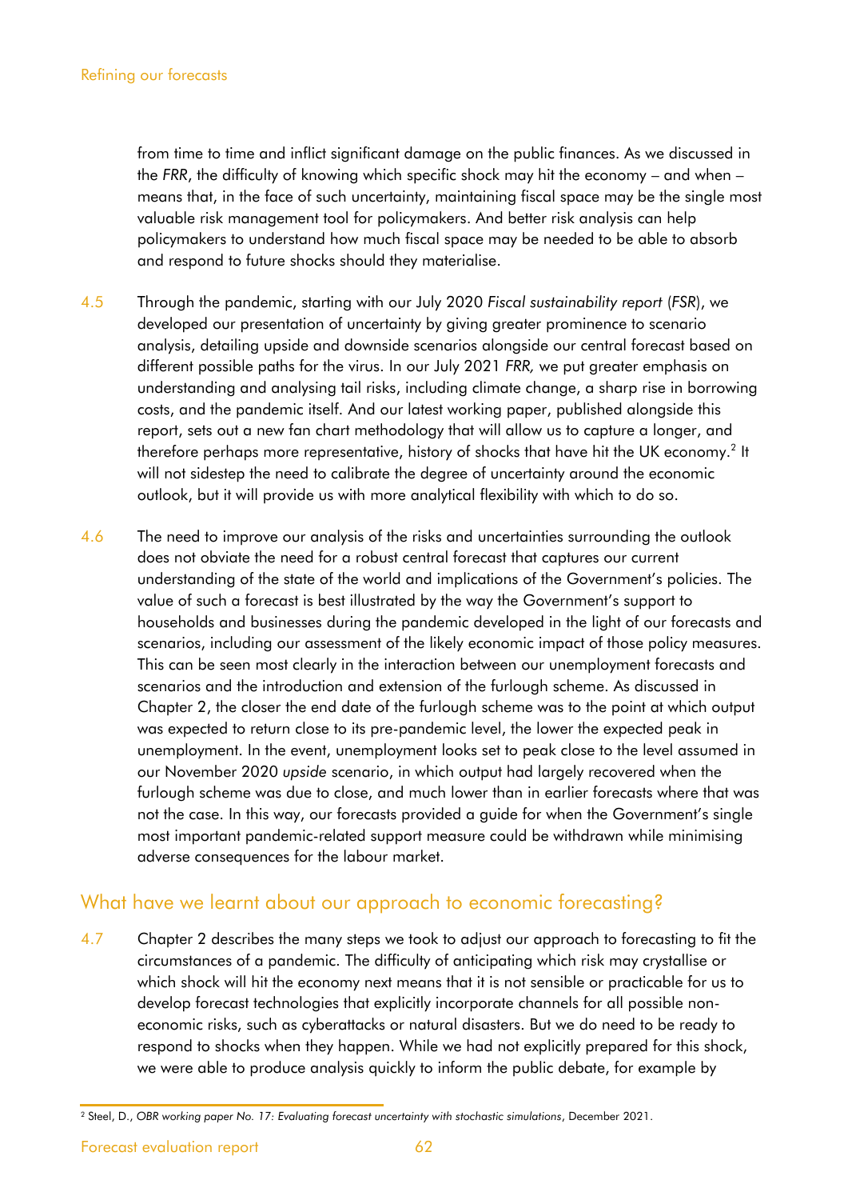from time to time and inflict significant damage on the public finances. As we discussed in the *FRR*, the difficulty of knowing which specific shock may hit the economy – and when – means that, in the face of such uncertainty, maintaining fiscal space may be the single most valuable risk management tool for policymakers. And better risk analysis can help policymakers to understand how much fiscal space may be needed to be able to absorb and respond to future shocks should they materialise.

4.5 Through the pandemic, starting with our July 2020 *Fiscal sustainability report* (*FSR*), we developed our presentation of uncertainty by giving greater prominence to scenario analysis, detailing upside and downside scenarios alongside our central forecast based on different possible paths for the virus. In our July 2021 *FRR,* we put greater emphasis on understanding and analysing tail risks, including climate change, a sharp rise in borrowing costs, and the pandemic itself. And our latest working paper, published alongside this report, sets out a new fan chart methodology that will allow us to capture a longer, and therefore perhaps more representative, history of shocks that have hit the UK economy.[2] It will not sidestep the need to calibrate the degree of uncertainty around the economic outlook, but it will provide us with more analytical flexibility with which to do so.

4.6 The need to improve our analysis of the risks and uncertainties surrounding the outlook does not obviate the need for a robust central forecast that captures our current understanding of the state of the world and implications of the Government's policies. The value of such a forecast is best illustrated by the way the Government's support to households and businesses during the pandemic developed in the light of our forecasts and scenarios, including our assessment of the likely economic impact of those policy measures. This can be seen most clearly in the interaction between our unemployment forecasts and scenarios and the introduction and extension of the furlough scheme. As discussed in Chapter 2, the closer the end date of the furlough scheme was to the point at which output was expected to return close to its pre-pandemic level, the lower the expected peak in unemployment. In the event, unemployment looks set to peak close to the level assumed in our November 2020 *upside* scenario, in which output had largely recovered when the furlough scheme was due to close, and much lower than in earlier forecasts where that was not the case. In this way, our forecasts provided a guide for when the Government's single most important pandemic-related support measure could be withdrawn while minimising adverse consequences for the labour market.

## What have we learnt about our approach to economic forecasting?

4.7 Chapter 2 describes the many steps we took to adjust our approach to forecasting to fit the circumstances of a pandemic. The difficulty of anticipating which risk may crystallise or which shock will hit the economy next means that it is not sensible or practicable for us to develop forecast technologies that explicitly incorporate channels for all possible non-economic risks, such as cyberattacks or natural disasters. But we do need to be ready to respond to shocks when they happen. While we had not explicitly prepared for this shock, we were able to produce analysis quickly to inform the public debate, for example by

[2] Steel, D., *OBR working paper No. 17: Evaluating forecast uncertainty with stochastic simulations*, December 2021.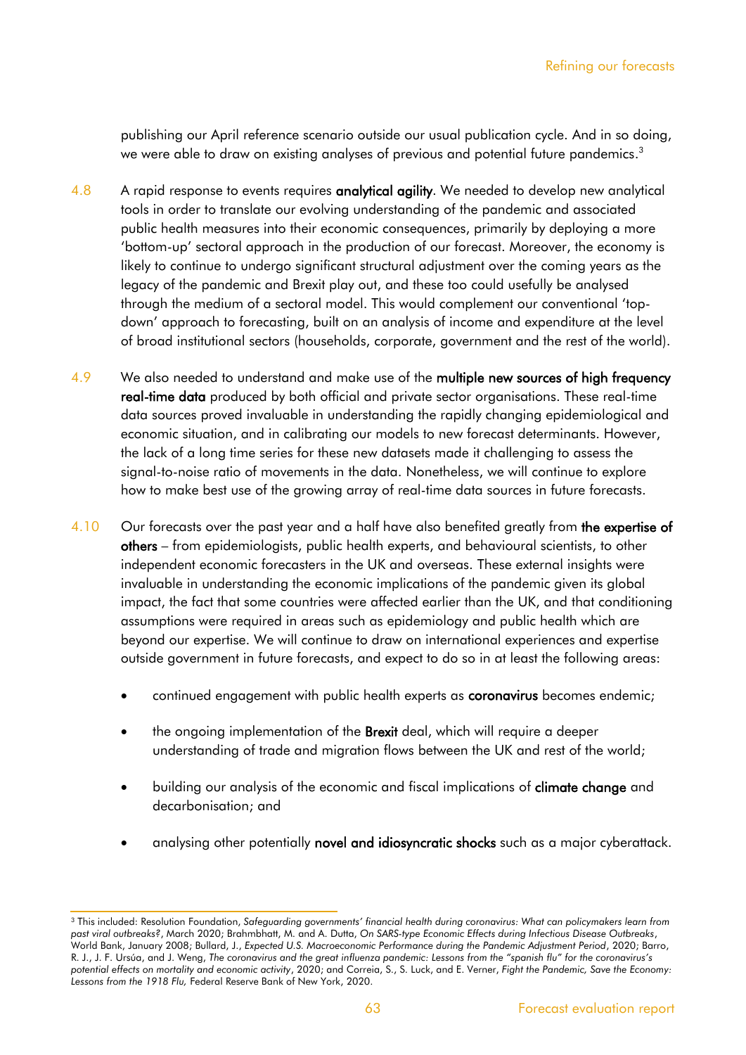publishing our April reference scenario outside our usual publication cycle. And in so doing, we were able to draw on existing analyses of previous and potential future pandemics.[3]

4.8 A rapid response to events requires **analytical agility**. We needed to develop new analytical tools in order to translate our evolving understanding of the pandemic and associated public health measures into their economic consequences, primarily by deploying a more 'bottom-up' sectoral approach in the production of our forecast. Moreover, the economy is likely to continue to undergo significant structural adjustment over the coming years as the legacy of the pandemic and Brexit play out, and these too could usefully be analysed through the medium of a sectoral model. This would complement our conventional 'top-down' approach to forecasting, built on an analysis of income and expenditure at the level of broad institutional sectors (households, corporate, government and the rest of the world).

4.9 We also needed to understand and make use of the **multiple new sources of high frequency real-time data** produced by both official and private sector organisations. These real-time data sources proved invaluable in understanding the rapidly changing epidemiological and economic situation, and in calibrating our models to new forecast determinants. However, the lack of a long time series for these new datasets made it challenging to assess the signal-to-noise ratio of movements in the data. Nonetheless, we will continue to explore how to make best use of the growing array of real-time data sources in future forecasts.

4.10 Our forecasts over the past year and a half have also benefited greatly from **the expertise of others** – from epidemiologists, public health experts, and behavioural scientists, to other independent economic forecasters in the UK and overseas. These external insights were invaluable in understanding the economic implications of the pandemic given its global impact, the fact that some countries were affected earlier than the UK, and that conditioning assumptions were required in areas such as epidemiology and public health which are beyond our expertise. We will continue to draw on international experiences and expertise outside government in future forecasts, and expect to do so in at least the following areas:

- continued engagement with public health experts as **coronavirus** becomes endemic;
- the ongoing implementation of the **Brexit** deal, which will require a deeper understanding of trade and migration flows between the UK and rest of the world;
- building our analysis of the economic and fiscal implications of **climate change** and decarbonisation; and
- analysing other potentially **novel and idiosyncratic shocks** such as a major cyberattack.

[3] This included: Resolution Foundation, *Safeguarding governments' financial health during coronavirus: What can policymakers learn from past viral outbreaks?*, March 2020; Brahmbhatt, M. and A. Dutta, *On SARS-type Economic Effects during Infectious Disease Outbreaks*, World Bank, January 2008; Bullard, J., *Expected U.S. Macroeconomic Performance during the Pandemic Adjustment Period*, 2020; Barro, R. J., J. F. Ursúa, and J. Weng, *The coronavirus and the great influenza pandemic: Lessons from the "spanish flu" for the coronavirus's potential effects on mortality and economic activity*, 2020; and Correia, S., S. Luck, and E. Verner, *Fight the Pandemic, Save the Economy: Lessons from the 1918 Flu,* Federal Reserve Bank of New York, 2020.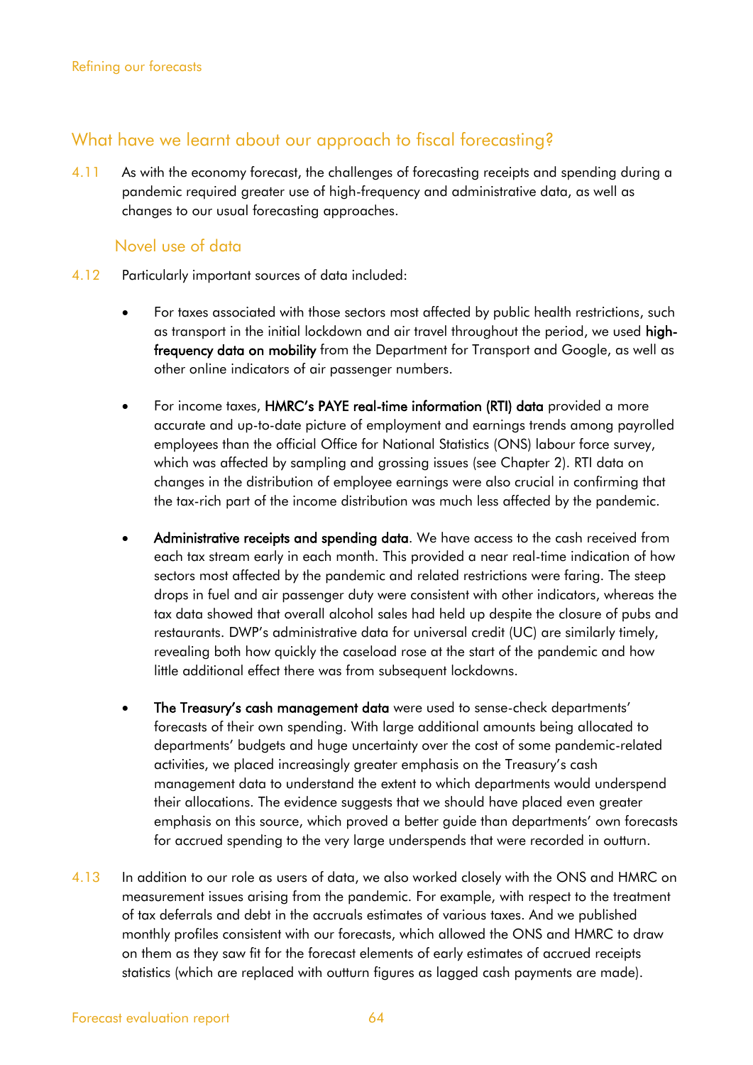## What have we learnt about our approach to fiscal forecasting?

4.11 As with the economy forecast, the challenges of forecasting receipts and spending during a pandemic required greater use of high-frequency and administrative data, as well as changes to our usual forecasting approaches.

### Novel use of data

4.12 Particularly important sources of data included:

- For taxes associated with those sectors most affected by public health restrictions, such as transport in the initial lockdown and air travel throughout the period, we used **high-frequency data on mobility** from the Department for Transport and Google, as well as other online indicators of air passenger numbers.

- For income taxes, **HMRC's PAYE real-time information (RTI) data** provided a more accurate and up-to-date picture of employment and earnings trends among payrolled employees than the official Office for National Statistics (ONS) labour force survey, which was affected by sampling and grossing issues (see Chapter 2). RTI data on changes in the distribution of employee earnings were also crucial in confirming that the tax-rich part of the income distribution was much less affected by the pandemic.

- **Administrative receipts and spending data**. We have access to the cash received from each tax stream early in each month. This provided a near real-time indication of how sectors most affected by the pandemic and related restrictions were faring. The steep drops in fuel and air passenger duty were consistent with other indicators, whereas the tax data showed that overall alcohol sales had held up despite the closure of pubs and restaurants. DWP's administrative data for universal credit (UC) are similarly timely, revealing both how quickly the caseload rose at the start of the pandemic and how little additional effect there was from subsequent lockdowns.

- **The Treasury's cash management data** were used to sense-check departments' forecasts of their own spending. With large additional amounts being allocated to departments' budgets and huge uncertainty over the cost of some pandemic-related activities, we placed increasingly greater emphasis on the Treasury's cash management data to understand the extent to which departments would underspend their allocations. The evidence suggests that we should have placed even greater emphasis on this source, which proved a better guide than departments' own forecasts for accrued spending to the very large underspends that were recorded in outturn.

4.13 In addition to our role as users of data, we also worked closely with the ONS and HMRC on measurement issues arising from the pandemic. For example, with respect to the treatment of tax deferrals and debt in the accruals estimates of various taxes. And we published monthly profiles consistent with our forecasts, which allowed the ONS and HMRC to draw on them as they saw fit for the forecast elements of early estimates of accrued receipts statistics (which are replaced with outturn figures as lagged cash payments are made).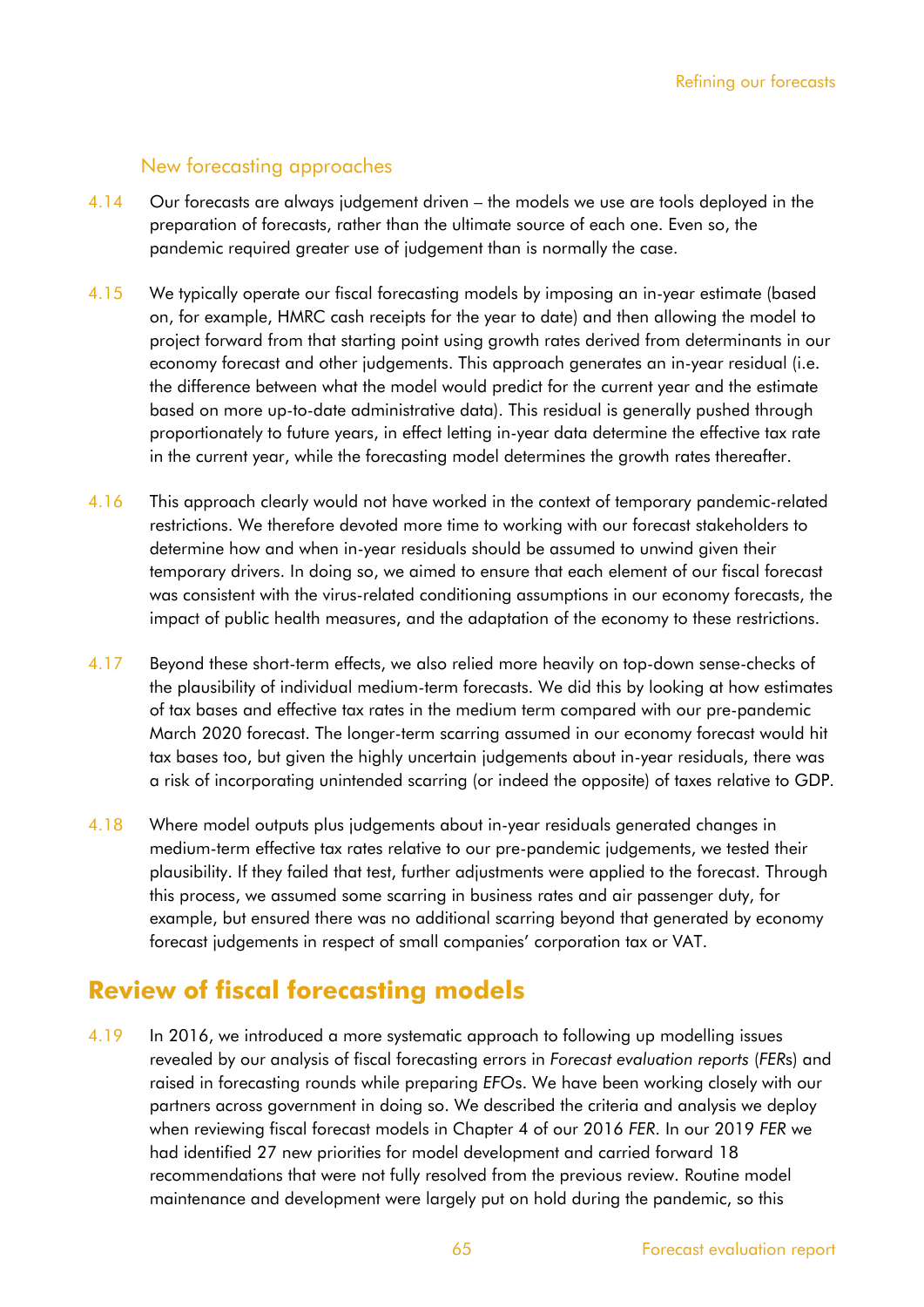### New forecasting approaches

4.14 Our forecasts are always judgement driven – the models we use are tools deployed in the preparation of forecasts, rather than the ultimate source of each one. Even so, the pandemic required greater use of judgement than is normally the case.

4.15 We typically operate our fiscal forecasting models by imposing an in-year estimate (based on, for example, HMRC cash receipts for the year to date) and then allowing the model to project forward from that starting point using growth rates derived from determinants in our economy forecast and other judgements. This approach generates an in-year residual (i.e. the difference between what the model would predict for the current year and the estimate based on more up-to-date administrative data). This residual is generally pushed through proportionately to future years, in effect letting in-year data determine the effective tax rate in the current year, while the forecasting model determines the growth rates thereafter.

4.16 This approach clearly would not have worked in the context of temporary pandemic-related restrictions. We therefore devoted more time to working with our forecast stakeholders to determine how and when in-year residuals should be assumed to unwind given their temporary drivers. In doing so, we aimed to ensure that each element of our fiscal forecast was consistent with the virus-related conditioning assumptions in our economy forecasts, the impact of public health measures, and the adaptation of the economy to these restrictions.

4.17 Beyond these short-term effects, we also relied more heavily on top-down sense-checks of the plausibility of individual medium-term forecasts. We did this by looking at how estimates of tax bases and effective tax rates in the medium term compared with our pre-pandemic March 2020 forecast. The longer-term scarring assumed in our economy forecast would hit tax bases too, but given the highly uncertain judgements about in-year residuals, there was a risk of incorporating unintended scarring (or indeed the opposite) of taxes relative to GDP.

4.18 Where model outputs plus judgements about in-year residuals generated changes in medium-term effective tax rates relative to our pre-pandemic judgements, we tested their plausibility. If they failed that test, further adjustments were applied to the forecast. Through this process, we assumed some scarring in business rates and air passenger duty, for example, but ensured there was no additional scarring beyond that generated by economy forecast judgements in respect of small companies' corporation tax or VAT.

## Review of fiscal forecasting models

4.19 In 2016, we introduced a more systematic approach to following up modelling issues revealed by our analysis of fiscal forecasting errors in *Forecast evaluation reports* (*FER*s) and raised in forecasting rounds while preparing *EFO*s. We have been working closely with our partners across government in doing so. We described the criteria and analysis we deploy when reviewing fiscal forecast models in Chapter 4 of our 2016 *FER*. In our 2019 *FER* we had identified 27 new priorities for model development and carried forward 18 recommendations that were not fully resolved from the previous review. Routine model maintenance and development were largely put on hold during the pandemic, so this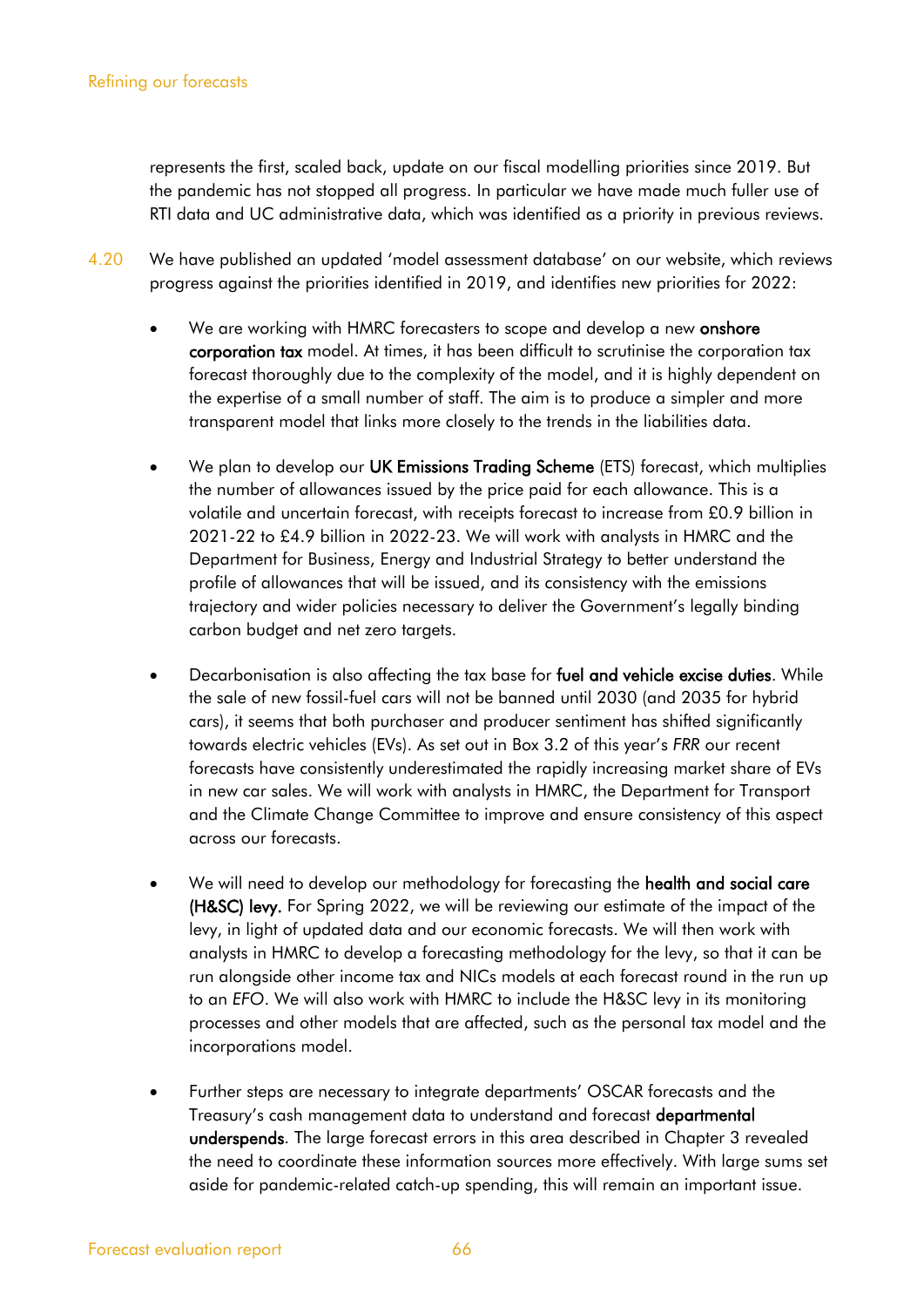represents the first, scaled back, update on our fiscal modelling priorities since 2019. But the pandemic has not stopped all progress. In particular we have made much fuller use of RTI data and UC administrative data, which was identified as a priority in previous reviews.

4.20 We have published an updated 'model assessment database' on our website, which reviews progress against the priorities identified in 2019, and identifies new priorities for 2022:

- We are working with HMRC forecasters to scope and develop a new **onshore corporation tax** model. At times, it has been difficult to scrutinise the corporation tax forecast thoroughly due to the complexity of the model, and it is highly dependent on the expertise of a small number of staff. The aim is to produce a simpler and more transparent model that links more closely to the trends in the liabilities data.

- We plan to develop our **UK Emissions Trading Scheme** (ETS) forecast, which multiplies the number of allowances issued by the price paid for each allowance. This is a volatile and uncertain forecast, with receipts forecast to increase from £0.9 billion in 2021-22 to £4.9 billion in 2022-23. We will work with analysts in HMRC and the Department for Business, Energy and Industrial Strategy to better understand the profile of allowances that will be issued, and its consistency with the emissions trajectory and wider policies necessary to deliver the Government's legally binding carbon budget and net zero targets.

- Decarbonisation is also affecting the tax base for **fuel and vehicle excise duties**. While the sale of new fossil-fuel cars will not be banned until 2030 (and 2035 for hybrid cars), it seems that both purchaser and producer sentiment has shifted significantly towards electric vehicles (EVs). As set out in Box 3.2 of this year's *FRR* our recent forecasts have consistently underestimated the rapidly increasing market share of EVs in new car sales. We will work with analysts in HMRC, the Department for Transport and the Climate Change Committee to improve and ensure consistency of this aspect across our forecasts.

- We will need to develop our methodology for forecasting the **health and social care (H&SC) levy.** For Spring 2022, we will be reviewing our estimate of the impact of the levy, in light of updated data and our economic forecasts. We will then work with analysts in HMRC to develop a forecasting methodology for the levy, so that it can be run alongside other income tax and NICs models at each forecast round in the run up to an *EFO*. We will also work with HMRC to include the H&SC levy in its monitoring processes and other models that are affected, such as the personal tax model and the incorporations model.

- Further steps are necessary to integrate departments' OSCAR forecasts and the Treasury's cash management data to understand and forecast **departmental underspends**. The large forecast errors in this area described in Chapter 3 revealed the need to coordinate these information sources more effectively. With large sums set aside for pandemic-related catch-up spending, this will remain an important issue.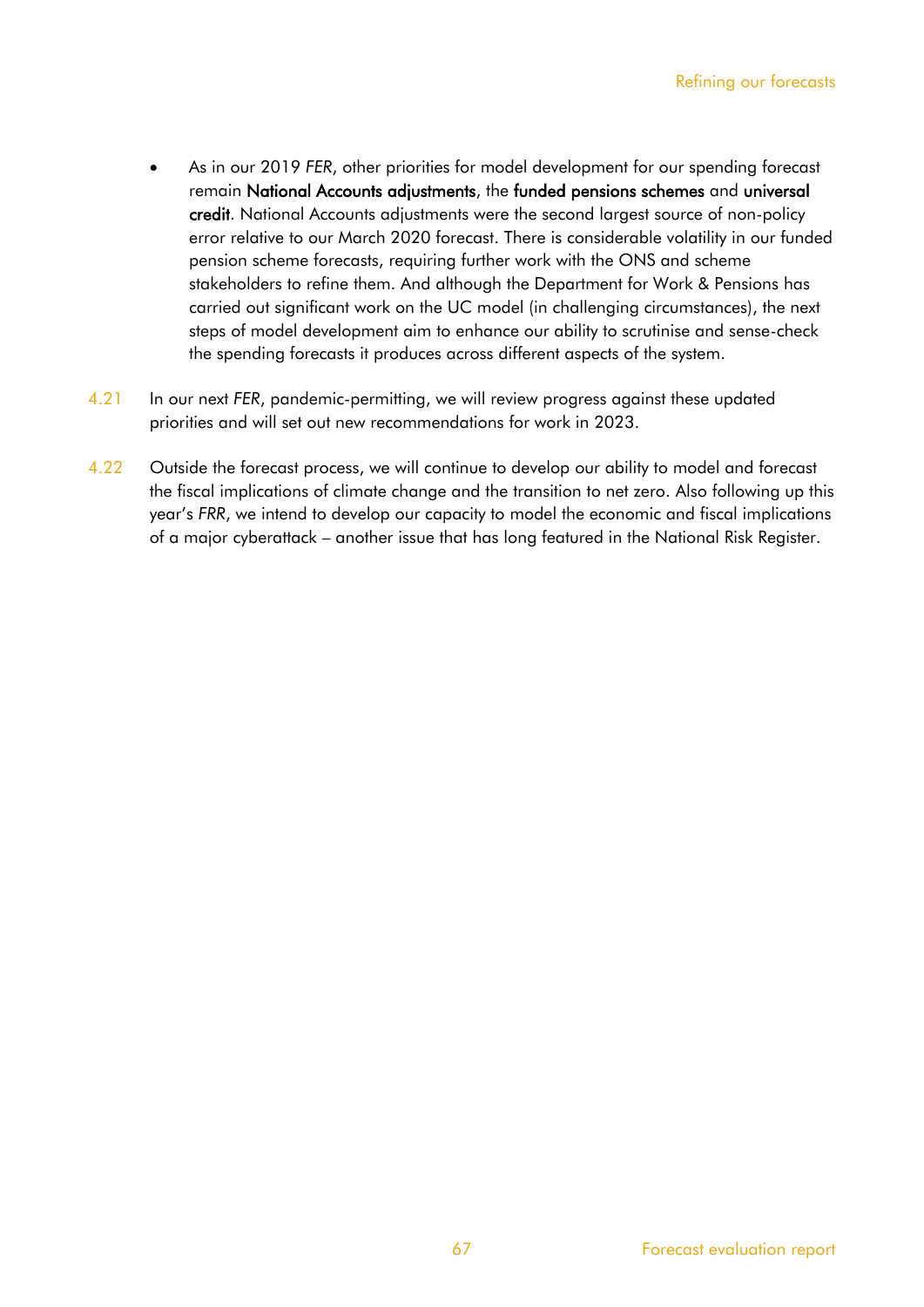- As in our 2019 *FER*, other priorities for model development for our spending forecast remain **National Accounts adjustments**, the **funded pensions schemes** and **universal credit**. National Accounts adjustments were the second largest source of non-policy error relative to our March 2020 forecast. There is considerable volatility in our funded pension scheme forecasts, requiring further work with the ONS and scheme stakeholders to refine them. And although the Department for Work & Pensions has carried out significant work on the UC model (in challenging circumstances), the next steps of model development aim to enhance our ability to scrutinise and sense-check the spending forecasts it produces across different aspects of the system.

4.21 In our next *FER*, pandemic-permitting, we will review progress against these updated priorities and will set out new recommendations for work in 2023.

4.22 Outside the forecast process, we will continue to develop our ability to model and forecast the fiscal implications of climate change and the transition to net zero. Also following up this year's *FRR*, we intend to develop our capacity to model the economic and fiscal implications of a major cyberattack – another issue that has long featured in the National Risk Register.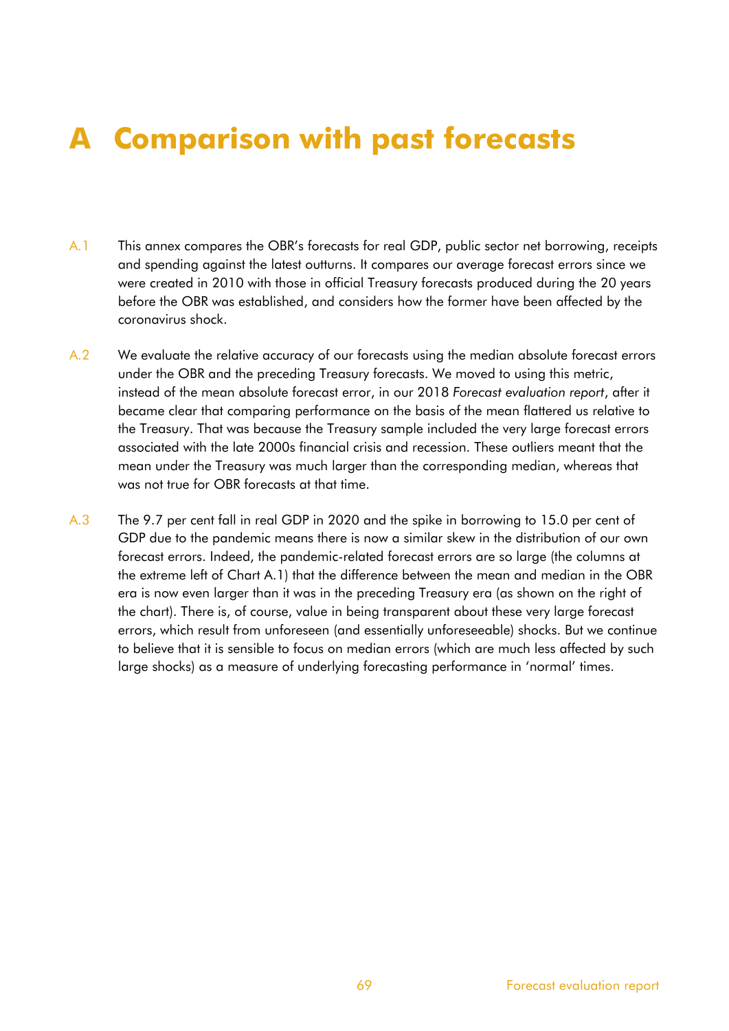# A Comparison with past forecasts

A.1 This annex compares the OBR's forecasts for real GDP, public sector net borrowing, receipts and spending against the latest outturns. It compares our average forecast errors since we were created in 2010 with those in official Treasury forecasts produced during the 20 years before the OBR was established, and considers how the former have been affected by the coronavirus shock.

A.2 We evaluate the relative accuracy of our forecasts using the median absolute forecast errors under the OBR and the preceding Treasury forecasts. We moved to using this metric, instead of the mean absolute forecast error, in our 2018 *Forecast evaluation report*, after it became clear that comparing performance on the basis of the mean flattered us relative to the Treasury. That was because the Treasury sample included the very large forecast errors associated with the late 2000s financial crisis and recession. These outliers meant that the mean under the Treasury was much larger than the corresponding median, whereas that was not true for OBR forecasts at that time.

A.3 The 9.7 per cent fall in real GDP in 2020 and the spike in borrowing to 15.0 per cent of GDP due to the pandemic means there is now a similar skew in the distribution of our own forecast errors. Indeed, the pandemic-related forecast errors are so large (the columns at the extreme left of Chart A.1) that the difference between the mean and median in the OBR era is now even larger than it was in the preceding Treasury era (as shown on the right of the chart). There is, of course, value in being transparent about these very large forecast errors, which result from unforeseen (and essentially unforeseeable) shocks. But we continue to believe that it is sensible to focus on median errors (which are much less affected by such large shocks) as a measure of underlying forecasting performance in 'normal' times.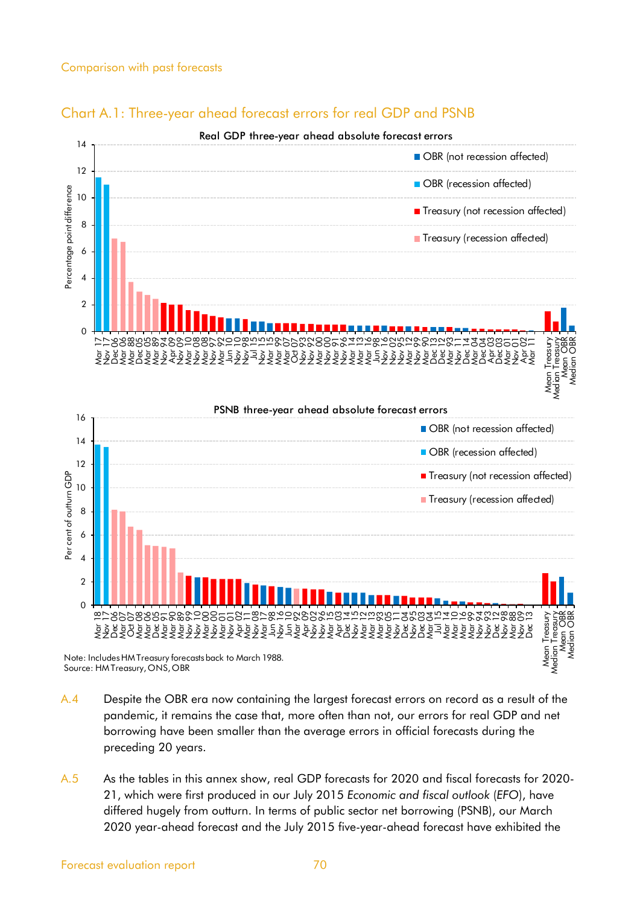Comparison with past forecasts

## Chart A.1: Three-year ahead forecast errors for real GDP and PSNB

Note: Includes HM Treasury forecasts back to March 1988.
Source: HM Treasury, ONS, OBR

A.4 Despite the OBR era now containing the largest forecast errors on record as a result of the pandemic, it remains the case that, more often than not, our errors for real GDP and net borrowing have been smaller than the average errors in official forecasts during the preceding 20 years.

A.5 As the tables in this annex show, real GDP forecasts for 2020 and fiscal forecasts for 2020-21, which were first produced in our July 2015 *Economic and fiscal outlook* (*EFO*), have differed hugely from outturn. In terms of public sector net borrowing (PSNB), our March 2020 year-ahead forecast and the July 2015 five-year-ahead forecast have exhibited the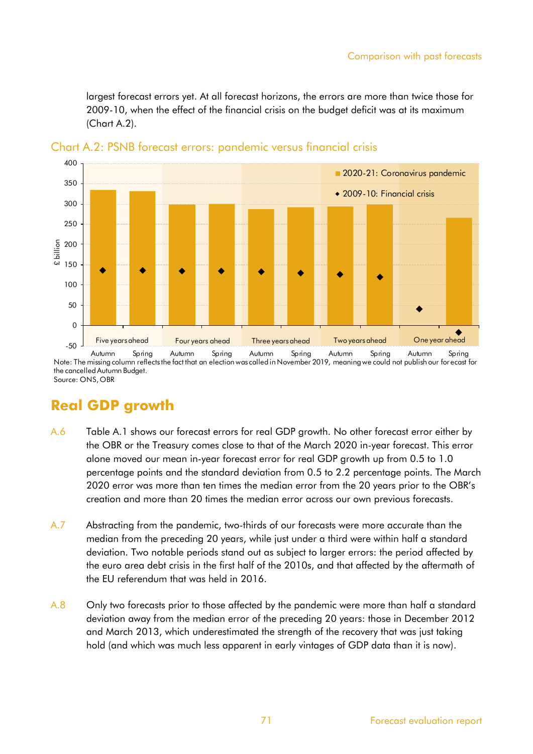largest forecast errors yet. At all forecast horizons, the errors are more than twice those for 2009-10, when the effect of the financial crisis on the budget deficit was at its maximum (Chart A.2).

Chart A.2: PSNB forecast errors: pandemic versus financial crisis

Note: The missing column reflects the fact that an election was called in November 2019, meaning we could not publish our forecast for the cancelled Autumn Budget.
Source: ONS, OBR

## Real GDP growth

A.6 Table A.1 shows our forecast errors for real GDP growth. No other forecast error either by the OBR or the Treasury comes close to that of the March 2020 in-year forecast. This error alone moved our mean in-year forecast error for real GDP growth up from 0.5 to 1.0 percentage points and the standard deviation from 0.5 to 2.2 percentage points. The March 2020 error was more than ten times the median error from the 20 years prior to the OBR's creation and more than 20 times the median error across our own previous forecasts.

A.7 Abstracting from the pandemic, two-thirds of our forecasts were more accurate than the median from the preceding 20 years, while just under a third were within half a standard deviation. Two notable periods stand out as subject to larger errors: the period affected by the euro area debt crisis in the first half of the 2010s, and that affected by the aftermath of the EU referendum that was held in 2016.

A.8 Only two forecasts prior to those affected by the pandemic were more than half a standard deviation away from the median error of the preceding 20 years: those in December 2012 and March 2013, which underestimated the strength of the recovery that was just taking hold (and which was much less apparent in early vintages of GDP data than it is now).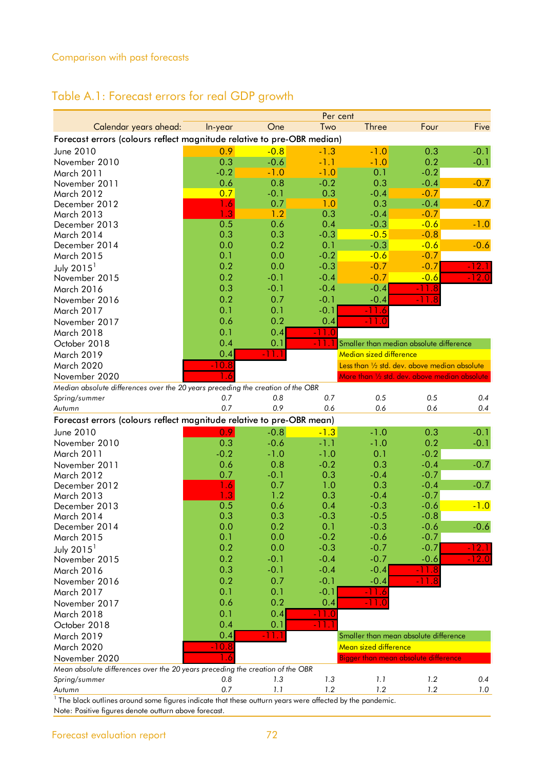Comparison with past forecasts

## Table A.1: Forecast errors for real GDP growth

| | Per cent | | | | | |
|---|---|---|---|---|---|---|
| Calendar years ahead: | In-year | One | Two | Three | Four | Five |
| **Forecast errors (colours reflect magnitude relative to pre-OBR median)** | | | | | | |
| June 2010 | 0.9 | -0.8 | -1.3 | -1.0 | 0.3 | -0.1 |
| November 2010 | 0.3 | -0.6 | -1.1 | -1.0 | 0.2 | -0.1 |
| March 2011 | -0.2 | -1.0 | -1.0 | 0.1 | -0.2 | |
| November 2011 | 0.6 | 0.8 | -0.2 | 0.3 | -0.4 | -0.7 |
| March 2012 | 0.7 | -0.1 | 0.3 | -0.4 | -0.7 | |
| December 2012 | 1.6 | 0.7 | 1.0 | 0.3 | -0.4 | -0.7 |
| March 2013 | 1.3 | 1.2 | 0.3 | -0.4 | -0.7 | |
| December 2013 | 0.5 | 0.6 | 0.4 | -0.3 | -0.6 | -1.0 |
| March 2014 | 0.3 | 0.3 | -0.3 | -0.5 | -0.8 | |
| December 2014 | 0.0 | 0.2 | 0.1 | -0.3 | -0.6 | -0.6 |
| March 2015 | 0.1 | 0.0 | -0.2 | -0.6 | -0.7 | |
| July 2015[1] | 0.2 | 0.0 | -0.3 | -0.7 | -0.7 | -12.1 |
| November 2015 | 0.2 | -0.1 | -0.4 | -0.7 | -0.6 | -12.0 |
| March 2016 | 0.3 | -0.1 | -0.4 | -0.4 | -11.8 | |
| November 2016 | 0.2 | 0.7 | -0.1 | -0.4 | -11.8 | |
| March 2017 | 0.1 | 0.1 | -0.1 | -11.6 | | |
| November 2017 | 0.6 | 0.2 | 0.4 | -11.0 | | |
| March 2018 | 0.1 | 0.4 | -11.0 | | | |
| October 2018 | 0.4 | 0.1 | -11.1 | Smaller than median absolute difference | | |
| March 2019 | 0.4 | -11.1 | | Median sized difference | | |
| March 2020 | -10.8 | | | Less than ½ std. dev. above median absolute | | |
| November 2020 | 1.6 | | | More than ½ std. dev. above median absolute | | |
| *Median absolute differences over the 20 years preceding the creation of the OBR* | | | | | | |
| *Spring/summer* | *0.7* | *0.8* | *0.7* | *0.5* | *0.5* | *0.4* |
| *Autumn* | *0.7* | *0.9* | *0.6* | *0.6* | *0.6* | *0.4* |
| **Forecast errors (colours reflect magnitude relative to pre-OBR mean)** | | | | | | |
| June 2010 | 0.9 | -0.8 | -1.3 | -1.0 | 0.3 | -0.1 |
| November 2010 | 0.3 | -0.6 | -1.1 | -1.0 | 0.2 | -0.1 |
| March 2011 | -0.2 | -1.0 | -1.0 | 0.1 | -0.2 | |
| November 2011 | 0.6 | 0.8 | -0.2 | 0.3 | -0.4 | -0.7 |
| March 2012 | 0.7 | -0.1 | 0.3 | -0.4 | -0.7 | |
| December 2012 | 1.6 | 0.7 | 1.0 | 0.3 | -0.4 | -0.7 |
| March 2013 | 1.3 | 1.2 | 0.3 | -0.4 | -0.7 | |
| December 2013 | 0.5 | 0.6 | 0.4 | -0.3 | -0.6 | -1.0 |
| March 2014 | 0.3 | 0.3 | -0.3 | -0.5 | -0.8 | |
| December 2014 | 0.0 | 0.2 | 0.1 | -0.3 | -0.6 | -0.6 |
| March 2015 | 0.1 | 0.0 | -0.2 | -0.6 | -0.7 | |
| July 2015[1] | 0.2 | 0.0 | -0.3 | -0.7 | -0.7 | -12.1 |
| November 2015 | 0.2 | -0.1 | -0.4 | -0.7 | -0.6 | -12.0 |
| March 2016 | 0.3 | -0.1 | -0.4 | -0.4 | -11.8 | |
| November 2016 | 0.2 | 0.7 | -0.1 | -0.4 | -11.8 | |
| March 2017 | 0.1 | 0.1 | -0.1 | -11.6 | | |
| November 2017 | 0.6 | 0.2 | 0.4 | -11.0 | | |
| March 2018 | 0.1 | 0.4 | -11.0 | | | |
| October 2018 | 0.4 | 0.1 | -11.1 | | | |
| March 2019 | 0.4 | -11.1 | | Smaller than mean absolute difference | | |
| March 2020 | -10.8 | | | Mean sized difference | | |
| November 2020 | 1.6 | | | Bigger than mean absolute difference | | |
| *Mean absolute differences over the 20 years preceding the creation of the OBR* | | | | | | |
| *Spring/summer* | *0.8* | *1.3* | *1.3* | *1.1* | *1.2* | *0.4* |
| *Autumn* | *0.7* | *1.1* | *1.2* | *1.2* | *1.2* | *1.0* |

[1] The black outlines around some figures indicate that these outturn years were affected by the pandemic.

Note: Positive figures denote outturn above forecast.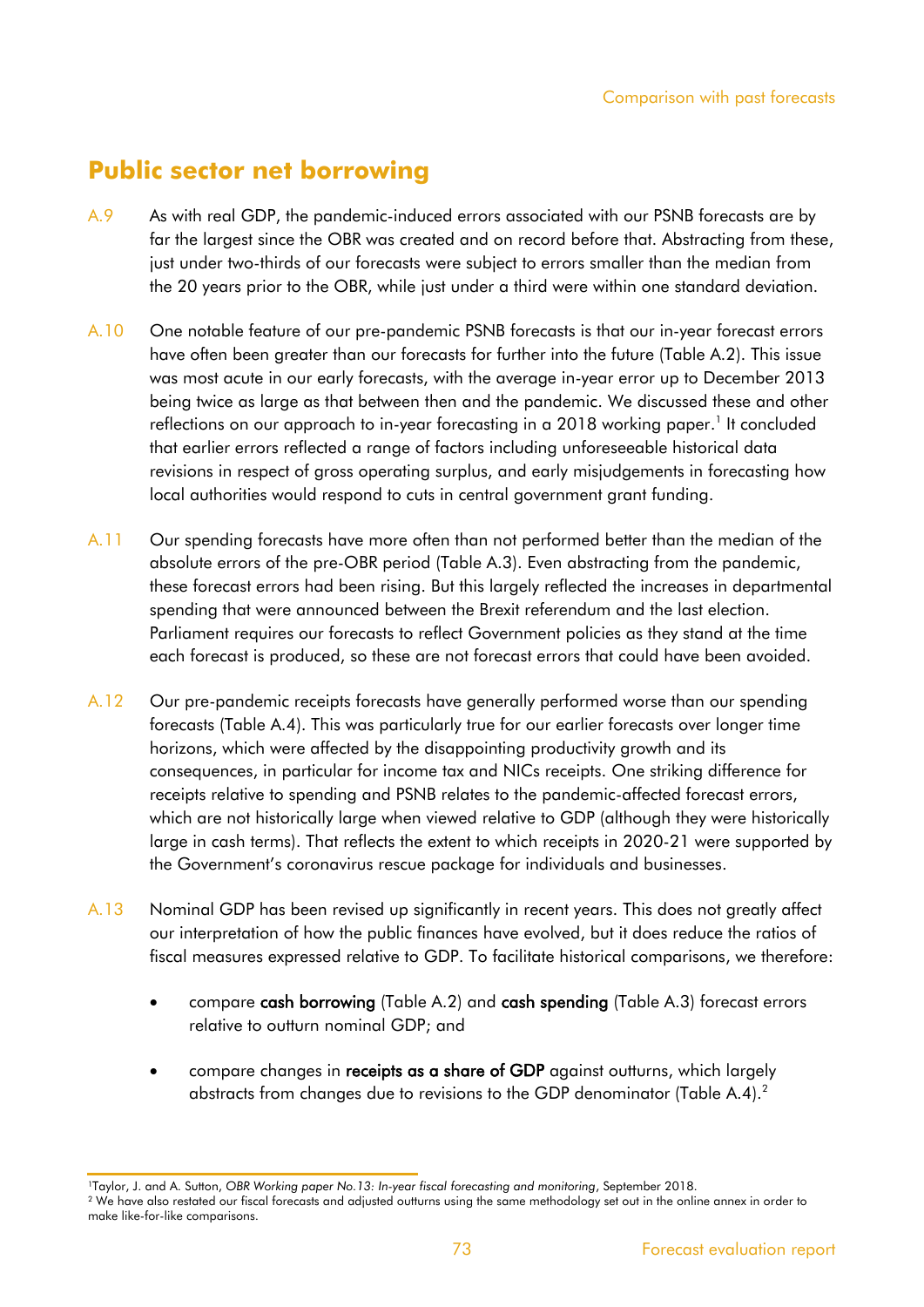## Public sector net borrowing

A.9 As with real GDP, the pandemic-induced errors associated with our PSNB forecasts are by far the largest since the OBR was created and on record before that. Abstracting from these, just under two-thirds of our forecasts were subject to errors smaller than the median from the 20 years prior to the OBR, while just under a third were within one standard deviation.

A.10 One notable feature of our pre-pandemic PSNB forecasts is that our in-year forecast errors have often been greater than our forecasts for further into the future (Table A.2). This issue was most acute in our early forecasts, with the average in-year error up to December 2013 being twice as large as that between then and the pandemic. We discussed these and other reflections on our approach to in-year forecasting in a 2018 working paper.[1] It concluded that earlier errors reflected a range of factors including unforeseeable historical data revisions in respect of gross operating surplus, and early misjudgements in forecasting how local authorities would respond to cuts in central government grant funding.

A.11 Our spending forecasts have more often than not performed better than the median of the absolute errors of the pre-OBR period (Table A.3). Even abstracting from the pandemic, these forecast errors had been rising. But this largely reflected the increases in departmental spending that were announced between the Brexit referendum and the last election. Parliament requires our forecasts to reflect Government policies as they stand at the time each forecast is produced, so these are not forecast errors that could have been avoided.

A.12 Our pre-pandemic receipts forecasts have generally performed worse than our spending forecasts (Table A.4). This was particularly true for our earlier forecasts over longer time horizons, which were affected by the disappointing productivity growth and its consequences, in particular for income tax and NICs receipts. One striking difference for receipts relative to spending and PSNB relates to the pandemic-affected forecast errors, which are not historically large when viewed relative to GDP (although they were historically large in cash terms). That reflects the extent to which receipts in 2020-21 were supported by the Government's coronavirus rescue package for individuals and businesses.

A.13 Nominal GDP has been revised up significantly in recent years. This does not greatly affect our interpretation of how the public finances have evolved, but it does reduce the ratios of fiscal measures expressed relative to GDP. To facilitate historical comparisons, we therefore:

- compare **cash borrowing** (Table A.2) and **cash spending** (Table A.3) forecast errors relative to outturn nominal GDP; and
- compare changes in **receipts as a share of GDP** against outturns, which largely abstracts from changes due to revisions to the GDP denominator (Table A.4).[2]

[1] Taylor, J. and A. Sutton, *OBR Working paper No.13: In-year fiscal forecasting and monitoring*, September 2018.

[2] We have also restated our fiscal forecasts and adjusted outturns using the same methodology set out in the online annex in order to make like-for-like comparisons.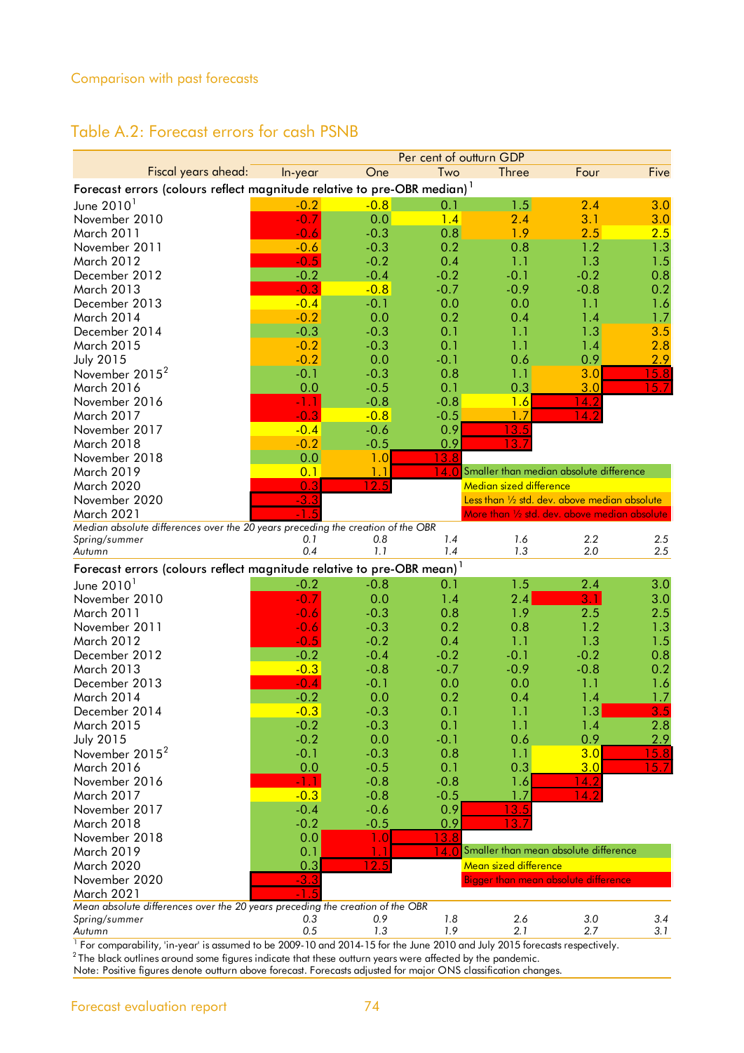Comparison with past forecasts

## Table A.2: Forecast errors for cash PSNB

| | Per cent of outturn GDP | | | | | |
|---|---|---|---|---|---|---|
| Fiscal years ahead: | In-year | One | Two | Three | Four | Five |
| **Forecast errors (colours reflect magnitude relative to pre-OBR median)[1]** | | | | | | |
| June 2010[1] | -0.2 | -0.8 | 0.1 | 1.5 | 2.4 | 3.0 |
| November 2010 | -0.7 | 0.0 | 1.4 | 2.4 | 3.1 | 3.0 |
| March 2011 | -0.6 | -0.3 | 0.8 | 1.9 | 2.5 | 2.5 |
| November 2011 | -0.6 | -0.3 | 0.2 | 0.8 | 1.2 | 1.3 |
| March 2012 | -0.5 | -0.2 | 0.4 | 1.1 | 1.3 | 1.5 |
| December 2012 | -0.2 | -0.4 | -0.2 | -0.1 | -0.2 | 0.8 |
| March 2013 | -0.3 | -0.8 | -0.7 | -0.9 | -0.8 | 0.2 |
| December 2013 | -0.4 | -0.1 | 0.0 | 0.0 | 1.1 | 1.6 |
| March 2014 | -0.2 | 0.0 | 0.2 | 0.4 | 1.4 | 1.7 |
| December 2014 | -0.3 | -0.3 | 0.1 | 1.1 | 1.3 | 3.5 |
| March 2015 | -0.2 | -0.3 | 0.1 | 1.1 | 1.4 | 2.8 |
| July 2015 | -0.2 | 0.0 | -0.1 | 0.6 | 0.9 | 2.9 |
| November 2015[2] | -0.1 | -0.3 | 0.8 | 1.1 | 3.0 | 15.8 |
| March 2016 | 0.0 | -0.5 | 0.1 | 0.3 | 3.0 | 15.7 |
| November 2016 | -1.1 | -0.8 | -0.8 | 1.6 | 14.2 | |
| March 2017 | -0.3 | -0.8 | -0.5 | 1.7 | 14.2 | |
| November 2017 | -0.4 | -0.6 | 0.9 | 13.5 | | |
| March 2018 | -0.2 | -0.5 | 0.9 | 13.7 | | |
| November 2018 | 0.0 | 1.0 | 13.8 | | | |
| March 2019 | 0.1 | 1.1 | 14.0 | Smaller than median absolute difference | | |
| March 2020 | 0.3 | 12.5 | | Median sized difference | | |
| November 2020 | -3.3 | | | Less than ½ std. dev. above median absolute | | |
| March 2021 | -1.5 | | | More than ½ std. dev. above median absolute | | |
| *Median absolute differences over the 20 years preceding the creation of the OBR* | | | | | | |
| *Spring/summer* | *0.1* | *0.8* | *1.4* | *1.6* | *2.2* | *2.5* |
| *Autumn* | *0.4* | *1.1* | *1.4* | *1.3* | *2.0* | *2.5* |
| **Forecast errors (colours reflect magnitude relative to pre-OBR mean)[1]** | | | | | | |
| June 2010[1] | -0.2 | -0.8 | 0.1 | 1.5 | 2.4 | 3.0 |
| November 2010 | -0.7 | 0.0 | 1.4 | 2.4 | 3.1 | 3.0 |
| March 2011 | -0.6 | -0.3 | 0.8 | 1.9 | 2.5 | 2.5 |
| November 2011 | -0.6 | -0.3 | 0.2 | 0.8 | 1.2 | 1.3 |
| March 2012 | -0.5 | -0.2 | 0.4 | 1.1 | 1.3 | 1.5 |
| December 2012 | -0.2 | -0.4 | -0.2 | -0.1 | -0.2 | 0.8 |
| March 2013 | -0.3 | -0.8 | -0.7 | -0.9 | -0.8 | 0.2 |
| December 2013 | -0.4 | -0.1 | 0.0 | 0.0 | 1.1 | 1.6 |
| March 2014 | -0.2 | 0.0 | 0.2 | 0.4 | 1.4 | 1.7 |
| December 2014 | -0.3 | -0.3 | 0.1 | 1.1 | 1.3 | 3.5 |
| March 2015 | -0.2 | -0.3 | 0.1 | 1.1 | 1.4 | 2.8 |
| July 2015 | -0.2 | 0.0 | -0.1 | 0.6 | 0.9 | 2.9 |
| November 2015[2] | -0.1 | -0.3 | 0.8 | 1.1 | 3.0 | 15.8 |
| March 2016 | 0.0 | -0.5 | 0.1 | 0.3 | 3.0 | 15.7 |
| November 2016 | -1.1 | -0.8 | -0.8 | 1.6 | 14.2 | |
| March 2017 | -0.3 | -0.8 | -0.5 | 1.7 | 14.2 | |
| November 2017 | -0.4 | -0.6 | 0.9 | 13.5 | | |
| March 2018 | -0.2 | -0.5 | 0.9 | 13.7 | | |
| November 2018 | 0.0 | 1.0 | 13.8 | | | |
| March 2019 | 0.1 | 1.1 | 14.0 | Smaller than mean absolute difference | | |
| March 2020 | 0.3 | 12.5 | | Mean sized difference | | |
| November 2020 | -3.3 | | | Bigger than mean absolute difference | | |
| March 2021 | -1.5 | | | | | |
| *Mean absolute differences over the 20 years preceding the creation of the OBR* | | | | | | |
| *Spring/summer* | *0.3* | *0.9* | *1.8* | *2.6* | *3.0* | *3.4* |
| *Autumn* | *0.5* | *1.3* | *1.9* | *2.1* | *2.7* | *3.1* |

[1] For comparability, 'in-year' is assumed to be 2009-10 and 2014-15 for the June 2010 and July 2015 forecasts respectively.
[2] The black outlines around some figures indicate that these outturn years were affected by the pandemic.
Note: Positive figures denote outturn above forecast. Forecasts adjusted for major ONS classification changes.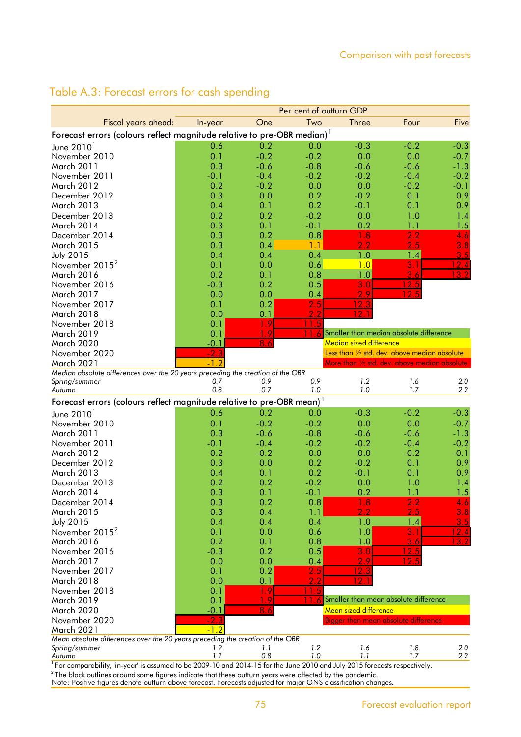## Table A.3: Forecast errors for cash spending

| | Per cent of outturn GDP | | | | | |
|---|---|---|---|---|---|---|
| Fiscal years ahead: | In-year | One | Two | Three | Four | Five |
| **Forecast errors (colours reflect magnitude relative to pre-OBR median)**[1] | | | | | | |
| June 2010[1] | 0.6 | 0.2 | 0.0 | -0.3 | -0.2 | -0.3 |
| November 2010 | 0.1 | -0.2 | -0.2 | 0.0 | 0.0 | -0.7 |
| March 2011 | 0.3 | -0.6 | -0.8 | -0.6 | -0.6 | -1.3 |
| November 2011 | -0.1 | -0.4 | -0.2 | -0.2 | -0.4 | -0.2 |
| March 2012 | 0.2 | -0.2 | 0.0 | 0.0 | -0.2 | -0.1 |
| December 2012 | 0.3 | 0.0 | 0.2 | -0.2 | 0.1 | 0.9 |
| March 2013 | 0.4 | 0.1 | 0.2 | -0.1 | 0.1 | 0.9 |
| December 2013 | 0.2 | 0.2 | -0.2 | 0.0 | 1.0 | 1.4 |
| March 2014 | 0.3 | 0.1 | -0.1 | 0.2 | 1.1 | 1.5 |
| December 2014 | 0.3 | 0.2 | 0.8 | 1.8 | 2.2 | 4.6 |
| March 2015 | 0.3 | 0.4 | 1.1 | 2.2 | 2.5 | 3.8 |
| July 2015 | 0.4 | 0.4 | 0.4 | 1.0 | 1.4 | 3.5 |
| November 2015[2] | 0.1 | 0.0 | 0.6 | 1.0 | 3.1 | 12.4 |
| March 2016 | 0.2 | 0.1 | 0.8 | 1.0 | 3.6 | 13.2 |
| November 2016 | -0.3 | 0.2 | 0.5 | 3.0 | 12.5 | |
| March 2017 | 0.0 | 0.0 | 0.4 | 2.9 | 12.5 | |
| November 2017 | 0.1 | 0.2 | 2.5 | 12.3 | | |
| March 2018 | 0.0 | 0.1 | 2.2 | 12.1 | | |
| November 2018 | 0.1 | 1.9 | 11.5 | | | |
| March 2019 | 0.1 | 1.9 | 11.6 | Smaller than median absolute difference | | |
| March 2020 | -0.1 | 8.6 | | Median sized difference | | |
| November 2020 | -2.3 | | | Less than ½ std. dev. above median absolute | | |
| March 2021 | -1.2 | | | More than ½ std. dev. above median absolute | | |
| *Median absolute differences over the 20 years preceding the creation of the OBR* | | | | | | |
| *Spring/summer* | *0.7* | *0.9* | *0.9* | *1.2* | *1.6* | *2.0* |
| *Autumn* | *0.8* | *0.7* | *1.0* | *1.0* | *1.7* | *2.2* |
| **Forecast errors (colours reflect magnitude relative to pre-OBR mean)**[1] | | | | | | |
| June 2010[1] | 0.6 | 0.2 | 0.0 | -0.3 | -0.2 | -0.3 |
| November 2010 | 0.1 | -0.2 | -0.2 | 0.0 | 0.0 | -0.7 |
| March 2011 | 0.3 | -0.6 | -0.8 | -0.6 | -0.6 | -1.3 |
| November 2011 | -0.1 | -0.4 | -0.2 | -0.2 | -0.4 | -0.2 |
| March 2012 | 0.2 | -0.2 | 0.0 | 0.0 | -0.2 | -0.1 |
| December 2012 | 0.3 | 0.0 | 0.2 | -0.2 | 0.1 | 0.9 |
| March 2013 | 0.4 | 0.1 | 0.2 | -0.1 | 0.1 | 0.9 |
| December 2013 | 0.2 | 0.2 | -0.2 | 0.0 | 1.0 | 1.4 |
| March 2014 | 0.3 | 0.1 | -0.1 | 0.2 | 1.1 | 1.5 |
| December 2014 | 0.3 | 0.2 | 0.8 | 1.8 | 2.2 | 4.6 |
| March 2015 | 0.3 | 0.4 | 1.1 | 2.2 | 2.5 | 3.8 |
| July 2015 | 0.4 | 0.4 | 0.4 | 1.0 | 1.4 | 3.5 |
| November 2015[2] | 0.1 | 0.0 | 0.6 | 1.0 | 3.1 | 12.4 |
| March 2016 | 0.2 | 0.1 | 0.8 | 1.0 | 3.6 | 13.2 |
| November 2016 | -0.3 | 0.2 | 0.5 | 3.0 | 12.5 | |
| March 2017 | 0.0 | 0.0 | 0.4 | 2.9 | 12.5 | |
| November 2017 | 0.1 | 0.2 | 2.5 | 12.3 | | |
| March 2018 | 0.0 | 0.1 | 2.2 | 12.1 | | |
| November 2018 | 0.1 | 1.9 | 11.5 | | | |
| March 2019 | 0.1 | 1.9 | 11.6 | Smaller than mean absolute difference | | |
| March 2020 | -0.1 | 8.6 | | Mean sized difference | | |
| November 2020 | -2.3 | | | Bigger than mean absolute difference | | |
| March 2021 | -1.2 | | | | | |
| *Mean absolute differences over the 20 years preceding the creation of the OBR* | | | | | | |
| *Spring/summer* | *1.2* | *1.1* | *1.2* | *1.6* | *1.8* | *2.0* |
| *Autumn* | *1.1* | *0.8* | *1.0* | *1.1* | *1.7* | *2.2* |

[1] For comparability, 'in-year' is assumed to be 2009-10 and 2014-15 for the June 2010 and July 2015 forecasts respectively.
[2] The black outlines around some figures indicate that these outturn years were affected by the pandemic.
Note: Positive figures denote outturn above forecast. Forecasts adjusted for major ONS classification changes.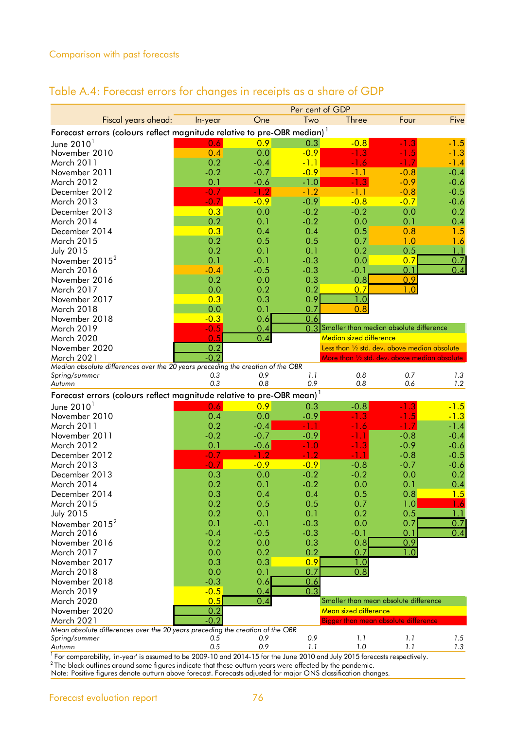## Table A.4: Forecast errors for changes in receipts as a share of GDP

| | Per cent of GDP | | | | | |
|---|---|---|---|---|---|---|
| Fiscal years ahead: | In-year | One | Two | Three | Four | Five |
| **Forecast errors (colours reflect magnitude relative to pre-OBR median)[1]** | | | | | | |
| June 2010[1] | 0.6 | 0.9 | 0.3 | -0.8 | -1.3 | -1.5 |
| November 2010 | 0.4 | 0.0 | -0.9 | -1.3 | -1.5 | -1.3 |
| March 2011 | 0.2 | -0.4 | -1.1 | -1.6 | -1.7 | -1.4 |
| November 2011 | -0.2 | -0.7 | -0.9 | -1.1 | -0.8 | -0.4 |
| March 2012 | 0.1 | -0.6 | -1.0 | -1.3 | -0.9 | -0.6 |
| December 2012 | -0.7 | -1.2 | -1.2 | -1.1 | -0.8 | -0.5 |
| March 2013 | -0.7 | -0.9 | -0.9 | -0.8 | -0.7 | -0.6 |
| December 2013 | 0.3 | 0.0 | -0.2 | -0.2 | 0.0 | 0.2 |
| March 2014 | 0.2 | 0.1 | -0.2 | 0.0 | 0.1 | 0.4 |
| December 2014 | 0.3 | 0.4 | 0.4 | 0.5 | 0.8 | 1.5 |
| March 2015 | 0.2 | 0.5 | 0.5 | 0.7 | 1.0 | 1.6 |
| July 2015 | 0.2 | 0.1 | 0.1 | 0.2 | 0.5 | 1.1 |
| November 2015[2] | 0.1 | -0.1 | -0.3 | 0.0 | 0.7 | 0.7 |
| March 2016 | -0.4 | -0.5 | -0.3 | -0.1 | 0.1 | 0.4 |
| November 2016 | 0.2 | 0.0 | 0.3 | 0.8 | 0.9 | |
| March 2017 | 0.0 | 0.2 | 0.2 | 0.7 | 1.0 | |
| November 2017 | 0.3 | 0.3 | 0.9 | 1.0 | | |
| March 2018 | 0.0 | 0.1 | 0.7 | 0.8 | | |
| November 2018 | -0.3 | 0.6 | 0.6 | | | |
| March 2019 | -0.5 | 0.4 | 0.3 | | | |
| March 2020 | 0.5 | 0.4 | | | | |
| November 2020 | 0.2 | | | | | |
| March 2021 | -0.2 | | | | | |
| *Median absolute differences over the 20 years preceding the creation of the OBR* | | | | | | |
| *Spring/summer* | *0.3* | *0.9* | *1.1* | *0.8* | *0.7* | *1.3* |
| *Autumn* | *0.3* | *0.8* | *0.9* | *0.8* | *0.6* | *1.2* |
| **Forecast errors (colours reflect magnitude relative to pre-OBR mean)[1]** | | | | | | |
| June 2010[1] | 0.6 | 0.9 | 0.3 | -0.8 | -1.3 | -1.5 |
| November 2010 | 0.4 | 0.0 | -0.9 | -1.3 | -1.5 | -1.3 |
| March 2011 | 0.2 | -0.4 | -1.1 | -1.6 | -1.7 | -1.4 |
| November 2011 | -0.2 | -0.7 | -0.9 | -1.1 | -0.8 | -0.4 |
| March 2012 | 0.1 | -0.6 | -1.0 | -1.3 | -0.9 | -0.6 |
| December 2012 | -0.7 | -1.2 | -1.2 | -1.1 | -0.8 | -0.5 |
| March 2013 | -0.7 | -0.9 | -0.9 | -0.8 | -0.7 | -0.6 |
| December 2013 | 0.3 | 0.0 | -0.2 | -0.2 | 0.0 | 0.2 |
| March 2014 | 0.2 | 0.1 | -0.2 | 0.0 | 0.1 | 0.4 |
| December 2014 | 0.3 | 0.4 | 0.4 | 0.5 | 0.8 | 1.5 |
| March 2015 | 0.2 | 0.5 | 0.5 | 0.7 | 1.0 | 1.6 |
| July 2015 | 0.2 | 0.1 | 0.1 | 0.2 | 0.5 | 1.1 |
| November 2015[2] | 0.1 | -0.1 | -0.3 | 0.0 | 0.7 | 0.7 |
| March 2016 | -0.4 | -0.5 | -0.3 | -0.1 | 0.1 | 0.4 |
| November 2016 | 0.2 | 0.0 | 0.3 | 0.8 | 0.9 | |
| March 2017 | 0.0 | 0.2 | 0.2 | 0.7 | 1.0 | |
| November 2017 | 0.3 | 0.3 | 0.9 | 1.0 | | |
| March 2018 | 0.0 | 0.1 | 0.7 | 0.8 | | |
| November 2018 | -0.3 | 0.6 | 0.6 | | | |
| March 2019 | -0.5 | 0.4 | 0.3 | | | |
| March 2020 | 0.5 | 0.4 | | | | |
| November 2020 | 0.2 | | | | | |
| March 2021 | -0.2 | | | | | |
| *Mean absolute differences over the 20 years preceding the creation of the OBR* | | | | | | |
| *Spring/summer* | *0.5* | *0.9* | *0.9* | *1.1* | *1.1* | *1.5* |
| *Autumn* | *0.5* | *0.9* | *1.1* | *1.0* | *1.1* | *1.3* |

Colour key (median panel): Smaller than median absolute difference; Median sized difference; Less than ½ std. dev. above median absolute; More than ½ std. dev. above median absolute.

Colour key (mean panel): Smaller than mean absolute difference; Mean sized difference; Bigger than mean absolute difference.

[1] For comparability, 'in-year' is assumed to be 2009-10 and 2014-15 for the June 2010 and July 2015 forecasts respectively.
[2] The black outlines around some figures indicate that these outturn years were affected by the pandemic.
Note: Positive figures denote outturn above forecast. Forecasts adjusted for major ONS classification changes.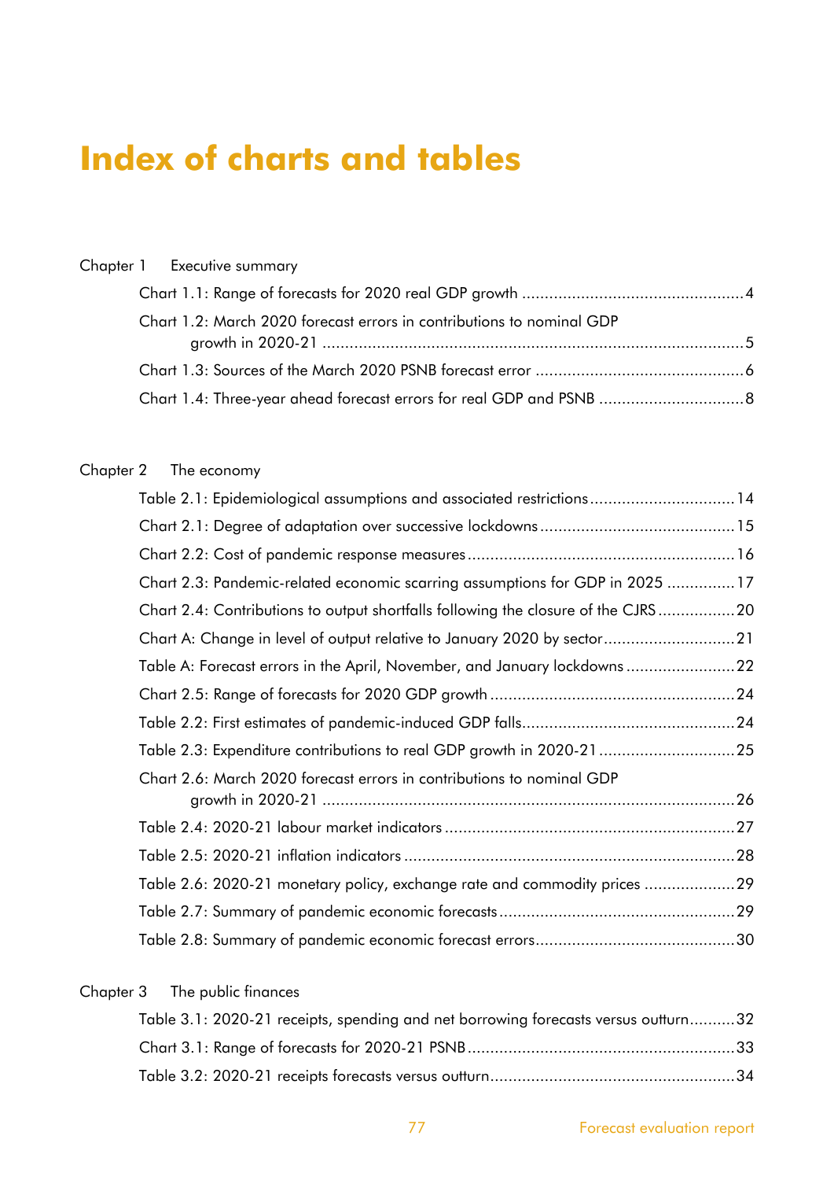# Index of charts and tables

Chapter 1 Executive summary

- Chart 1.1: Range of forecasts for 2020 real GDP growth ... 4
- Chart 1.2: March 2020 forecast errors in contributions to nominal GDP growth in 2020-21 ... 5
- Chart 1.3: Sources of the March 2020 PSNB forecast error ... 6
- Chart 1.4: Three-year ahead forecast errors for real GDP and PSNB ... 8

Chapter 2 The economy

- Table 2.1: Epidemiological assumptions and associated restrictions ... 14
- Chart 2.1: Degree of adaptation over successive lockdowns ... 15
- Chart 2.2: Cost of pandemic response measures ... 16
- Chart 2.3: Pandemic-related economic scarring assumptions for GDP in 2025 ... 17
- Chart 2.4: Contributions to output shortfalls following the closure of the CJRS ... 20
- Chart A: Change in level of output relative to January 2020 by sector ... 21
- Table A: Forecast errors in the April, November, and January lockdowns ... 22
- Chart 2.5: Range of forecasts for 2020 GDP growth ... 24
- Table 2.2: First estimates of pandemic-induced GDP falls ... 24
- Table 2.3: Expenditure contributions to real GDP growth in 2020-21 ... 25
- Chart 2.6: March 2020 forecast errors in contributions to nominal GDP growth in 2020-21 ... 26
- Table 2.4: 2020-21 labour market indicators ... 27
- Table 2.5: 2020-21 inflation indicators ... 28
- Table 2.6: 2020-21 monetary policy, exchange rate and commodity prices ... 29
- Table 2.7: Summary of pandemic economic forecasts ... 29
- Table 2.8: Summary of pandemic economic forecast errors ... 30

Chapter 3 The public finances

- Table 3.1: 2020-21 receipts, spending and net borrowing forecasts versus outturn ... 32
- Chart 3.1: Range of forecasts for 2020-21 PSNB ... 33
- Table 3.2: 2020-21 receipts forecasts versus outturn ... 34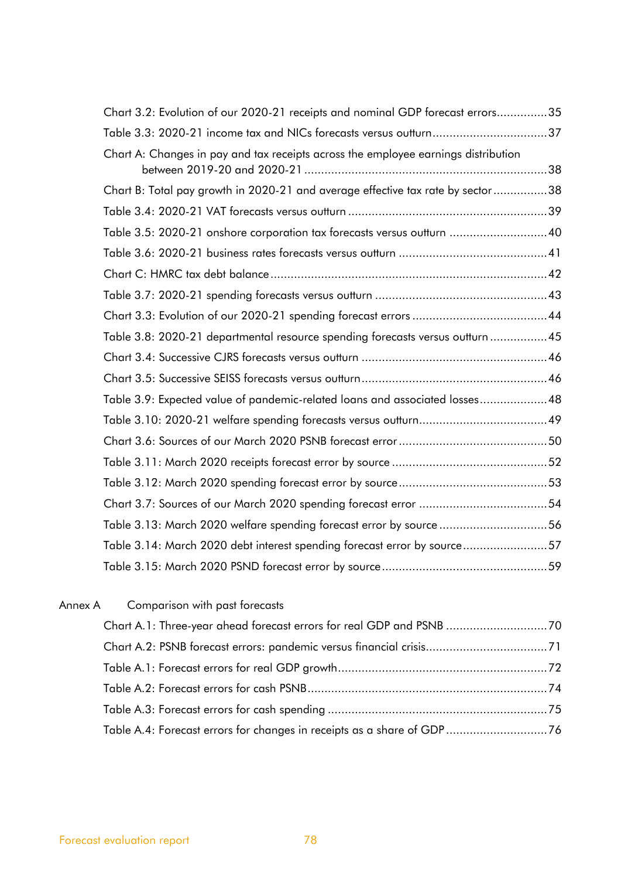Chart 3.2: Evolution of our 2020-21 receipts and nominal GDP forecast errors...............35

Table 3.3: 2020-21 income tax and NICs forecasts versus outturn..................................37

Chart A: Changes in pay and tax receipts across the employee earnings distribution between 2019-20 and 2020-21 ........................................................................38

Chart B: Total pay growth in 2020-21 and average effective tax rate by sector................38

Table 3.4: 2020-21 VAT forecasts versus outturn ..........................................................39

Table 3.5: 2020-21 onshore corporation tax forecasts versus outturn .............................40

Table 3.6: 2020-21 business rates forecasts versus outturn ............................................41

Chart C: HMRC tax debt balance..................................................................................42

Table 3.7: 2020-21 spending forecasts versus outturn ...................................................43

Chart 3.3: Evolution of our 2020-21 spending forecast errors ........................................44

Table 3.8: 2020-21 departmental resource spending forecasts versus outturn .................45

Chart 3.4: Successive CJRS forecasts versus outturn ......................................................46

Chart 3.5: Successive SEISS forecasts versus outturn......................................................46

Table 3.9: Expected value of pandemic-related loans and associated losses....................48

Table 3.10: 2020-21 welfare spending forecasts versus outturn......................................49

Chart 3.6: Sources of our March 2020 PSNB forecast error ...........................................50

Table 3.11: March 2020 receipts forecast error by source ..............................................52

Table 3.12: March 2020 spending forecast error by source............................................53

Chart 3.7: Sources of our March 2020 spending forecast error ......................................54

Table 3.13: March 2020 welfare spending forecast error by source ................................56

Table 3.14: March 2020 debt interest spending forecast error by source.........................57

Table 3.15: March 2020 PSND forecast error by source.................................................59

Annex A Comparison with past forecasts

Chart A.1: Three-year ahead forecast errors for real GDP and PSNB ..............................70

Chart A.2: PSNB forecast errors: pandemic versus financial crisis....................................71

Table A.1: Forecast errors for real GDP growth.............................................................72

Table A.2: Forecast errors for cash PSNB......................................................................74

Table A.3: Forecast errors for cash spending ................................................................75

Table A.4: Forecast errors for changes in receipts as a share of GDP..............................76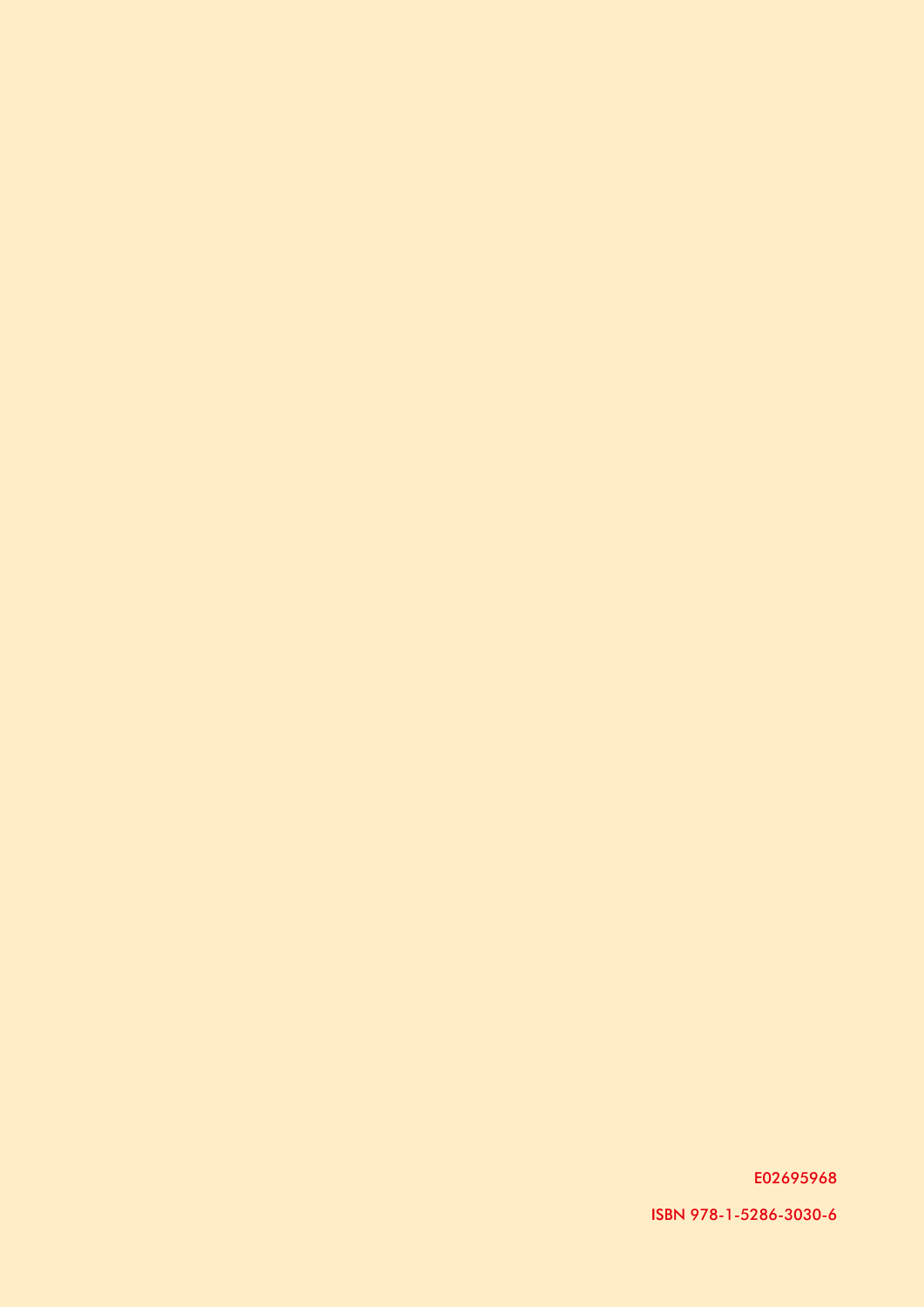E02695968

ISBN 978-1-5286-3030-6